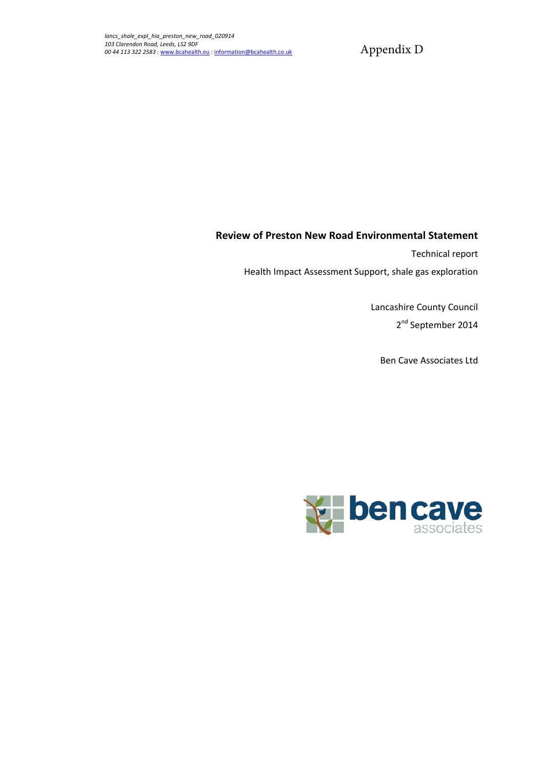*lancs_shale_expl_hia_preston_new_road_020914*
*103 Clarendon Road, Leeds, LS2 9DF*
*00 44 113 322 2583 : www.bcahealth.eu : information@bcahealth.co.uk*

Appendix D

# Review of Preston New Road Environmental Statement

Technical report

Health Impact Assessment Support, shale gas exploration

Lancashire County Council

2nd September 2014

Ben Cave Associates Ltd

ben cave associates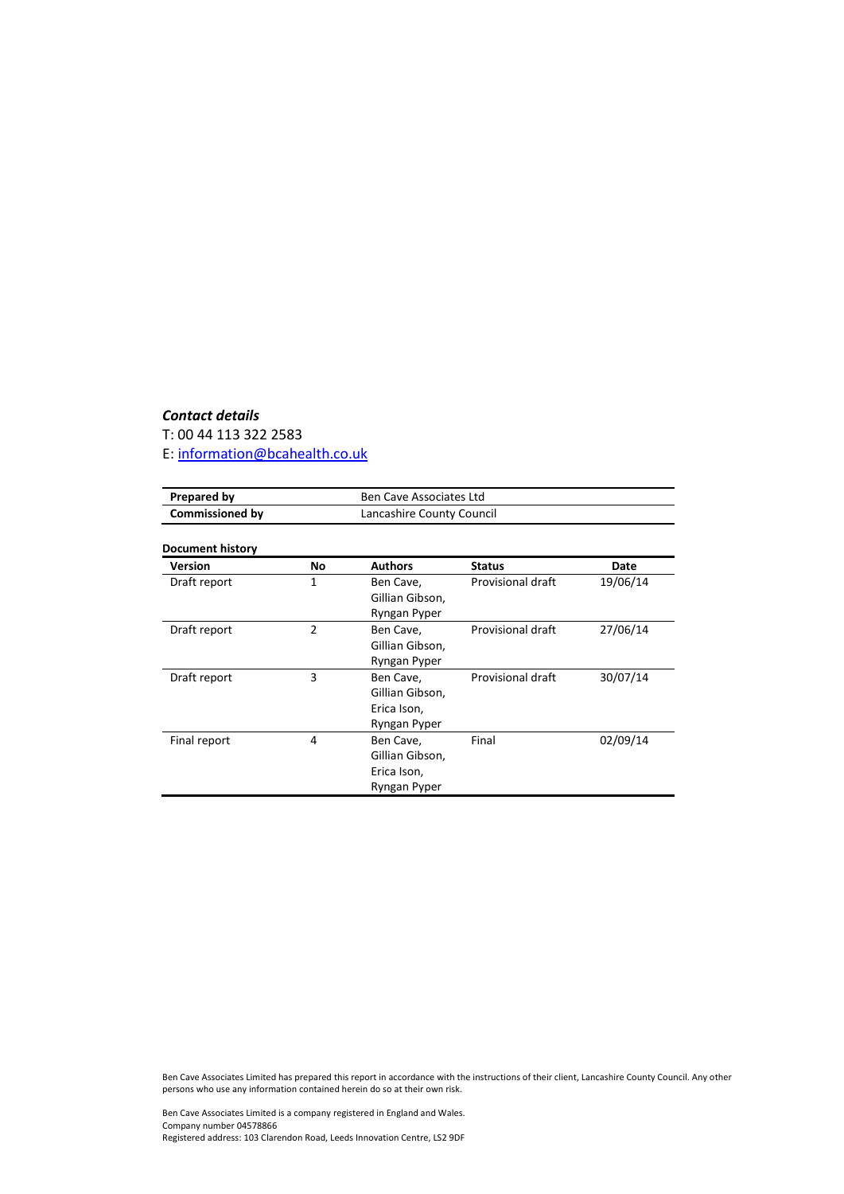***Contact details***

T: 00 44 113 322 2583

E: [information@bcahealth.co.uk](mailto:information@bcahealth.co.uk)

| | |
|---|---|
| **Prepared by** | Ben Cave Associates Ltd |
| **Commissioned by** | Lancashire County Council |

**Document history**

| Version | No | Authors | Status | Date |
|---|---|---|---|---|
| Draft report | 1 | Ben Cave, Gillian Gibson, Ryngan Pyper | Provisional draft | 19/06/14 |
| Draft report | 2 | Ben Cave, Gillian Gibson, Ryngan Pyper | Provisional draft | 27/06/14 |
| Draft report | 3 | Ben Cave, Gillian Gibson, Erica Ison, Ryngan Pyper | Provisional draft | 30/07/14 |
| Final report | 4 | Ben Cave, Gillian Gibson, Erica Ison, Ryngan Pyper | Final | 02/09/14 |

Ben Cave Associates Limited has prepared this report in accordance with the instructions of their client, Lancashire County Council. Any other persons who use any information contained herein do so at their own risk.

Ben Cave Associates Limited is a company registered in England and Wales.
Company number 04578866
Registered address: 103 Clarendon Road, Leeds Innovation Centre, LS2 9DF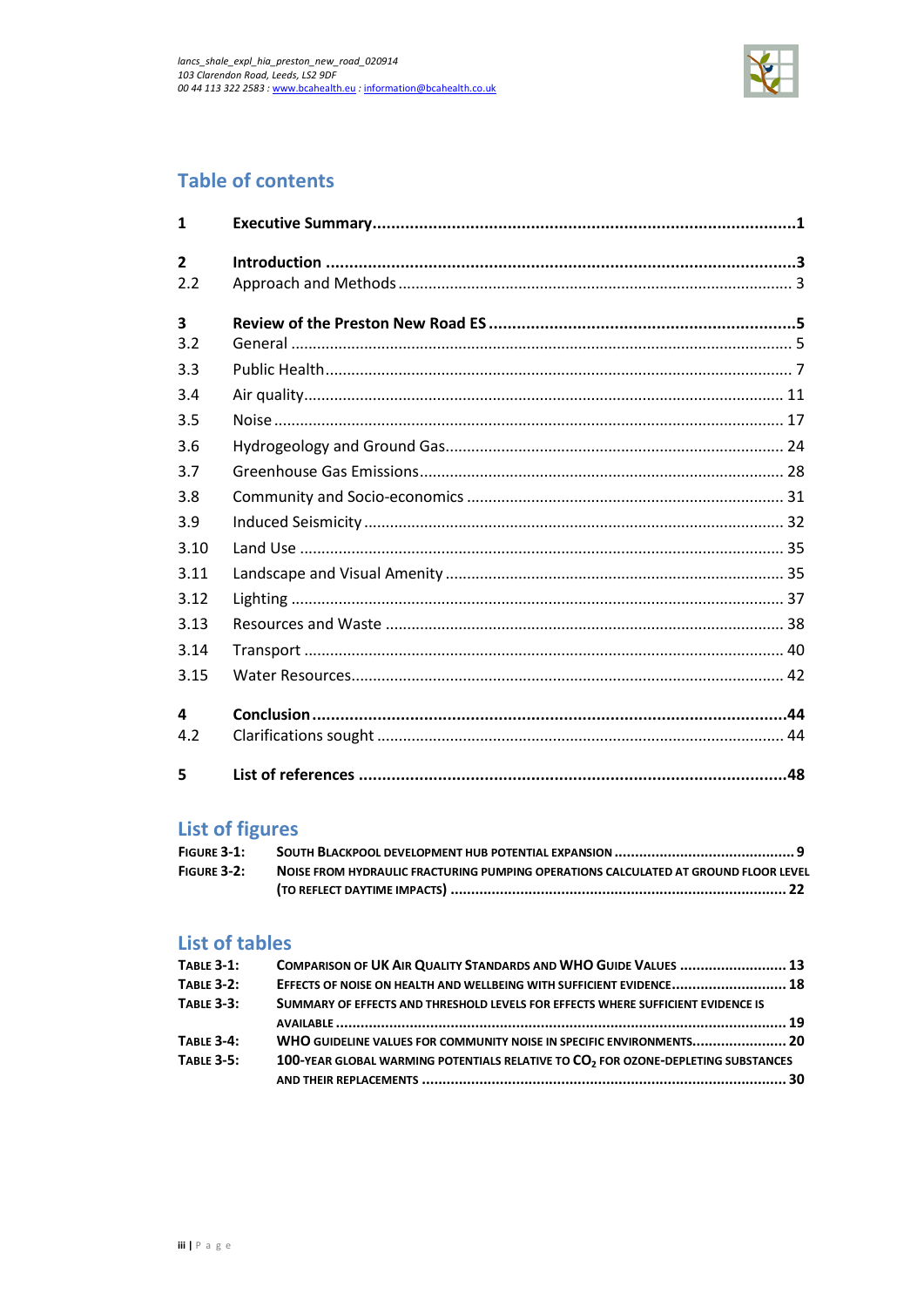## Table of contents

| | | |
|---|---|---|
| **1** | **Executive Summary** | **1** |
| **2** | **Introduction** | **3** |
| 2.2 | Approach and Methods | 3 |
| **3** | **Review of the Preston New Road ES** | **5** |
| 3.2 | General | 5 |
| 3.3 | Public Health | 7 |
| 3.4 | Air quality | 11 |
| 3.5 | Noise | 17 |
| 3.6 | Hydrogeology and Ground Gas | 24 |
| 3.7 | Greenhouse Gas Emissions | 28 |
| 3.8 | Community and Socio-economics | 31 |
| 3.9 | Induced Seismicity | 32 |
| 3.10 | Land Use | 35 |
| 3.11 | Landscape and Visual Amenity | 35 |
| 3.12 | Lighting | 37 |
| 3.13 | Resources and Waste | 38 |
| 3.14 | Transport | 40 |
| 3.15 | Water Resources | 42 |
| **4** | **Conclusion** | **44** |
| 4.2 | Clarifications sought | 44 |
| **5** | **List of references** | **48** |

## List of figures

| | | |
|---|---|---|
| **Figure 3-1:** | **South Blackpool Development Hub potential expansion** | **9** |
| **Figure 3-2:** | **Noise from hydraulic fracturing pumping operations calculated at ground floor level (to reflect daytime impacts)** | **22** |

## List of tables

| | | |
|---|---|---|
| **Table 3-1:** | **Comparison of UK Air Quality Standards and WHO Guide Values** | **13** |
| **Table 3-2:** | **Effects of noise on health and wellbeing with sufficient evidence** | **18** |
| **Table 3-3:** | **Summary of effects and threshold levels for effects where sufficient evidence is available** | **19** |
| **Table 3-4:** | **WHO guideline values for community noise in specific environments** | **20** |
| **Table 3-5:** | **100-year global warming potentials relative to $CO_2$ for ozone-depleting substances and their replacements** | **30** |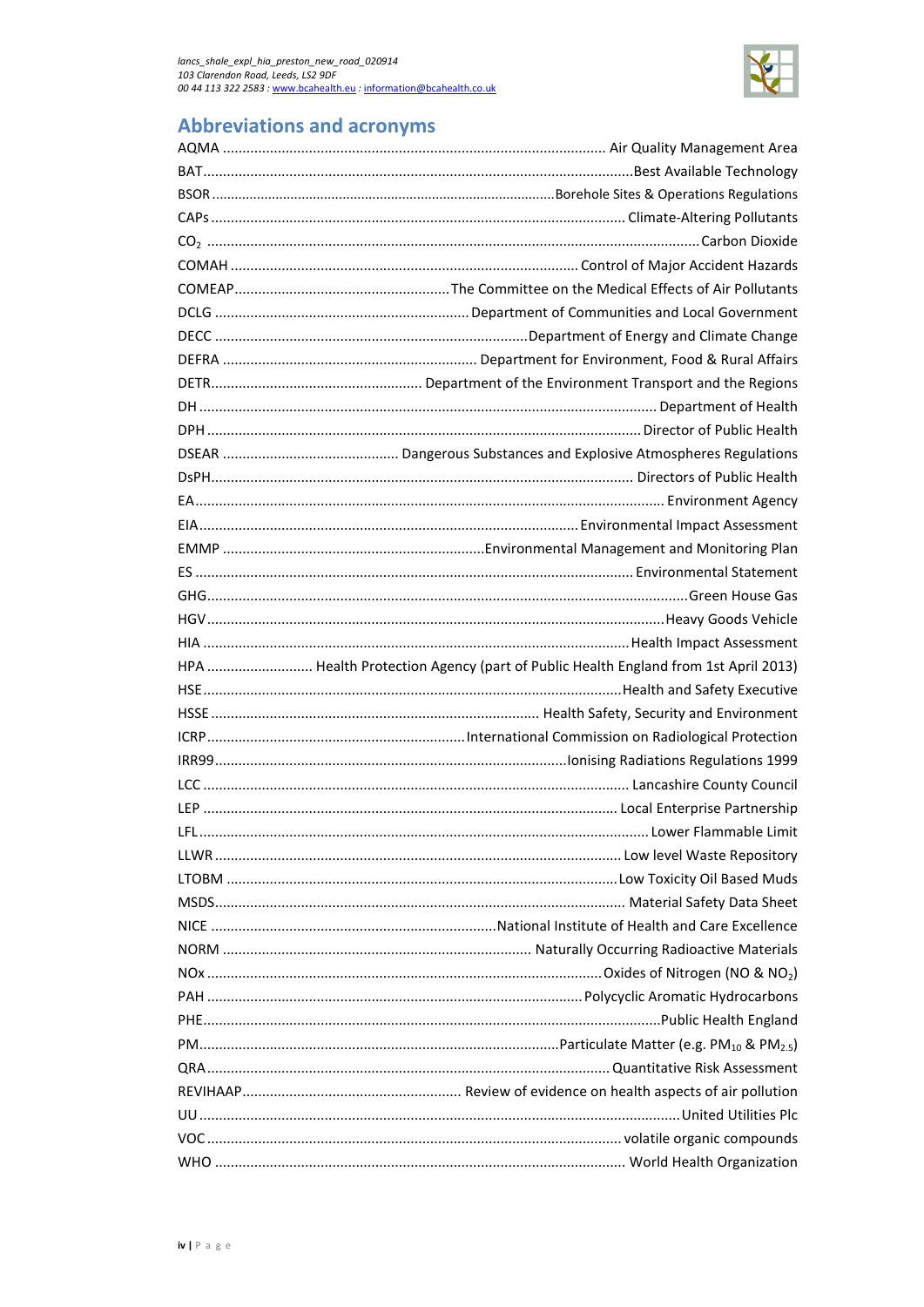## Abbreviations and acronyms

| Abbreviation | Meaning |
|---|---|
| AQMA | Air Quality Management Area |
| BAT | Best Available Technology |
| BSOR | Borehole Sites & Operations Regulations |
| CAPs | Climate-Altering Pollutants |
| $CO_2$ | Carbon Dioxide |
| COMAH | Control of Major Accident Hazards |
| COMEAP | The Committee on the Medical Effects of Air Pollutants |
| DCLG | Department of Communities and Local Government |
| DECC | Department of Energy and Climate Change |
| DEFRA | Department for Environment, Food & Rural Affairs |
| DETR | Department of the Environment Transport and the Regions |
| DH | Department of Health |
| DPH | Director of Public Health |
| DSEAR | Dangerous Substances and Explosive Atmospheres Regulations |
| DsPH | Directors of Public Health |
| EA | Environment Agency |
| EIA | Environmental Impact Assessment |
| EMMP | Environmental Management and Monitoring Plan |
| ES | Environmental Statement |
| GHG | Green House Gas |
| HGV | Heavy Goods Vehicle |
| HIA | Health Impact Assessment |
| HPA | Health Protection Agency (part of Public Health England from 1st April 2013) |
| HSE | Health and Safety Executive |
| HSSE | Health Safety, Security and Environment |
| ICRP | International Commission on Radiological Protection |
| IRR99 | Ionising Radiations Regulations 1999 |
| LCC | Lancashire County Council |
| LEP | Local Enterprise Partnership |
| LFL | Lower Flammable Limit |
| LLWR | Low level Waste Repository |
| LTOBM | Low Toxicity Oil Based Muds |
| MSDS | Material Safety Data Sheet |
| NICE | National Institute of Health and Care Excellence |
| NORM | Naturally Occurring Radioactive Materials |
| NOx | Oxides of Nitrogen (NO & $NO_2$) |
| PAH | Polycyclic Aromatic Hydrocarbons |
| PHE | Public Health England |
| PM | Particulate Matter (e.g. $PM_{10}$ & $PM_{2.5}$) |
| QRA | Quantitative Risk Assessment |
| REVIHAAP | Review of evidence on health aspects of air pollution |
| UU | United Utilities Plc |
| VOC | volatile organic compounds |
| WHO | World Health Organization |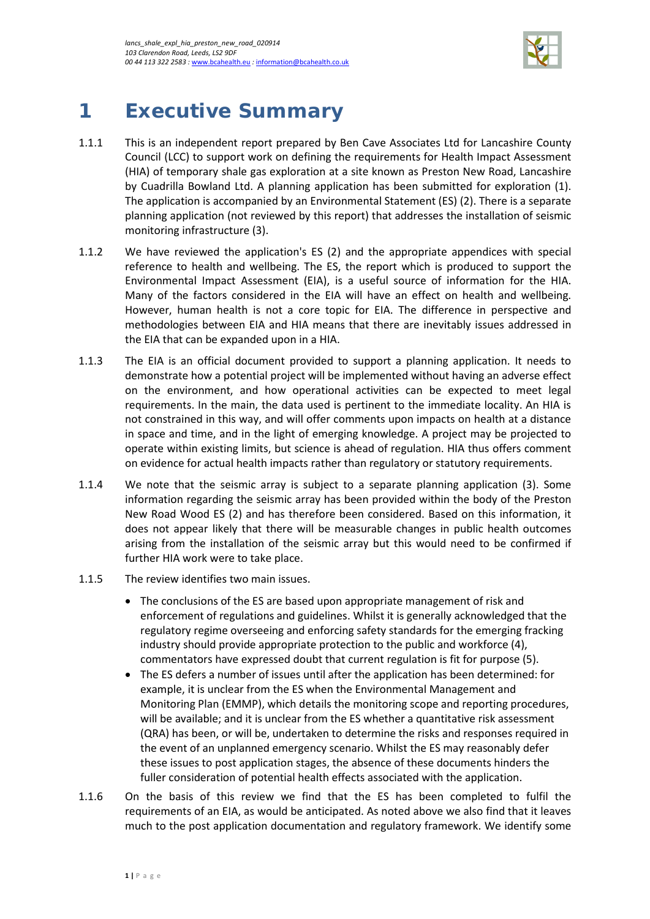# 1 Executive Summary

1.1.1 This is an independent report prepared by Ben Cave Associates Ltd for Lancashire County Council (LCC) to support work on defining the requirements for Health Impact Assessment (HIA) of temporary shale gas exploration at a site known as Preston New Road, Lancashire by Cuadrilla Bowland Ltd. A planning application has been submitted for exploration (1). The application is accompanied by an Environmental Statement (ES) (2). There is a separate planning application (not reviewed by this report) that addresses the installation of seismic monitoring infrastructure (3).

1.1.2 We have reviewed the application's ES (2) and the appropriate appendices with special reference to health and wellbeing. The ES, the report which is produced to support the Environmental Impact Assessment (EIA), is a useful source of information for the HIA. Many of the factors considered in the EIA will have an effect on health and wellbeing. However, human health is not a core topic for EIA. The difference in perspective and methodologies between EIA and HIA means that there are inevitably issues addressed in the EIA that can be expanded upon in a HIA.

1.1.3 The EIA is an official document provided to support a planning application. It needs to demonstrate how a potential project will be implemented without having an adverse effect on the environment, and how operational activities can be expected to meet legal requirements. In the main, the data used is pertinent to the immediate locality. An HIA is not constrained in this way, and will offer comments upon impacts on health at a distance in space and time, and in the light of emerging knowledge. A project may be projected to operate within existing limits, but science is ahead of regulation. HIA thus offers comment on evidence for actual health impacts rather than regulatory or statutory requirements.

1.1.4 We note that the seismic array is subject to a separate planning application (3). Some information regarding the seismic array has been provided within the body of the Preston New Road Wood ES (2) and has therefore been considered. Based on this information, it does not appear likely that there will be measurable changes in public health outcomes arising from the installation of the seismic array but this would need to be confirmed if further HIA work were to take place.

1.1.5 The review identifies two main issues.

- The conclusions of the ES are based upon appropriate management of risk and enforcement of regulations and guidelines. Whilst it is generally acknowledged that the regulatory regime overseeing and enforcing safety standards for the emerging fracking industry should provide appropriate protection to the public and workforce (4), commentators have expressed doubt that current regulation is fit for purpose (5).
- The ES defers a number of issues until after the application has been determined: for example, it is unclear from the ES when the Environmental Management and Monitoring Plan (EMMP), which details the monitoring scope and reporting procedures, will be available; and it is unclear from the ES whether a quantitative risk assessment (QRA) has been, or will be, undertaken to determine the risks and responses required in the event of an unplanned emergency scenario. Whilst the ES may reasonably defer these issues to post application stages, the absence of these documents hinders the fuller consideration of potential health effects associated with the application.

1.1.6 On the basis of this review we find that the ES has been completed to fulfil the requirements of an EIA, as would be anticipated. As noted above we also find that it leaves much to the post application documentation and regulatory framework. We identify some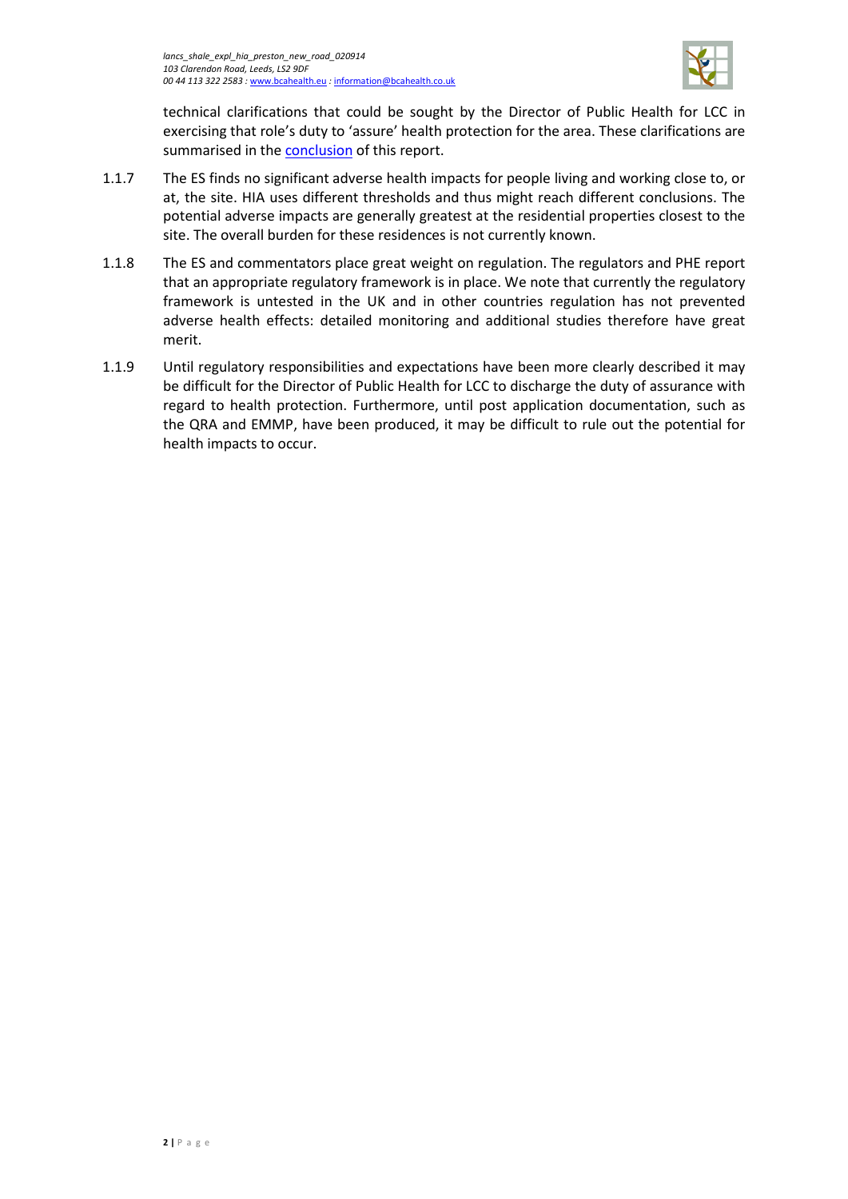technical clarifications that could be sought by the Director of Public Health for LCC in exercising that role's duty to 'assure' health protection for the area. These clarifications are summarised in the conclusion of this report.

1.1.7 The ES finds no significant adverse health impacts for people living and working close to, or at, the site. HIA uses different thresholds and thus might reach different conclusions. The potential adverse impacts are generally greatest at the residential properties closest to the site. The overall burden for these residences is not currently known.

1.1.8 The ES and commentators place great weight on regulation. The regulators and PHE report that an appropriate regulatory framework is in place. We note that currently the regulatory framework is untested in the UK and in other countries regulation has not prevented adverse health effects: detailed monitoring and additional studies therefore have great merit.

1.1.9 Until regulatory responsibilities and expectations have been more clearly described it may be difficult for the Director of Public Health for LCC to discharge the duty of assurance with regard to health protection. Furthermore, until post application documentation, such as the QRA and EMMP, have been produced, it may be difficult to rule out the potential for health impacts to occur.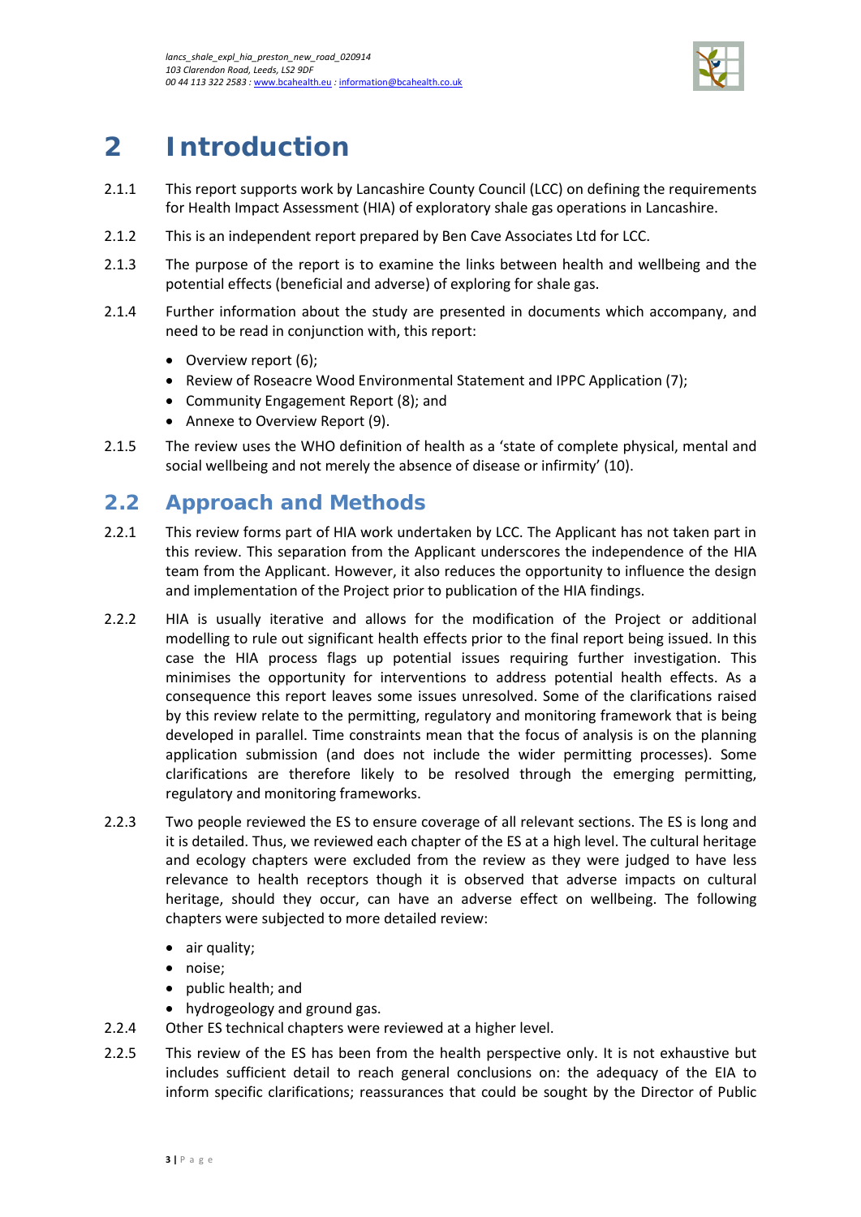# 2 Introduction

2.1.1 This report supports work by Lancashire County Council (LCC) on defining the requirements for Health Impact Assessment (HIA) of exploratory shale gas operations in Lancashire.

2.1.2 This is an independent report prepared by Ben Cave Associates Ltd for LCC.

2.1.3 The purpose of the report is to examine the links between health and wellbeing and the potential effects (beneficial and adverse) of exploring for shale gas.

2.1.4 Further information about the study are presented in documents which accompany, and need to be read in conjunction with, this report:

- Overview report (6);
- Review of Roseacre Wood Environmental Statement and IPPC Application (7);
- Community Engagement Report (8); and
- Annexe to Overview Report (9).

2.1.5 The review uses the WHO definition of health as a 'state of complete physical, mental and social wellbeing and not merely the absence of disease or infirmity' (10).

## 2.2 Approach and Methods

2.2.1 This review forms part of HIA work undertaken by LCC. The Applicant has not taken part in this review. This separation from the Applicant underscores the independence of the HIA team from the Applicant. However, it also reduces the opportunity to influence the design and implementation of the Project prior to publication of the HIA findings.

2.2.2 HIA is usually iterative and allows for the modification of the Project or additional modelling to rule out significant health effects prior to the final report being issued. In this case the HIA process flags up potential issues requiring further investigation. This minimises the opportunity for interventions to address potential health effects. As a consequence this report leaves some issues unresolved. Some of the clarifications raised by this review relate to the permitting, regulatory and monitoring framework that is being developed in parallel. Time constraints mean that the focus of analysis is on the planning application submission (and does not include the wider permitting processes). Some clarifications are therefore likely to be resolved through the emerging permitting, regulatory and monitoring frameworks.

2.2.3 Two people reviewed the ES to ensure coverage of all relevant sections. The ES is long and it is detailed. Thus, we reviewed each chapter of the ES at a high level. The cultural heritage and ecology chapters were excluded from the review as they were judged to have less relevance to health receptors though it is observed that adverse impacts on cultural heritage, should they occur, can have an adverse effect on wellbeing. The following chapters were subjected to more detailed review:

- air quality;
- noise;
- public health; and
- hydrogeology and ground gas.

2.2.4 Other ES technical chapters were reviewed at a higher level.

2.2.5 This review of the ES has been from the health perspective only. It is not exhaustive but includes sufficient detail to reach general conclusions on: the adequacy of the EIA to inform specific clarifications; reassurances that could be sought by the Director of Public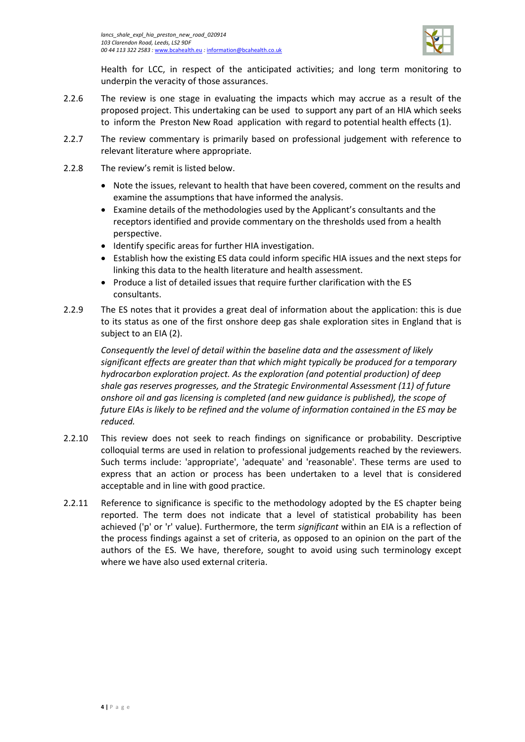Health for LCC, in respect of the anticipated activities; and long term monitoring to underpin the veracity of those assurances.

2.2.6 The review is one stage in evaluating the impacts which may accrue as a result of the proposed project. This undertaking can be used to support any part of an HIA which seeks to inform the Preston New Road application with regard to potential health effects (1).

2.2.7 The review commentary is primarily based on professional judgement with reference to relevant literature where appropriate.

2.2.8 The review's remit is listed below.

- Note the issues, relevant to health that have been covered, comment on the results and examine the assumptions that have informed the analysis.
- Examine details of the methodologies used by the Applicant's consultants and the receptors identified and provide commentary on the thresholds used from a health perspective.
- Identify specific areas for further HIA investigation.
- Establish how the existing ES data could inform specific HIA issues and the next steps for linking this data to the health literature and health assessment.
- Produce a list of detailed issues that require further clarification with the ES consultants.

2.2.9 The ES notes that it provides a great deal of information about the application: this is due to its status as one of the first onshore deep gas shale exploration sites in England that is subject to an EIA (2).

*Consequently the level of detail within the baseline data and the assessment of likely significant effects are greater than that which might typically be produced for a temporary hydrocarbon exploration project. As the exploration (and potential production) of deep shale gas reserves progresses, and the Strategic Environmental Assessment (11) of future onshore oil and gas licensing is completed (and new guidance is published), the scope of future EIAs is likely to be refined and the volume of information contained in the ES may be reduced.*

2.2.10 This review does not seek to reach findings on significance or probability. Descriptive colloquial terms are used in relation to professional judgements reached by the reviewers. Such terms include: 'appropriate', 'adequate' and 'reasonable'. These terms are used to express that an action or process has been undertaken to a level that is considered acceptable and in line with good practice.

2.2.11 Reference to significance is specific to the methodology adopted by the ES chapter being reported. The term does not indicate that a level of statistical probability has been achieved ('p' or 'r' value). Furthermore, the term *significant* within an EIA is a reflection of the process findings against a set of criteria, as opposed to an opinion on the part of the authors of the ES. We have, therefore, sought to avoid using such terminology except where we have also used external criteria.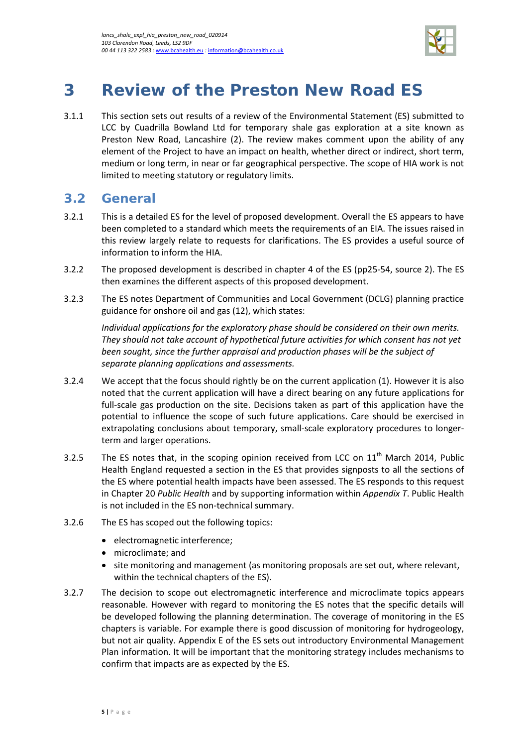# 3 Review of the Preston New Road ES

3.1.1 This section sets out results of a review of the Environmental Statement (ES) submitted to LCC by Cuadrilla Bowland Ltd for temporary shale gas exploration at a site known as Preston New Road, Lancashire (2). The review makes comment upon the ability of any element of the Project to have an impact on health, whether direct or indirect, short term, medium or long term, in near or far geographical perspective. The scope of HIA work is not limited to meeting statutory or regulatory limits.

## 3.2 General

3.2.1 This is a detailed ES for the level of proposed development. Overall the ES appears to have been completed to a standard which meets the requirements of an EIA. The issues raised in this review largely relate to requests for clarifications. The ES provides a useful source of information to inform the HIA.

3.2.2 The proposed development is described in chapter 4 of the ES (pp25-54, source 2). The ES then examines the different aspects of this proposed development.

3.2.3 The ES notes Department of Communities and Local Government (DCLG) planning practice guidance for onshore oil and gas (12), which states:

*Individual applications for the exploratory phase should be considered on their own merits. They should not take account of hypothetical future activities for which consent has not yet been sought, since the further appraisal and production phases will be the subject of separate planning applications and assessments.*

3.2.4 We accept that the focus should rightly be on the current application (1). However it is also noted that the current application will have a direct bearing on any future applications for full-scale gas production on the site. Decisions taken as part of this application have the potential to influence the scope of such future applications. Care should be exercised in extrapolating conclusions about temporary, small-scale exploratory procedures to longer-term and larger operations.

3.2.5 The ES notes that, in the scoping opinion received from LCC on 11th March 2014, Public Health England requested a section in the ES that provides signposts to all the sections of the ES where potential health impacts have been assessed. The ES responds to this request in Chapter 20 *Public Health* and by supporting information within *Appendix T*. Public Health is not included in the ES non-technical summary.

3.2.6 The ES has scoped out the following topics:

- electromagnetic interference;
- microclimate; and
- site monitoring and management (as monitoring proposals are set out, where relevant, within the technical chapters of the ES).

3.2.7 The decision to scope out electromagnetic interference and microclimate topics appears reasonable. However with regard to monitoring the ES notes that the specific details will be developed following the planning determination. The coverage of monitoring in the ES chapters is variable. For example there is good discussion of monitoring for hydrogeology, but not air quality. Appendix E of the ES sets out introductory Environmental Management Plan information. It will be important that the monitoring strategy includes mechanisms to confirm that impacts are as expected by the ES.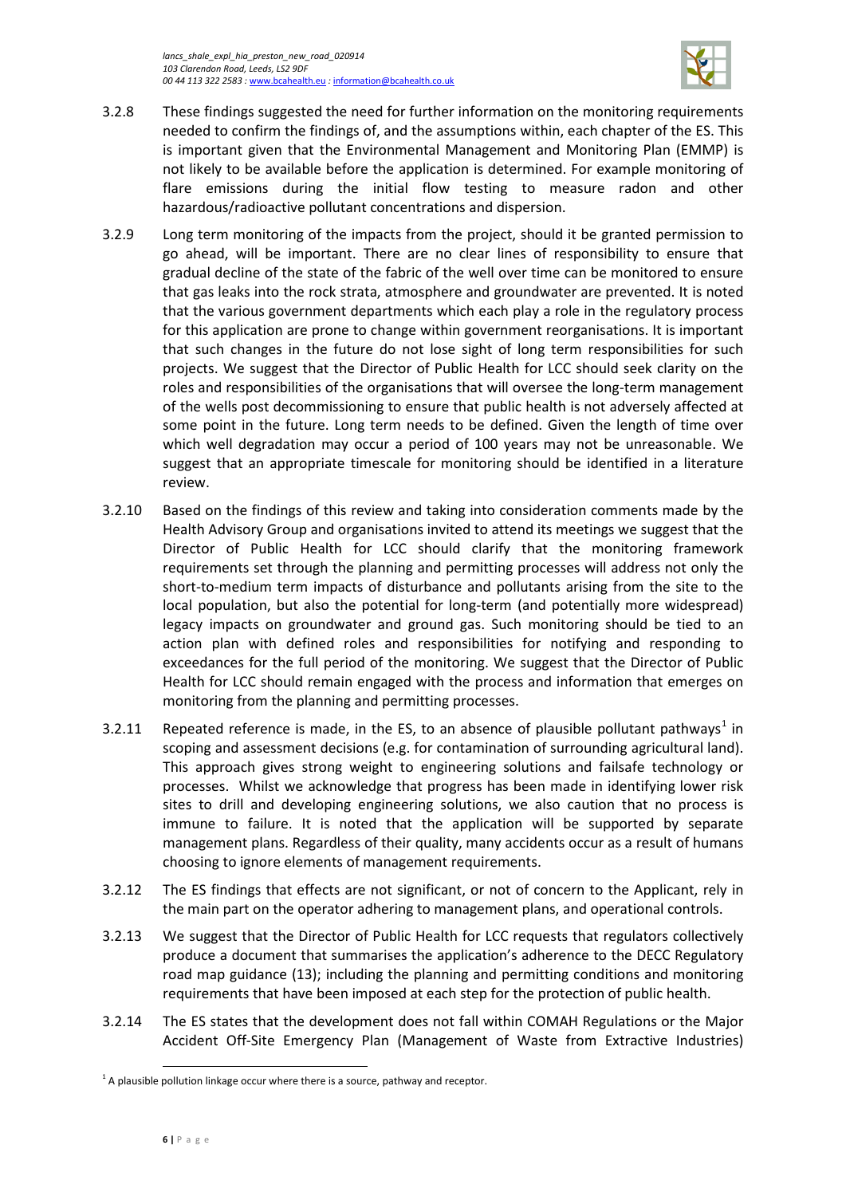3.2.8 These findings suggested the need for further information on the monitoring requirements needed to confirm the findings of, and the assumptions within, each chapter of the ES. This is important given that the Environmental Management and Monitoring Plan (EMMP) is not likely to be available before the application is determined. For example monitoring of flare emissions during the initial flow testing to measure radon and other hazardous/radioactive pollutant concentrations and dispersion.

3.2.9 Long term monitoring of the impacts from the project, should it be granted permission to go ahead, will be important. There are no clear lines of responsibility to ensure that gradual decline of the state of the fabric of the well over time can be monitored to ensure that gas leaks into the rock strata, atmosphere and groundwater are prevented. It is noted that the various government departments which each play a role in the regulatory process for this application are prone to change within government reorganisations. It is important that such changes in the future do not lose sight of long term responsibilities for such projects. We suggest that the Director of Public Health for LCC should seek clarity on the roles and responsibilities of the organisations that will oversee the long-term management of the wells post decommissioning to ensure that public health is not adversely affected at some point in the future. Long term needs to be defined. Given the length of time over which well degradation may occur a period of 100 years may not be unreasonable. We suggest that an appropriate timescale for monitoring should be identified in a literature review.

3.2.10 Based on the findings of this review and taking into consideration comments made by the Health Advisory Group and organisations invited to attend its meetings we suggest that the Director of Public Health for LCC should clarify that the monitoring framework requirements set through the planning and permitting processes will address not only the short-to-medium term impacts of disturbance and pollutants arising from the site to the local population, but also the potential for long-term (and potentially more widespread) legacy impacts on groundwater and ground gas. Such monitoring should be tied to an action plan with defined roles and responsibilities for notifying and responding to exceedances for the full period of the monitoring. We suggest that the Director of Public Health for LCC should remain engaged with the process and information that emerges on monitoring from the planning and permitting processes.

3.2.11 Repeated reference is made, in the ES, to an absence of plausible pollutant pathways[1] in scoping and assessment decisions (e.g. for contamination of surrounding agricultural land). This approach gives strong weight to engineering solutions and failsafe technology or processes. Whilst we acknowledge that progress has been made in identifying lower risk sites to drill and developing engineering solutions, we also caution that no process is immune to failure. It is noted that the application will be supported by separate management plans. Regardless of their quality, many accidents occur as a result of humans choosing to ignore elements of management requirements.

3.2.12 The ES findings that effects are not significant, or not of concern to the Applicant, rely in the main part on the operator adhering to management plans, and operational controls.

3.2.13 We suggest that the Director of Public Health for LCC requests that regulators collectively produce a document that summarises the application's adherence to the DECC Regulatory road map guidance (13); including the planning and permitting conditions and monitoring requirements that have been imposed at each step for the protection of public health.

3.2.14 The ES states that the development does not fall within COMAH Regulations or the Major Accident Off-Site Emergency Plan (Management of Waste from Extractive Industries)

[1] A plausible pollution linkage occur where there is a source, pathway and receptor.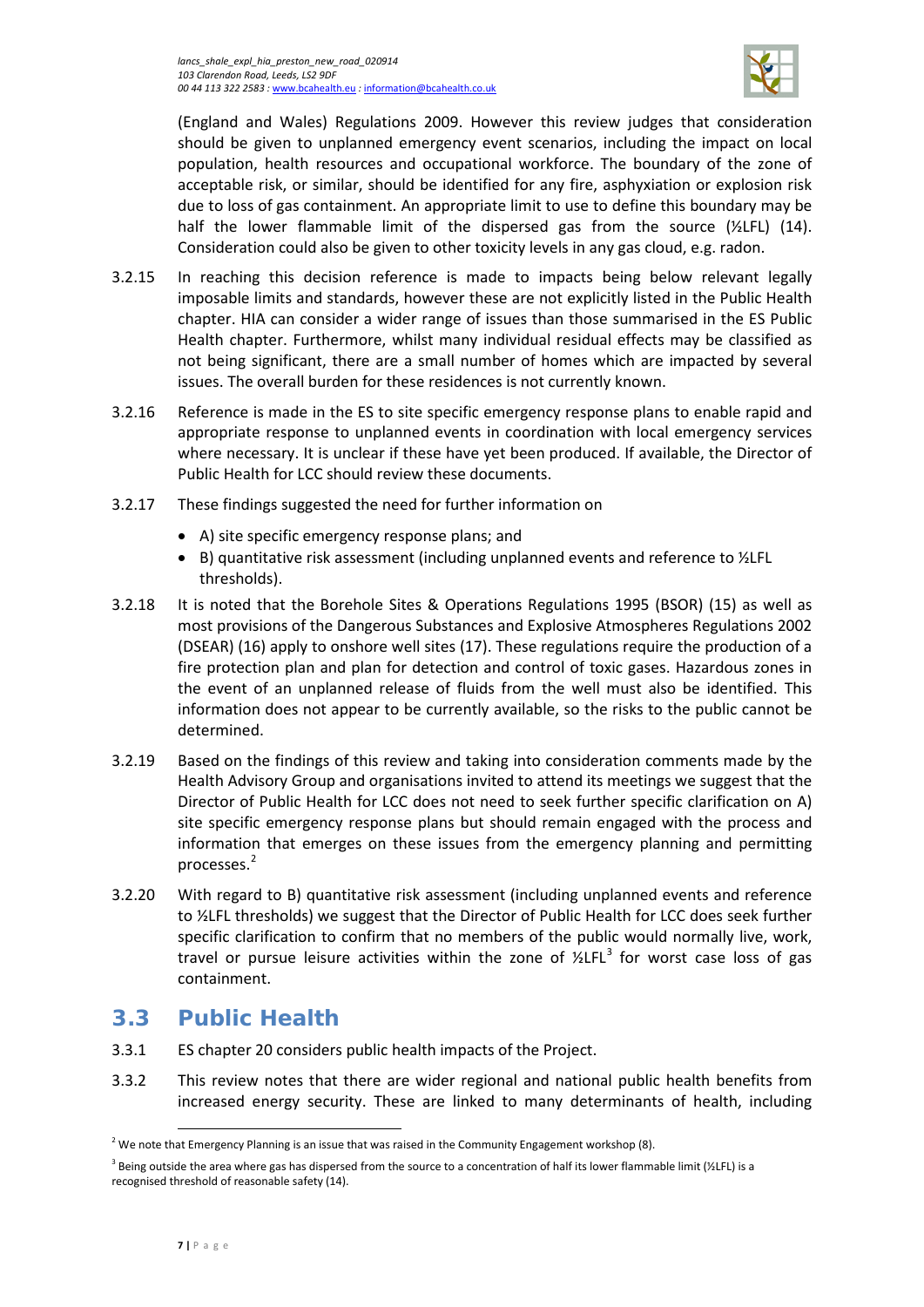(England and Wales) Regulations 2009. However this review judges that consideration should be given to unplanned emergency event scenarios, including the impact on local population, health resources and occupational workforce. The boundary of the zone of acceptable risk, or similar, should be identified for any fire, asphyxiation or explosion risk due to loss of gas containment. An appropriate limit to use to define this boundary may be half the lower flammable limit of the dispersed gas from the source (½LFL) (14). Consideration could also be given to other toxicity levels in any gas cloud, e.g. radon.

3.2.15 In reaching this decision reference is made to impacts being below relevant legally imposable limits and standards, however these are not explicitly listed in the Public Health chapter. HIA can consider a wider range of issues than those summarised in the ES Public Health chapter. Furthermore, whilst many individual residual effects may be classified as not being significant, there are a small number of homes which are impacted by several issues. The overall burden for these residences is not currently known.

3.2.16 Reference is made in the ES to site specific emergency response plans to enable rapid and appropriate response to unplanned events in coordination with local emergency services where necessary. It is unclear if these have yet been produced. If available, the Director of Public Health for LCC should review these documents.

3.2.17 These findings suggested the need for further information on

- A) site specific emergency response plans; and
- B) quantitative risk assessment (including unplanned events and reference to ½LFL thresholds).

3.2.18 It is noted that the Borehole Sites & Operations Regulations 1995 (BSOR) (15) as well as most provisions of the Dangerous Substances and Explosive Atmospheres Regulations 2002 (DSEAR) (16) apply to onshore well sites (17). These regulations require the production of a fire protection plan and plan for detection and control of toxic gases. Hazardous zones in the event of an unplanned release of fluids from the well must also be identified. This information does not appear to be currently available, so the risks to the public cannot be determined.

3.2.19 Based on the findings of this review and taking into consideration comments made by the Health Advisory Group and organisations invited to attend its meetings we suggest that the Director of Public Health for LCC does not need to seek further specific clarification on A) site specific emergency response plans but should remain engaged with the process and information that emerges on these issues from the emergency planning and permitting processes.[2]

3.2.20 With regard to B) quantitative risk assessment (including unplanned events and reference to ½LFL thresholds) we suggest that the Director of Public Health for LCC does seek further specific clarification to confirm that no members of the public would normally live, work, travel or pursue leisure activities within the zone of ½LFL[3] for worst case loss of gas containment.

## 3.3 Public Health

3.3.1 ES chapter 20 considers public health impacts of the Project.

3.3.2 This review notes that there are wider regional and national public health benefits from increased energy security. These are linked to many determinants of health, including

[2] We note that Emergency Planning is an issue that was raised in the Community Engagement workshop (8).

[3] Being outside the area where gas has dispersed from the source to a concentration of half its lower flammable limit (½LFL) is a recognised threshold of reasonable safety (14).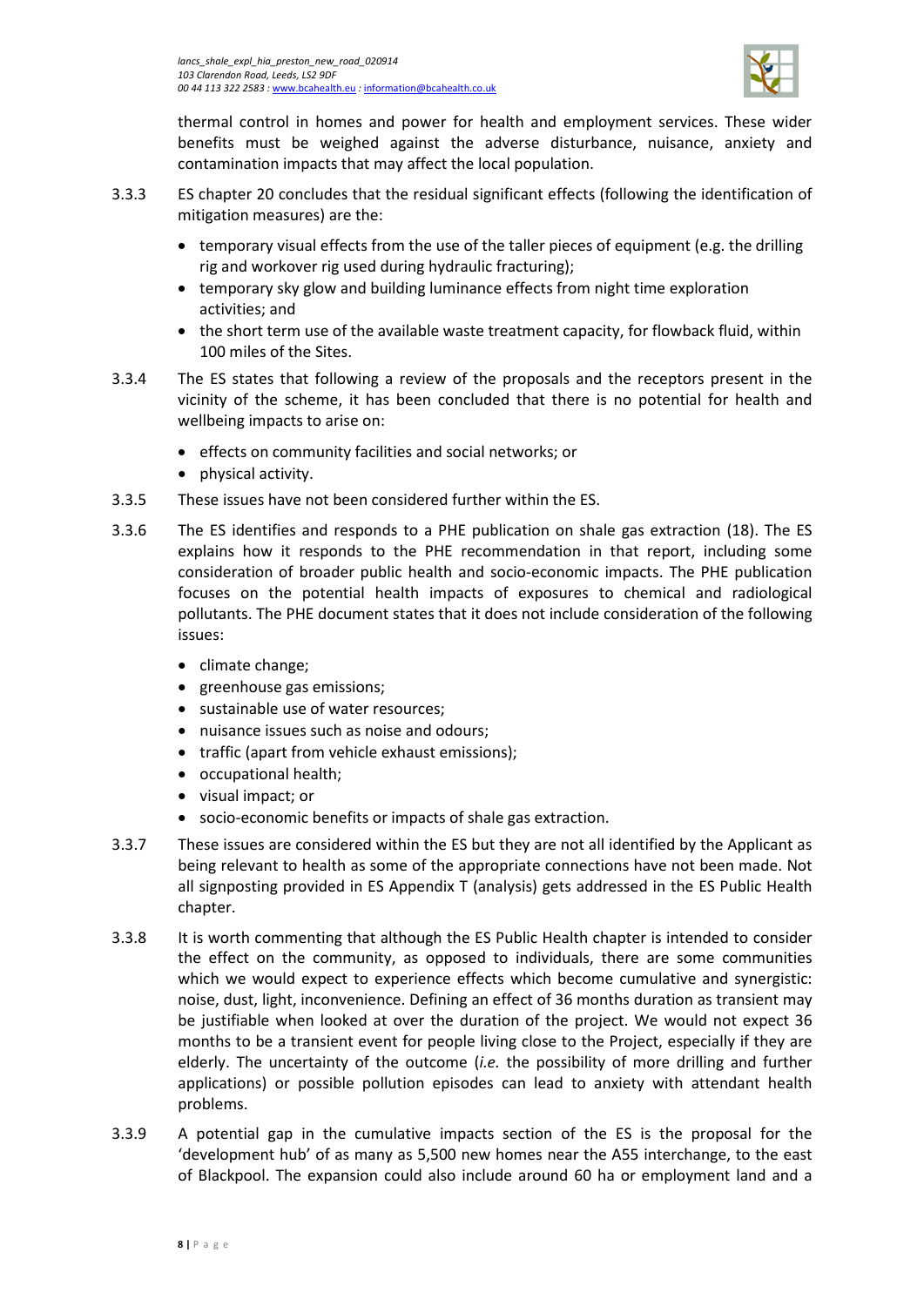thermal control in homes and power for health and employment services. These wider benefits must be weighed against the adverse disturbance, nuisance, anxiety and contamination impacts that may affect the local population.

3.3.3 ES chapter 20 concludes that the residual significant effects (following the identification of mitigation measures) are the:

- temporary visual effects from the use of the taller pieces of equipment (e.g. the drilling rig and workover rig used during hydraulic fracturing);
- temporary sky glow and building luminance effects from night time exploration activities; and
- the short term use of the available waste treatment capacity, for flowback fluid, within 100 miles of the Sites.

3.3.4 The ES states that following a review of the proposals and the receptors present in the vicinity of the scheme, it has been concluded that there is no potential for health and wellbeing impacts to arise on:

- effects on community facilities and social networks; or
- physical activity.

3.3.5 These issues have not been considered further within the ES.

3.3.6 The ES identifies and responds to a PHE publication on shale gas extraction (18). The ES explains how it responds to the PHE recommendation in that report, including some consideration of broader public health and socio-economic impacts. The PHE publication focuses on the potential health impacts of exposures to chemical and radiological pollutants. The PHE document states that it does not include consideration of the following issues:

- climate change;
- greenhouse gas emissions;
- sustainable use of water resources;
- nuisance issues such as noise and odours;
- traffic (apart from vehicle exhaust emissions);
- occupational health;
- visual impact; or
- socio-economic benefits or impacts of shale gas extraction.

3.3.7 These issues are considered within the ES but they are not all identified by the Applicant as being relevant to health as some of the appropriate connections have not been made. Not all signposting provided in ES Appendix T (analysis) gets addressed in the ES Public Health chapter.

3.3.8 It is worth commenting that although the ES Public Health chapter is intended to consider the effect on the community, as opposed to individuals, there are some communities which we would expect to experience effects which become cumulative and synergistic: noise, dust, light, inconvenience. Defining an effect of 36 months duration as transient may be justifiable when looked at over the duration of the project. We would not expect 36 months to be a transient event for people living close to the Project, especially if they are elderly. The uncertainty of the outcome (*i.e.* the possibility of more drilling and further applications) or possible pollution episodes can lead to anxiety with attendant health problems.

3.3.9 A potential gap in the cumulative impacts section of the ES is the proposal for the 'development hub' of as many as 5,500 new homes near the A55 interchange, to the east of Blackpool. The expansion could also include around 60 ha or employment land and a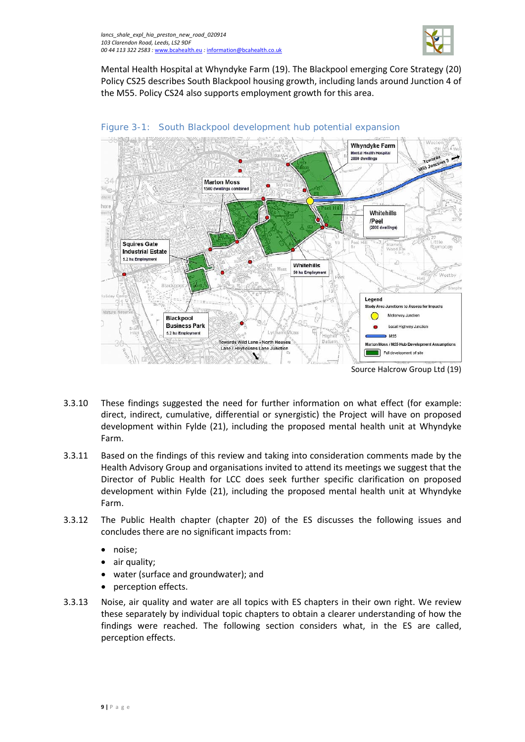Mental Health Hospital at Whyndyke Farm (19). The Blackpool emerging Core Strategy (20) Policy CS25 describes South Blackpool housing growth, including lands around Junction 4 of the M55. Policy CS24 also supports employment growth for this area.

Figure 3-1: South Blackpool development hub potential expansion

Source Halcrow Group Ltd (19)

3.3.10 These findings suggested the need for further information on what effect (for example: direct, indirect, cumulative, differential or synergistic) the Project will have on proposed development within Fylde (21), including the proposed mental health unit at Whyndyke Farm.

3.3.11 Based on the findings of this review and taking into consideration comments made by the Health Advisory Group and organisations invited to attend its meetings we suggest that the Director of Public Health for LCC does seek further specific clarification on proposed development within Fylde (21), including the proposed mental health unit at Whyndyke Farm.

3.3.12 The Public Health chapter (chapter 20) of the ES discusses the following issues and concludes there are no significant impacts from:

- noise;
- air quality;
- water (surface and groundwater); and
- perception effects.

3.3.13 Noise, air quality and water are all topics with ES chapters in their own right. We review these separately by individual topic chapters to obtain a clearer understanding of how the findings were reached. The following section considers what, in the ES are called, perception effects.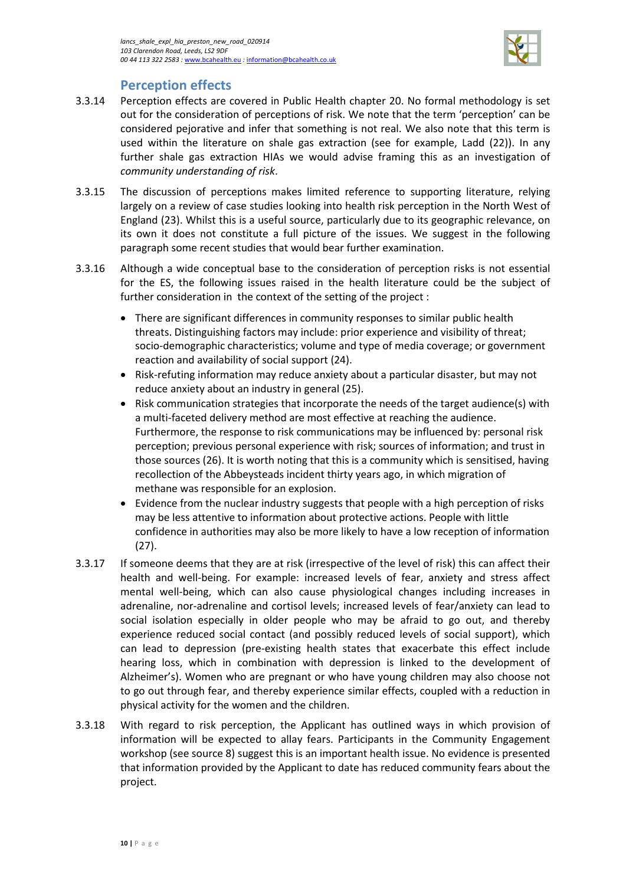## Perception effects

3.3.14 Perception effects are covered in Public Health chapter 20. No formal methodology is set out for the consideration of perceptions of risk. We note that the term 'perception' can be considered pejorative and infer that something is not real. We also note that this term is used within the literature on shale gas extraction (see for example, Ladd (22)). In any further shale gas extraction HIAs we would advise framing this as an investigation of *community understanding of risk*.

3.3.15 The discussion of perceptions makes limited reference to supporting literature, relying largely on a review of case studies looking into health risk perception in the North West of England (23). Whilst this is a useful source, particularly due to its geographic relevance, on its own it does not constitute a full picture of the issues. We suggest in the following paragraph some recent studies that would bear further examination.

3.3.16 Although a wide conceptual base to the consideration of perception risks is not essential for the ES, the following issues raised in the health literature could be the subject of further consideration in the context of the setting of the project :

- There are significant differences in community responses to similar public health threats. Distinguishing factors may include: prior experience and visibility of threat; socio-demographic characteristics; volume and type of media coverage; or government reaction and availability of social support (24).
- Risk-refuting information may reduce anxiety about a particular disaster, but may not reduce anxiety about an industry in general (25).
- Risk communication strategies that incorporate the needs of the target audience(s) with a multi-faceted delivery method are most effective at reaching the audience. Furthermore, the response to risk communications may be influenced by: personal risk perception; previous personal experience with risk; sources of information; and trust in those sources (26). It is worth noting that this is a community which is sensitised, having recollection of the Abbeysteads incident thirty years ago, in which migration of methane was responsible for an explosion.
- Evidence from the nuclear industry suggests that people with a high perception of risks may be less attentive to information about protective actions. People with little confidence in authorities may also be more likely to have a low reception of information (27).

3.3.17 If someone deems that they are at risk (irrespective of the level of risk) this can affect their health and well-being. For example: increased levels of fear, anxiety and stress affect mental well-being, which can also cause physiological changes including increases in adrenaline, nor-adrenaline and cortisol levels; increased levels of fear/anxiety can lead to social isolation especially in older people who may be afraid to go out, and thereby experience reduced social contact (and possibly reduced levels of social support), which can lead to depression (pre-existing health states that exacerbate this effect include hearing loss, which in combination with depression is linked to the development of Alzheimer's). Women who are pregnant or who have young children may also choose not to go out through fear, and thereby experience similar effects, coupled with a reduction in physical activity for the women and the children.

3.3.18 With regard to risk perception, the Applicant has outlined ways in which provision of information will be expected to allay fears. Participants in the Community Engagement workshop (see source 8) suggest this is an important health issue. No evidence is presented that information provided by the Applicant to date has reduced community fears about the project.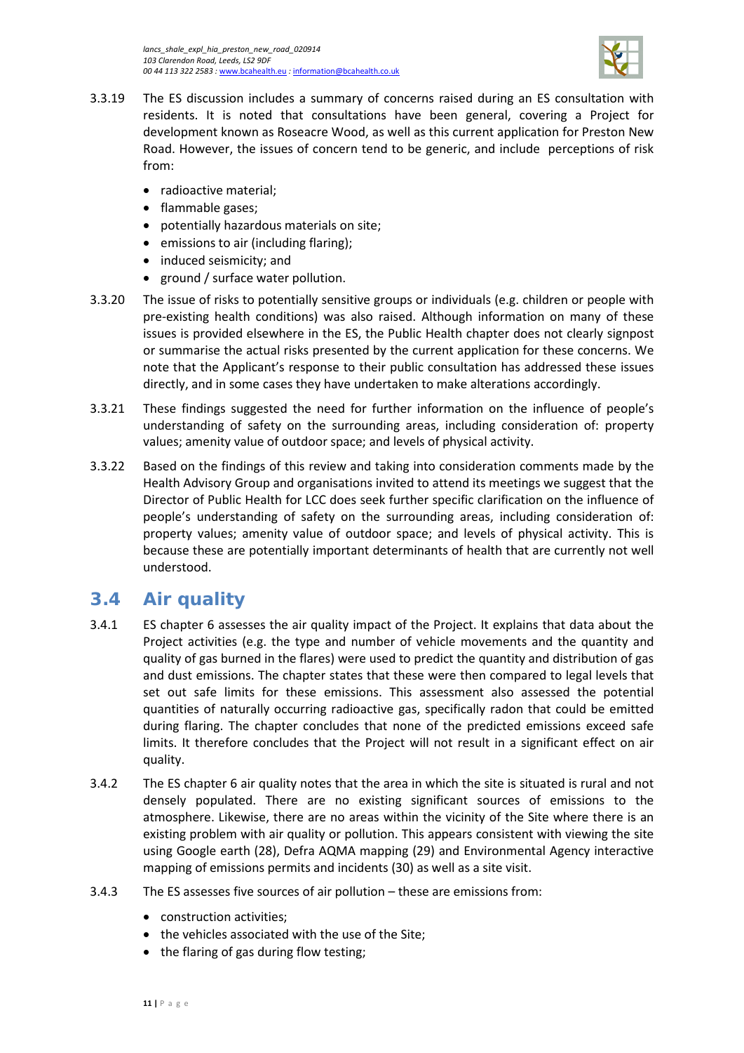3.3.19 The ES discussion includes a summary of concerns raised during an ES consultation with residents. It is noted that consultations have been general, covering a Project for development known as Roseacre Wood, as well as this current application for Preston New Road. However, the issues of concern tend to be generic, and include perceptions of risk from:

- radioactive material;
- flammable gases;
- potentially hazardous materials on site;
- emissions to air (including flaring);
- induced seismicity; and
- ground / surface water pollution.

3.3.20 The issue of risks to potentially sensitive groups or individuals (e.g. children or people with pre-existing health conditions) was also raised. Although information on many of these issues is provided elsewhere in the ES, the Public Health chapter does not clearly signpost or summarise the actual risks presented by the current application for these concerns. We note that the Applicant's response to their public consultation has addressed these issues directly, and in some cases they have undertaken to make alterations accordingly.

3.3.21 These findings suggested the need for further information on the influence of people's understanding of safety on the surrounding areas, including consideration of: property values; amenity value of outdoor space; and levels of physical activity.

3.3.22 Based on the findings of this review and taking into consideration comments made by the Health Advisory Group and organisations invited to attend its meetings we suggest that the Director of Public Health for LCC does seek further specific clarification on the influence of people's understanding of safety on the surrounding areas, including consideration of: property values; amenity value of outdoor space; and levels of physical activity. This is because these are potentially important determinants of health that are currently not well understood.

## 3.4 Air quality

3.4.1 ES chapter 6 assesses the air quality impact of the Project. It explains that data about the Project activities (e.g. the type and number of vehicle movements and the quantity and quality of gas burned in the flares) were used to predict the quantity and distribution of gas and dust emissions. The chapter states that these were then compared to legal levels that set out safe limits for these emissions. This assessment also assessed the potential quantities of naturally occurring radioactive gas, specifically radon that could be emitted during flaring. The chapter concludes that none of the predicted emissions exceed safe limits. It therefore concludes that the Project will not result in a significant effect on air quality.

3.4.2 The ES chapter 6 air quality notes that the area in which the site is situated is rural and not densely populated. There are no existing significant sources of emissions to the atmosphere. Likewise, there are no areas within the vicinity of the Site where there is an existing problem with air quality or pollution. This appears consistent with viewing the site using Google earth (28), Defra AQMA mapping (29) and Environmental Agency interactive mapping of emissions permits and incidents (30) as well as a site visit.

3.4.3 The ES assesses five sources of air pollution – these are emissions from:

- construction activities;
- the vehicles associated with the use of the Site;
- the flaring of gas during flow testing;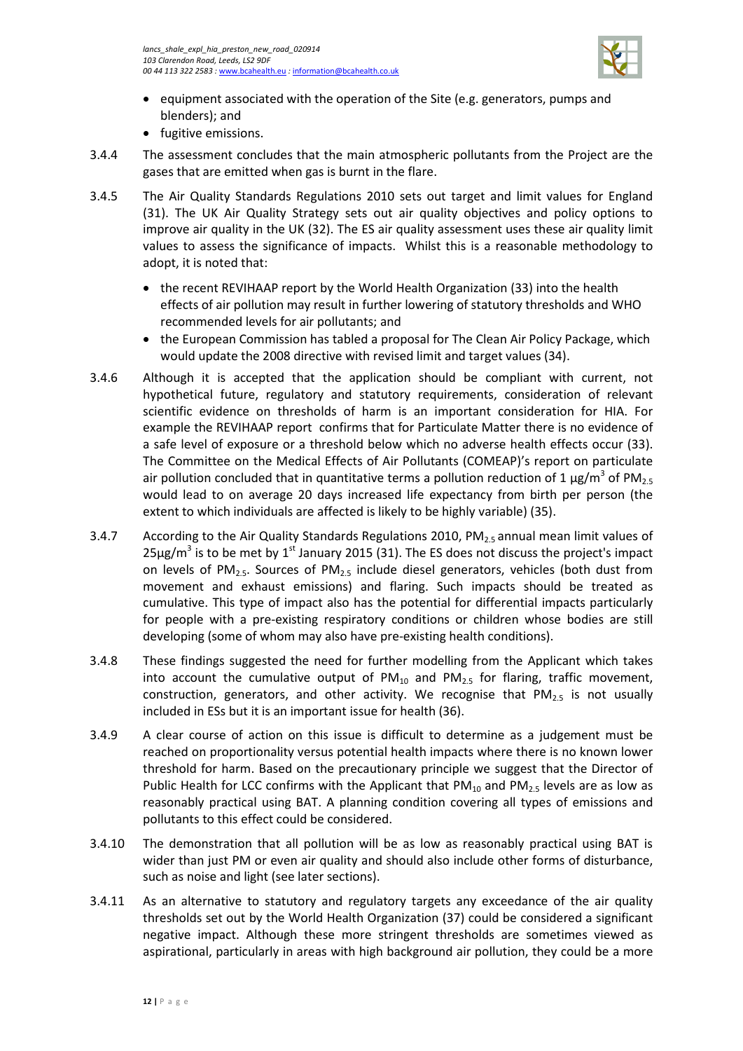- equipment associated with the operation of the Site (e.g. generators, pumps and blenders); and
- fugitive emissions.

3.4.4 The assessment concludes that the main atmospheric pollutants from the Project are the gases that are emitted when gas is burnt in the flare.

3.4.5 The Air Quality Standards Regulations 2010 sets out target and limit values for England (31). The UK Air Quality Strategy sets out air quality objectives and policy options to improve air quality in the UK (32). The ES air quality assessment uses these air quality limit values to assess the significance of impacts. Whilst this is a reasonable methodology to adopt, it is noted that:

- the recent REVIHAAP report by the World Health Organization (33) into the health effects of air pollution may result in further lowering of statutory thresholds and WHO recommended levels for air pollutants; and
- the European Commission has tabled a proposal for The Clean Air Policy Package, which would update the 2008 directive with revised limit and target values (34).

3.4.6 Although it is accepted that the application should be compliant with current, not hypothetical future, regulatory and statutory requirements, consideration of relevant scientific evidence on thresholds of harm is an important consideration for HIA. For example the REVIHAAP report confirms that for Particulate Matter there is no evidence of a safe level of exposure or a threshold below which no adverse health effects occur (33). The Committee on the Medical Effects of Air Pollutants (COMEAP)'s report on particulate air pollution concluded that in quantitative terms a pollution reduction of 1 $\mu g/m^3$ of $PM_{2.5}$ would lead to on average 20 days increased life expectancy from birth per person (the extent to which individuals are affected is likely to be highly variable) (35).

3.4.7 According to the Air Quality Standards Regulations 2010, $PM_{2.5}$ annual mean limit values of $25\mu g/m^3$ is to be met by 1st January 2015 (31). The ES does not discuss the project's impact on levels of $PM_{2.5}$. Sources of $PM_{2.5}$ include diesel generators, vehicles (both dust from movement and exhaust emissions) and flaring. Such impacts should be treated as cumulative. This type of impact also has the potential for differential impacts particularly for people with a pre-existing respiratory conditions or children whose bodies are still developing (some of whom may also have pre-existing health conditions).

3.4.8 These findings suggested the need for further modelling from the Applicant which takes into account the cumulative output of $PM_{10}$ and $PM_{2.5}$ for flaring, traffic movement, construction, generators, and other activity. We recognise that $PM_{2.5}$ is not usually included in ESs but it is an important issue for health (36).

3.4.9 A clear course of action on this issue is difficult to determine as a judgement must be reached on proportionality versus potential health impacts where there is no known lower threshold for harm. Based on the precautionary principle we suggest that the Director of Public Health for LCC confirms with the Applicant that $PM_{10}$ and $PM_{2.5}$ levels are as low as reasonably practical using BAT. A planning condition covering all types of emissions and pollutants to this effect could be considered.

3.4.10 The demonstration that all pollution will be as low as reasonably practical using BAT is wider than just PM or even air quality and should also include other forms of disturbance, such as noise and light (see later sections).

3.4.11 As an alternative to statutory and regulatory targets any exceedance of the air quality thresholds set out by the World Health Organization (37) could be considered a significant negative impact. Although these more stringent thresholds are sometimes viewed as aspirational, particularly in areas with high background air pollution, they could be a more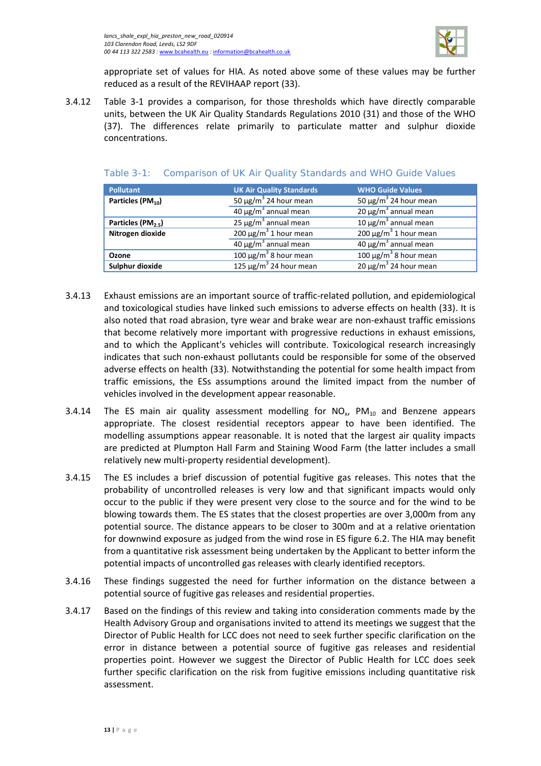appropriate set of values for HIA. As noted above some of these values may be further reduced as a result of the REVIHAAP report (33).

3.4.12 Table 3-1 provides a comparison, for those thresholds which have directly comparable units, between the UK Air Quality Standards Regulations 2010 (31) and those of the WHO (37). The differences relate primarily to particulate matter and sulphur dioxide concentrations.

Table 3-1: Comparison of UK Air Quality Standards and WHO Guide Values

| Pollutant | UK Air Quality Standards | WHO Guide Values |
|---|---|---|
| **Particles ($PM_{10}$)** | 50 μg/m$^3$ 24 hour mean | 50 μg/m$^3$ 24 hour mean |
| | 40 μg/m$^3$ annual mean | 20 μg/m$^3$ annual mean |
| **Particles ($PM_{2.5}$)** | 25 μg/m$^3$ annual mean | 10 μg/m$^3$ annual mean |
| **Nitrogen dioxide** | 200 μg/m$^3$ 1 hour mean | 200 μg/m$^3$ 1 hour mean |
| | 40 μg/m$^3$ annual mean | 40 μg/m$^3$ annual mean |
| **Ozone** | 100 μg/m$^3$ 8 hour mean | 100 μg/m$^3$ 8 hour mean |
| **Sulphur dioxide** | 125 μg/m$^3$ 24 hour mean | 20 μg/m$^3$ 24 hour mean |

3.4.13 Exhaust emissions are an important source of traffic-related pollution, and epidemiological and toxicological studies have linked such emissions to adverse effects on health (33). It is also noted that road abrasion, tyre wear and brake wear are non-exhaust traffic emissions that become relatively more important with progressive reductions in exhaust emissions, and to which the Applicant's vehicles will contribute. Toxicological research increasingly indicates that such non-exhaust pollutants could be responsible for some of the observed adverse effects on health (33). Notwithstanding the potential for some health impact from traffic emissions, the ESs assumptions around the limited impact from the number of vehicles involved in the development appear reasonable.

3.4.14 The ES main air quality assessment modelling for $NO_x$, $PM_{10}$ and Benzene appears appropriate. The closest residential receptors appear to have been identified. The modelling assumptions appear reasonable. It is noted that the largest air quality impacts are predicted at Plumpton Hall Farm and Staining Wood Farm (the latter includes a small relatively new multi-property residential development).

3.4.15 The ES includes a brief discussion of potential fugitive gas releases. This notes that the probability of uncontrolled releases is very low and that significant impacts would only occur to the public if they were present very close to the source and for the wind to be blowing towards them. The ES states that the closest properties are over 3,000m from any potential source. The distance appears to be closer to 300m and at a relative orientation for downwind exposure as judged from the wind rose in ES figure 6.2. The HIA may benefit from a quantitative risk assessment being undertaken by the Applicant to better inform the potential impacts of uncontrolled gas releases with clearly identified receptors.

3.4.16 These findings suggested the need for further information on the distance between a potential source of fugitive gas releases and residential properties.

3.4.17 Based on the findings of this review and taking into consideration comments made by the Health Advisory Group and organisations invited to attend its meetings we suggest that the Director of Public Health for LCC does not need to seek further specific clarification on the error in distance between a potential source of fugitive gas releases and residential properties point. However we suggest the Director of Public Health for LCC does seek further specific clarification on the risk from fugitive emissions including quantitative risk assessment.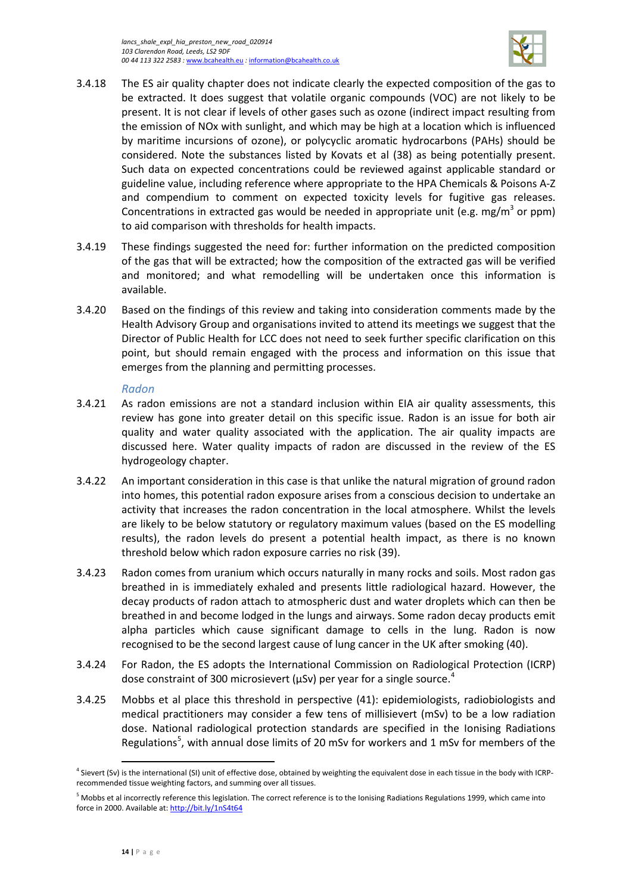3.4.18 The ES air quality chapter does not indicate clearly the expected composition of the gas to be extracted. It does suggest that volatile organic compounds (VOC) are not likely to be present. It is not clear if levels of other gases such as ozone (indirect impact resulting from the emission of NOx with sunlight, and which may be high at a location which is influenced by maritime incursions of ozone), or polycyclic aromatic hydrocarbons (PAHs) should be considered. Note the substances listed by Kovats et al (38) as being potentially present. Such data on expected concentrations could be reviewed against applicable standard or guideline value, including reference where appropriate to the HPA Chemicals & Poisons A-Z and compendium to comment on expected toxicity levels for fugitive gas releases. Concentrations in extracted gas would be needed in appropriate unit (e.g. $mg/m^3$ or ppm) to aid comparison with thresholds for health impacts.

3.4.19 These findings suggested the need for: further information on the predicted composition of the gas that will be extracted; how the composition of the extracted gas will be verified and monitored; and what remodelling will be undertaken once this information is available.

3.4.20 Based on the findings of this review and taking into consideration comments made by the Health Advisory Group and organisations invited to attend its meetings we suggest that the Director of Public Health for LCC does not need to seek further specific clarification on this point, but should remain engaged with the process and information on this issue that emerges from the planning and permitting processes.

### *Radon*

3.4.21 As radon emissions are not a standard inclusion within EIA air quality assessments, this review has gone into greater detail on this specific issue. Radon is an issue for both air quality and water quality associated with the application. The air quality impacts are discussed here. Water quality impacts of radon are discussed in the review of the ES hydrogeology chapter.

3.4.22 An important consideration in this case is that unlike the natural migration of ground radon into homes, this potential radon exposure arises from a conscious decision to undertake an activity that increases the radon concentration in the local atmosphere. Whilst the levels are likely to be below statutory or regulatory maximum values (based on the ES modelling results), the radon levels do present a potential health impact, as there is no known threshold below which radon exposure carries no risk (39).

3.4.23 Radon comes from uranium which occurs naturally in many rocks and soils. Most radon gas breathed in is immediately exhaled and presents little radiological hazard. However, the decay products of radon attach to atmospheric dust and water droplets which can then be breathed in and become lodged in the lungs and airways. Some radon decay products emit alpha particles which cause significant damage to cells in the lung. Radon is now recognised to be the second largest cause of lung cancer in the UK after smoking (40).

3.4.24 For Radon, the ES adopts the International Commission on Radiological Protection (ICRP) dose constraint of 300 microsievert (μSv) per year for a single source.[4]

3.4.25 Mobbs et al place this threshold in perspective (41): epidemiologists, radiobiologists and medical practitioners may consider a few tens of millisievert (mSv) to be a low radiation dose. National radiological protection standards are specified in the Ionising Radiations Regulations[5], with annual dose limits of 20 mSv for workers and 1 mSv for members of the

---

[4] Sievert (Sv) is the international (SI) unit of effective dose, obtained by weighting the equivalent dose in each tissue in the body with ICRP-recommended tissue weighting factors, and summing over all tissues.

[5] Mobbs et al incorrectly reference this legislation. The correct reference is to the Ionising Radiations Regulations 1999, which came into force in 2000. Available at: http://bit.ly/1nS4t64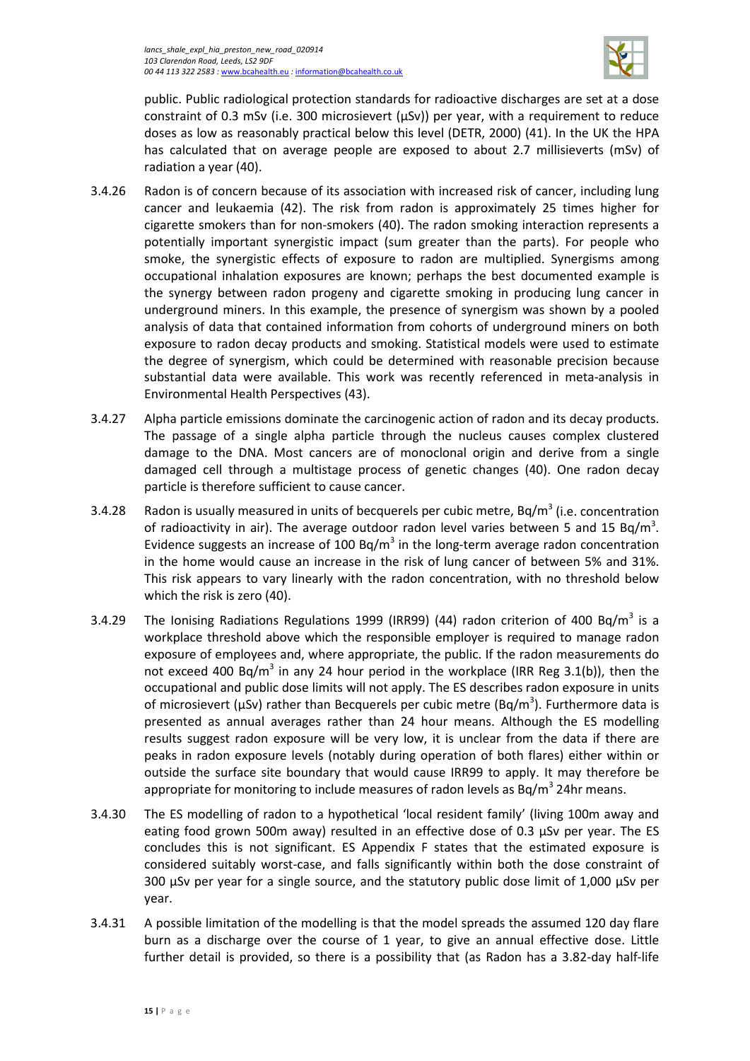public. Public radiological protection standards for radioactive discharges are set at a dose constraint of 0.3 mSv (i.e. 300 microsievert (µSv)) per year, with a requirement to reduce doses as low as reasonably practical below this level (DETR, 2000) (41). In the UK the HPA has calculated that on average people are exposed to about 2.7 millisieverts (mSv) of radiation a year (40).

3.4.26 Radon is of concern because of its association with increased risk of cancer, including lung cancer and leukaemia (42). The risk from radon is approximately 25 times higher for cigarette smokers than for non-smokers (40). The radon smoking interaction represents a potentially important synergistic impact (sum greater than the parts). For people who smoke, the synergistic effects of exposure to radon are multiplied. Synergisms among occupational inhalation exposures are known; perhaps the best documented example is the synergy between radon progeny and cigarette smoking in producing lung cancer in underground miners. In this example, the presence of synergism was shown by a pooled analysis of data that contained information from cohorts of underground miners on both exposure to radon decay products and smoking. Statistical models were used to estimate the degree of synergism, which could be determined with reasonable precision because substantial data were available. This work was recently referenced in meta-analysis in Environmental Health Perspectives (43).

3.4.27 Alpha particle emissions dominate the carcinogenic action of radon and its decay products. The passage of a single alpha particle through the nucleus causes complex clustered damage to the DNA. Most cancers are of monoclonal origin and derive from a single damaged cell through a multistage process of genetic changes (40). One radon decay particle is therefore sufficient to cause cancer.

3.4.28 Radon is usually measured in units of becquerels per cubic metre, Bq/m$^3$ (i.e. concentration of radioactivity in air). The average outdoor radon level varies between 5 and 15 Bq/m$^3$. Evidence suggests an increase of 100 Bq/m$^3$ in the long-term average radon concentration in the home would cause an increase in the risk of lung cancer of between 5% and 31%. This risk appears to vary linearly with the radon concentration, with no threshold below which the risk is zero (40).

3.4.29 The Ionising Radiations Regulations 1999 (IRR99) (44) radon criterion of 400 Bq/m$^3$ is a workplace threshold above which the responsible employer is required to manage radon exposure of employees and, where appropriate, the public. If the radon measurements do not exceed 400 Bq/m$^3$ in any 24 hour period in the workplace (IRR Reg 3.1(b)), then the occupational and public dose limits will not apply. The ES describes radon exposure in units of microsievert (µSv) rather than Becquerels per cubic metre (Bq/m$^3$). Furthermore data is presented as annual averages rather than 24 hour means. Although the ES modelling results suggest radon exposure will be very low, it is unclear from the data if there are peaks in radon exposure levels (notably during operation of both flares) either within or outside the surface site boundary that would cause IRR99 to apply. It may therefore be appropriate for monitoring to include measures of radon levels as Bq/m$^3$ 24hr means.

3.4.30 The ES modelling of radon to a hypothetical 'local resident family' (living 100m away and eating food grown 500m away) resulted in an effective dose of 0.3 µSv per year. The ES concludes this is not significant. ES Appendix F states that the estimated exposure is considered suitably worst-case, and falls significantly within both the dose constraint of 300 µSv per year for a single source, and the statutory public dose limit of 1,000 µSv per year.

3.4.31 A possible limitation of the modelling is that the model spreads the assumed 120 day flare burn as a discharge over the course of 1 year, to give an annual effective dose. Little further detail is provided, so there is a possibility that (as Radon has a 3.82-day half-life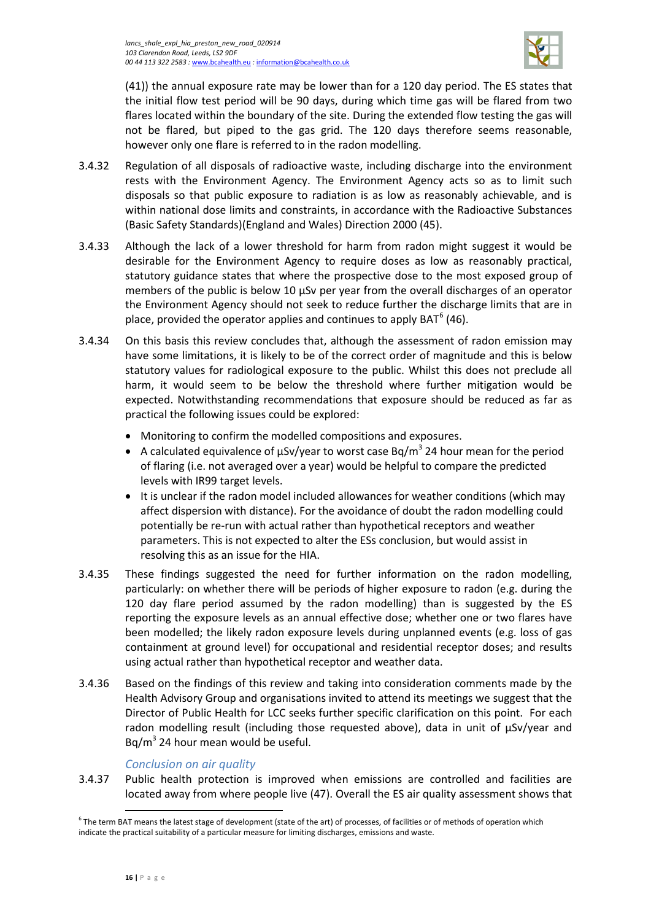(41)) the annual exposure rate may be lower than for a 120 day period. The ES states that the initial flow test period will be 90 days, during which time gas will be flared from two flares located within the boundary of the site. During the extended flow testing the gas will not be flared, but piped to the gas grid. The 120 days therefore seems reasonable, however only one flare is referred to in the radon modelling.

3.4.32 Regulation of all disposals of radioactive waste, including discharge into the environment rests with the Environment Agency. The Environment Agency acts so as to limit such disposals so that public exposure to radiation is as low as reasonably achievable, and is within national dose limits and constraints, in accordance with the Radioactive Substances (Basic Safety Standards)(England and Wales) Direction 2000 (45).

3.4.33 Although the lack of a lower threshold for harm from radon might suggest it would be desirable for the Environment Agency to require doses as low as reasonably practical, statutory guidance states that where the prospective dose to the most exposed group of members of the public is below 10 µSv per year from the overall discharges of an operator the Environment Agency should not seek to reduce further the discharge limits that are in place, provided the operator applies and continues to apply BAT[6] (46).

3.4.34 On this basis this review concludes that, although the assessment of radon emission may have some limitations, it is likely to be of the correct order of magnitude and this is below statutory values for radiological exposure to the public. Whilst this does not preclude all harm, it would seem to be below the threshold where further mitigation would be expected. Notwithstanding recommendations that exposure should be reduced as far as practical the following issues could be explored:

- Monitoring to confirm the modelled compositions and exposures.
- A calculated equivalence of µSv/year to worst case Bq/m$^3$ 24 hour mean for the period of flaring (i.e. not averaged over a year) would be helpful to compare the predicted levels with IR99 target levels.
- It is unclear if the radon model included allowances for weather conditions (which may affect dispersion with distance). For the avoidance of doubt the radon modelling could potentially be re-run with actual rather than hypothetical receptors and weather parameters. This is not expected to alter the ESs conclusion, but would assist in resolving this as an issue for the HIA.

3.4.35 These findings suggested the need for further information on the radon modelling, particularly: on whether there will be periods of higher exposure to radon (e.g. during the 120 day flare period assumed by the radon modelling) than is suggested by the ES reporting the exposure levels as an annual effective dose; whether one or two flares have been modelled; the likely radon exposure levels during unplanned events (e.g. loss of gas containment at ground level) for occupational and residential receptor doses; and results using actual rather than hypothetical receptor and weather data.

3.4.36 Based on the findings of this review and taking into consideration comments made by the Health Advisory Group and organisations invited to attend its meetings we suggest that the Director of Public Health for LCC seeks further specific clarification on this point. For each radon modelling result (including those requested above), data in unit of µSv/year and Bq/m$^3$ 24 hour mean would be useful.

### *Conclusion on air quality*

3.4.37 Public health protection is improved when emissions are controlled and facilities are located away from where people live (47). Overall the ES air quality assessment shows that

[6] The term BAT means the latest stage of development (state of the art) of processes, of facilities or of methods of operation which indicate the practical suitability of a particular measure for limiting discharges, emissions and waste.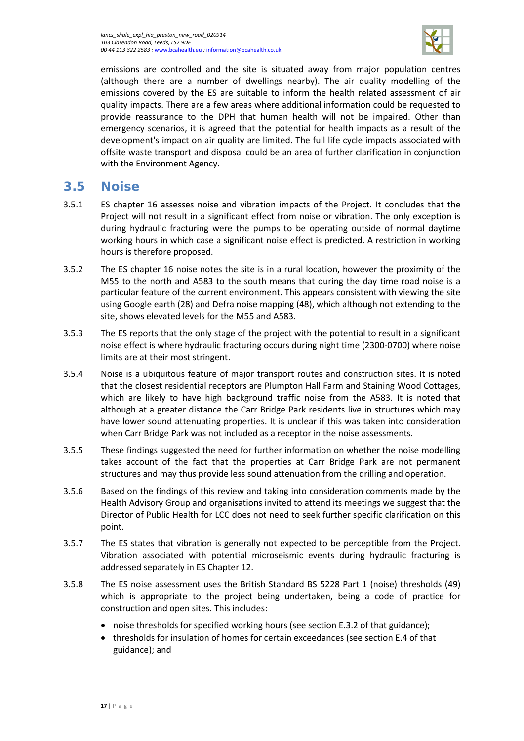emissions are controlled and the site is situated away from major population centres (although there are a number of dwellings nearby). The air quality modelling of the emissions covered by the ES are suitable to inform the health related assessment of air quality impacts. There are a few areas where additional information could be requested to provide reassurance to the DPH that human health will not be impaired. Other than emergency scenarios, it is agreed that the potential for health impacts as a result of the development's impact on air quality are limited. The full life cycle impacts associated with offsite waste transport and disposal could be an area of further clarification in conjunction with the Environment Agency.

## 3.5 Noise

3.5.1 ES chapter 16 assesses noise and vibration impacts of the Project. It concludes that the Project will not result in a significant effect from noise or vibration. The only exception is during hydraulic fracturing were the pumps to be operating outside of normal daytime working hours in which case a significant noise effect is predicted. A restriction in working hours is therefore proposed.

3.5.2 The ES chapter 16 noise notes the site is in a rural location, however the proximity of the M55 to the north and A583 to the south means that during the day time road noise is a particular feature of the current environment. This appears consistent with viewing the site using Google earth (28) and Defra noise mapping (48), which although not extending to the site, shows elevated levels for the M55 and A583.

3.5.3 The ES reports that the only stage of the project with the potential to result in a significant noise effect is where hydraulic fracturing occurs during night time (2300-0700) where noise limits are at their most stringent.

3.5.4 Noise is a ubiquitous feature of major transport routes and construction sites. It is noted that the closest residential receptors are Plumpton Hall Farm and Staining Wood Cottages, which are likely to have high background traffic noise from the A583. It is noted that although at a greater distance the Carr Bridge Park residents live in structures which may have lower sound attenuating properties. It is unclear if this was taken into consideration when Carr Bridge Park was not included as a receptor in the noise assessments.

3.5.5 These findings suggested the need for further information on whether the noise modelling takes account of the fact that the properties at Carr Bridge Park are not permanent structures and may thus provide less sound attenuation from the drilling and operation.

3.5.6 Based on the findings of this review and taking into consideration comments made by the Health Advisory Group and organisations invited to attend its meetings we suggest that the Director of Public Health for LCC does not need to seek further specific clarification on this point.

3.5.7 The ES states that vibration is generally not expected to be perceptible from the Project. Vibration associated with potential microseismic events during hydraulic fracturing is addressed separately in ES Chapter 12.

3.5.8 The ES noise assessment uses the British Standard BS 5228 Part 1 (noise) thresholds (49) which is appropriate to the project being undertaken, being a code of practice for construction and open sites. This includes:

- noise thresholds for specified working hours (see section E.3.2 of that guidance);
- thresholds for insulation of homes for certain exceedances (see section E.4 of that guidance); and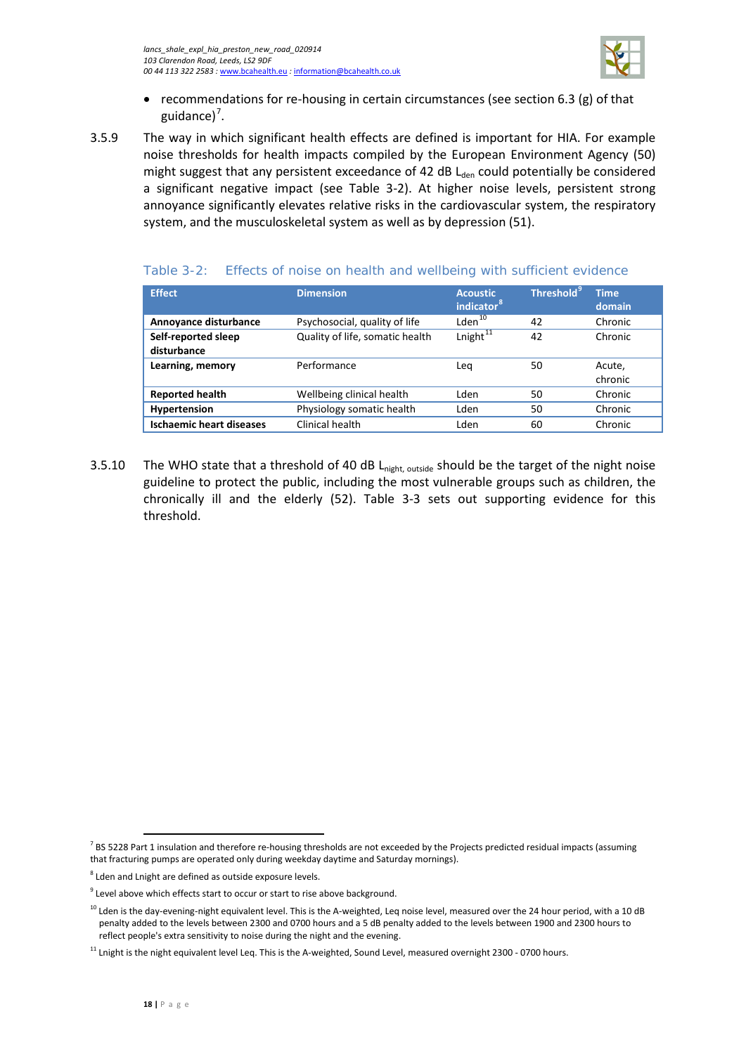- recommendations for re-housing in certain circumstances (see section 6.3 (g) of that guidance)[7].

3.5.9 The way in which significant health effects are defined is important for HIA. For example noise thresholds for health impacts compiled by the European Environment Agency (50) might suggest that any persistent exceedance of 42 dB $L_{den}$ could potentially be considered a significant negative impact (see Table 3-2). At higher noise levels, persistent strong annoyance significantly elevates relative risks in the cardiovascular system, the respiratory system, and the musculoskeletal system as well as by depression (51).

Table 3-2: Effects of noise on health and wellbeing with sufficient evidence

| Effect | Dimension | Acoustic indicator[8] | Threshold[9] | Time domain |
|---|---|---|---|---|
| **Annoyance disturbance** | Psychosocial, quality of life | Lden[10] | 42 | Chronic |
| **Self-reported sleep disturbance** | Quality of life, somatic health | Lnight[11] | 42 | Chronic |
| **Learning, memory** | Performance | Leq | 50 | Acute, chronic |
| **Reported health** | Wellbeing clinical health | Lden | 50 | Chronic |
| **Hypertension** | Physiology somatic health | Lden | 50 | Chronic |
| **Ischaemic heart diseases** | Clinical health | Lden | 60 | Chronic |

3.5.10 The WHO state that a threshold of 40 dB $L_{night,\ outside}$ should be the target of the night noise guideline to protect the public, including the most vulnerable groups such as children, the chronically ill and the elderly (52). Table 3-3 sets out supporting evidence for this threshold.

[7] BS 5228 Part 1 insulation and therefore re-housing thresholds are not exceeded by the Projects predicted residual impacts (assuming that fracturing pumps are operated only during weekday daytime and Saturday mornings).

[8] Lden and Lnight are defined as outside exposure levels.

[9] Level above which effects start to occur or start to rise above background.

[10] Lden is the day-evening-night equivalent level. This is the A-weighted, Leq noise level, measured over the 24 hour period, with a 10 dB penalty added to the levels between 2300 and 0700 hours and a 5 dB penalty added to the levels between 1900 and 2300 hours to reflect people's extra sensitivity to noise during the night and the evening.

[11] Lnight is the night equivalent level Leq. This is the A-weighted, Sound Level, measured overnight 2300 - 0700 hours.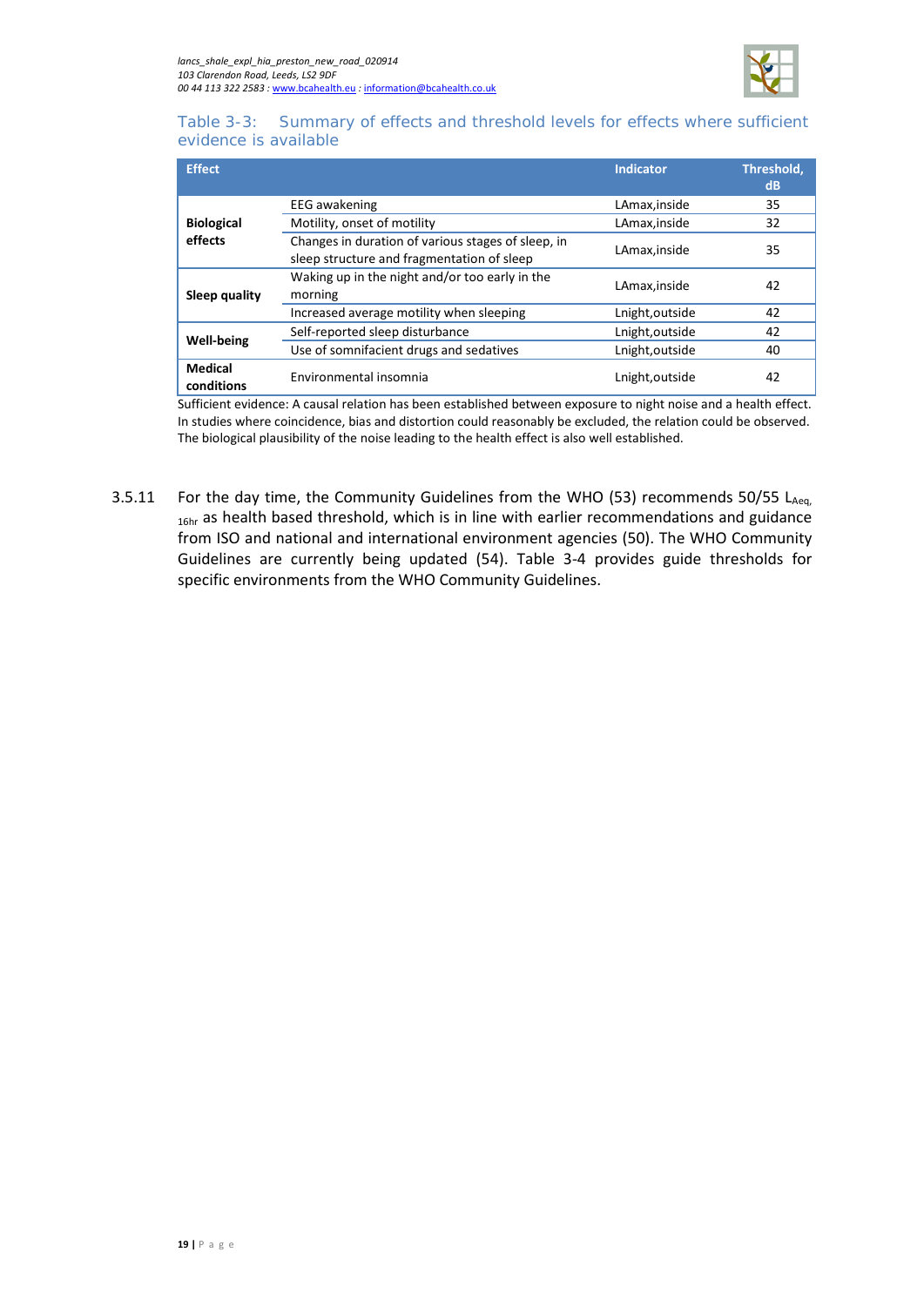Table 3-3: Summary of effects and threshold levels for effects where sufficient evidence is available

| Effect | | Indicator | Threshold, dB |
|---|---|---|---|
| **Biological effects** | EEG awakening | LAmax,inside | 35 |
| | Motility, onset of motility | LAmax,inside | 32 |
| | Changes in duration of various stages of sleep, in sleep structure and fragmentation of sleep | LAmax,inside | 35 |
| **Sleep quality** | Waking up in the night and/or too early in the morning | LAmax,inside | 42 |
| | Increased average motility when sleeping | Lnight,outside | 42 |
| **Well-being** | Self-reported sleep disturbance | Lnight,outside | 42 |
| | Use of somnifacient drugs and sedatives | Lnight,outside | 40 |
| **Medical conditions** | Environmental insomnia | Lnight,outside | 42 |

Sufficient evidence: A causal relation has been established between exposure to night noise and a health effect. In studies where coincidence, bias and distortion could reasonably be excluded, the relation could be observed. The biological plausibility of the noise leading to the health effect is also well established.

3.5.11 For the day time, the Community Guidelines from the WHO (53) recommends 50/55 $L_{Aeq, 16hr}$ as health based threshold, which is in line with earlier recommendations and guidance from ISO and national and international environment agencies (50). The WHO Community Guidelines are currently being updated (54). Table 3-4 provides guide thresholds for specific environments from the WHO Community Guidelines.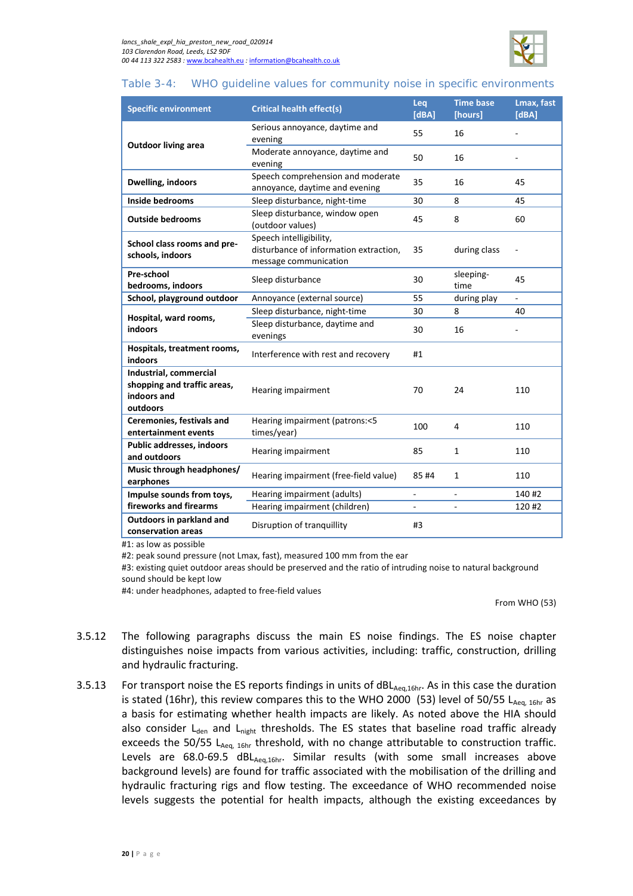Table 3-4: WHO guideline values for community noise in specific environments

| Specific environment | Critical health effect(s) | Leq [dBA] | Time base [hours] | Lmax, fast [dBA] |
|---|---|---|---|---|
| Outdoor living area | Serious annoyance, daytime and evening | 55 | 16 | - |
| | Moderate annoyance, daytime and evening | 50 | 16 | - |
| Dwelling, indoors | Speech comprehension and moderate annoyance, daytime and evening | 35 | 16 | 45 |
| Inside bedrooms | Sleep disturbance, night-time | 30 | 8 | 45 |
| Outside bedrooms | Sleep disturbance, window open (outdoor values) | 45 | 8 | 60 |
| School class rooms and pre-schools, indoors | Speech intelligibility, disturbance of information extraction, message communication | 35 | during class | - |
| Pre-school bedrooms, indoors | Sleep disturbance | 30 | sleeping-time | 45 |
| School, playground outdoor | Annoyance (external source) | 55 | during play | - |
| Hospital, ward rooms, indoors | Sleep disturbance, night-time | 30 | 8 | 40 |
| | Sleep disturbance, daytime and evenings | 30 | 16 | - |
| Hospitals, treatment rooms, indoors | Interference with rest and recovery | #1 | | |
| Industrial, commercial shopping and traffic areas, indoors and outdoors | Hearing impairment | 70 | 24 | 110 |
| Ceremonies, festivals and entertainment events | Hearing impairment (patrons:<5 times/year) | 100 | 4 | 110 |
| Public addresses, indoors and outdoors | Hearing impairment | 85 | 1 | 110 |
| Music through headphones/ earphones | Hearing impairment (free-field value) | 85 #4 | 1 | 110 |
| Impulse sounds from toys, fireworks and firearms | Hearing impairment (adults) | - | - | 140 #2 |
| | Hearing impairment (children) | - | - | 120 #2 |
| Outdoors in parkland and conservation areas | Disruption of tranquillity | #3 | | |

#1: as low as possible

#2: peak sound pressure (not Lmax, fast), measured 100 mm from the ear

#3: existing quiet outdoor areas should be preserved and the ratio of intruding noise to natural background sound should be kept low

#4: under headphones, adapted to free-field values

From WHO (53)

3.5.12 The following paragraphs discuss the main ES noise findings. The ES noise chapter distinguishes noise impacts from various activities, including: traffic, construction, drilling and hydraulic fracturing.

3.5.13 For transport noise the ES reports findings in units of $dBL_{Aeq,16hr}$. As in this case the duration is stated (16hr), this review compares this to the WHO 2000 (53) level of 50/55 $L_{Aeq,\ 16hr}$ as a basis for estimating whether health impacts are likely. As noted above the HIA should also consider $L_{den}$ and $L_{night}$ thresholds. The ES states that baseline road traffic already exceeds the 50/55 $L_{Aeq,\ 16hr}$ threshold, with no change attributable to construction traffic. Levels are 68.0-69.5 $dBL_{Aeq,16hr}$. Similar results (with some small increases above background levels) are found for traffic associated with the mobilisation of the drilling and hydraulic fracturing rigs and flow testing. The exceedance of WHO recommended noise levels suggests the potential for health impacts, although the existing exceedances by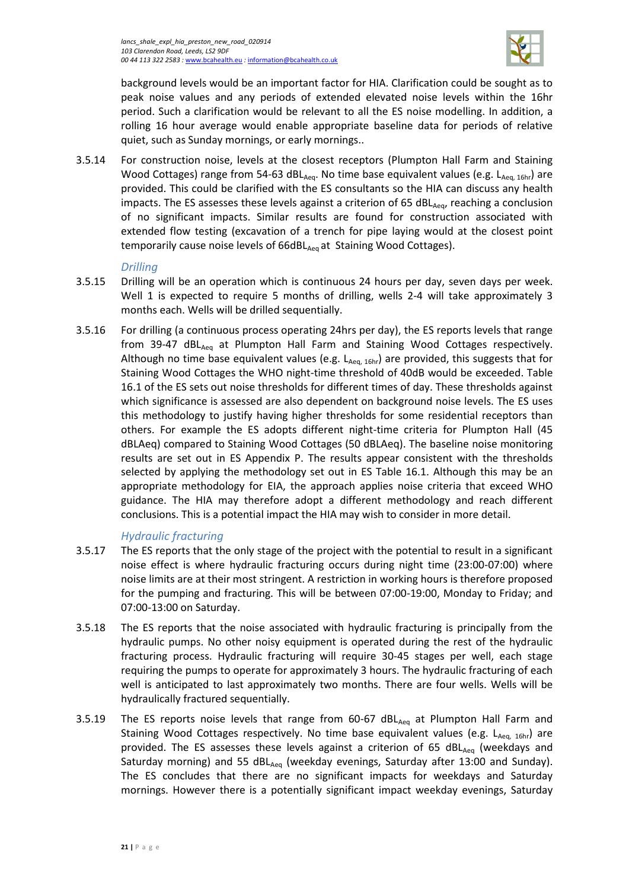background levels would be an important factor for HIA. Clarification could be sought as to peak noise values and any periods of extended elevated noise levels within the 16hr period. Such a clarification would be relevant to all the ES noise modelling. In addition, a rolling 16 hour average would enable appropriate baseline data for periods of relative quiet, such as Sunday mornings, or early mornings..

3.5.14 For construction noise, levels at the closest receptors (Plumpton Hall Farm and Staining Wood Cottages) range from 54-63 $dBL_{Aeq}$. No time base equivalent values (e.g. $L_{Aeq, 16hr}$) are provided. This could be clarified with the ES consultants so the HIA can discuss any health impacts. The ES assesses these levels against a criterion of 65 $dBL_{Aeq}$, reaching a conclusion of no significant impacts. Similar results are found for construction associated with extended flow testing (excavation of a trench for pipe laying would at the closest point temporarily cause noise levels of 66$dBL_{Aeq}$ at Staining Wood Cottages).

### *Drilling*

3.5.15 Drilling will be an operation which is continuous 24 hours per day, seven days per week. Well 1 is expected to require 5 months of drilling, wells 2-4 will take approximately 3 months each. Wells will be drilled sequentially.

3.5.16 For drilling (a continuous process operating 24hrs per day), the ES reports levels that range from 39-47 $dBL_{Aeq}$ at Plumpton Hall Farm and Staining Wood Cottages respectively. Although no time base equivalent values (e.g. $L_{Aeq, 16hr}$) are provided, this suggests that for Staining Wood Cottages the WHO night-time threshold of 40dB would be exceeded. Table 16.1 of the ES sets out noise thresholds for different times of day. These thresholds against which significance is assessed are also dependent on background noise levels. The ES uses this methodology to justify having higher thresholds for some residential receptors than others. For example the ES adopts different night-time criteria for Plumpton Hall (45 dBLAeq) compared to Staining Wood Cottages (50 dBLAeq). The baseline noise monitoring results are set out in ES Appendix P. The results appear consistent with the thresholds selected by applying the methodology set out in ES Table 16.1. Although this may be an appropriate methodology for EIA, the approach applies noise criteria that exceed WHO guidance. The HIA may therefore adopt a different methodology and reach different conclusions. This is a potential impact the HIA may wish to consider in more detail.

### *Hydraulic fracturing*

3.5.17 The ES reports that the only stage of the project with the potential to result in a significant noise effect is where hydraulic fracturing occurs during night time (23:00-07:00) where noise limits are at their most stringent. A restriction in working hours is therefore proposed for the pumping and fracturing. This will be between 07:00-19:00, Monday to Friday; and 07:00-13:00 on Saturday.

3.5.18 The ES reports that the noise associated with hydraulic fracturing is principally from the hydraulic pumps. No other noisy equipment is operated during the rest of the hydraulic fracturing process. Hydraulic fracturing will require 30-45 stages per well, each stage requiring the pumps to operate for approximately 3 hours. The hydraulic fracturing of each well is anticipated to last approximately two months. There are four wells. Wells will be hydraulically fractured sequentially.

3.5.19 The ES reports noise levels that range from 60-67 $dBL_{Aeq}$ at Plumpton Hall Farm and Staining Wood Cottages respectively. No time base equivalent values (e.g. $L_{Aeq, 16hr}$) are provided. The ES assesses these levels against a criterion of 65 $dBL_{Aeq}$ (weekdays and Saturday morning) and 55 $dBL_{Aeq}$ (weekday evenings, Saturday after 13:00 and Sunday). The ES concludes that there are no significant impacts for weekdays and Saturday mornings. However there is a potentially significant impact weekday evenings, Saturday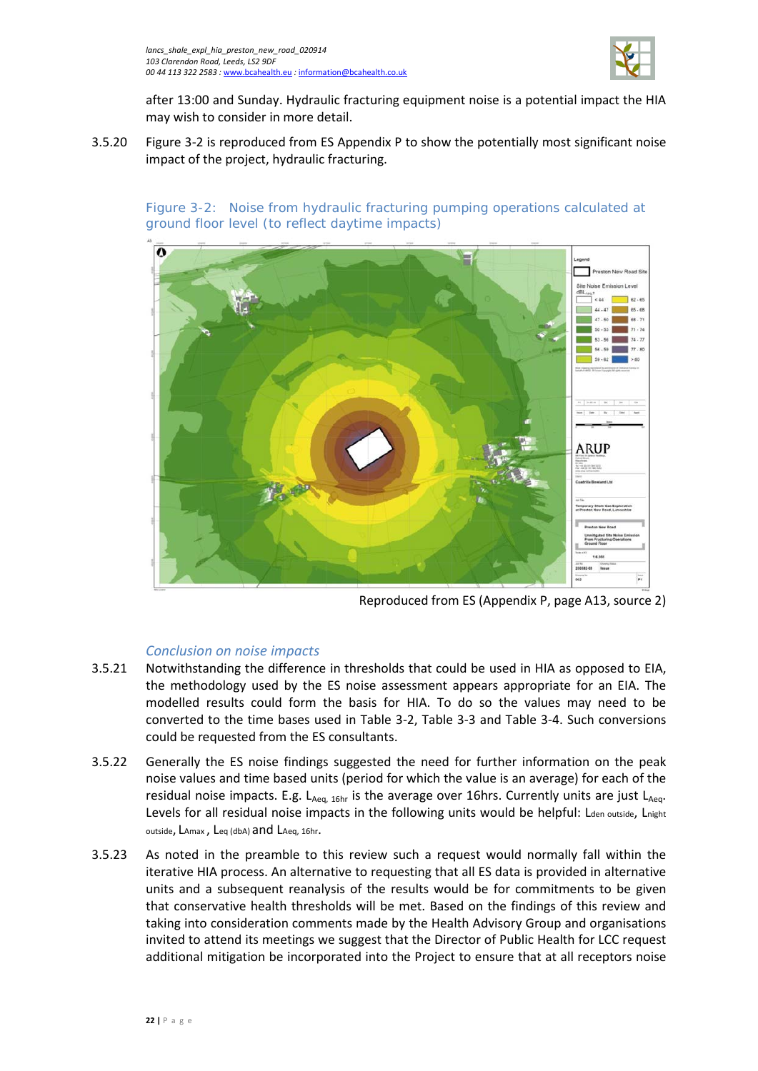after 13:00 and Sunday. Hydraulic fracturing equipment noise is a potential impact the HIA may wish to consider in more detail.

3.5.20 Figure 3-2 is reproduced from ES Appendix P to show the potentially most significant noise impact of the project, hydraulic fracturing.

Figure 3-2: Noise from hydraulic fracturing pumping operations calculated at ground floor level (to reflect daytime impacts)

Reproduced from ES (Appendix P, page A13, source 2)

### *Conclusion on noise impacts*

3.5.21 Notwithstanding the difference in thresholds that could be used in HIA as opposed to EIA, the methodology used by the ES noise assessment appears appropriate for an EIA. The modelled results could form the basis for HIA. To do so the values may need to be converted to the time bases used in Table 3-2, Table 3-3 and Table 3-4. Such conversions could be requested from the ES consultants.

3.5.22 Generally the ES noise findings suggested the need for further information on the peak noise values and time based units (period for which the value is an average) for each of the residual noise impacts. E.g. $L_{Aeq,\ 16hr}$ is the average over 16hrs. Currently units are just $L_{Aeq}$. Levels for all residual noise impacts in the following units would be helpful: $L_{den\ outside}$, $L_{night\ outside}$, $L_{Amax}$, $L_{eq\ (dbA)}$ and $L_{Aeq,\ 16hr}$.

3.5.23 As noted in the preamble to this review such a request would normally fall within the iterative HIA process. An alternative to requesting that all ES data is provided in alternative units and a subsequent reanalysis of the results would be for commitments to be given that conservative health thresholds will be met. Based on the findings of this review and taking into consideration comments made by the Health Advisory Group and organisations invited to attend its meetings we suggest that the Director of Public Health for LCC request additional mitigation be incorporated into the Project to ensure that at all receptors noise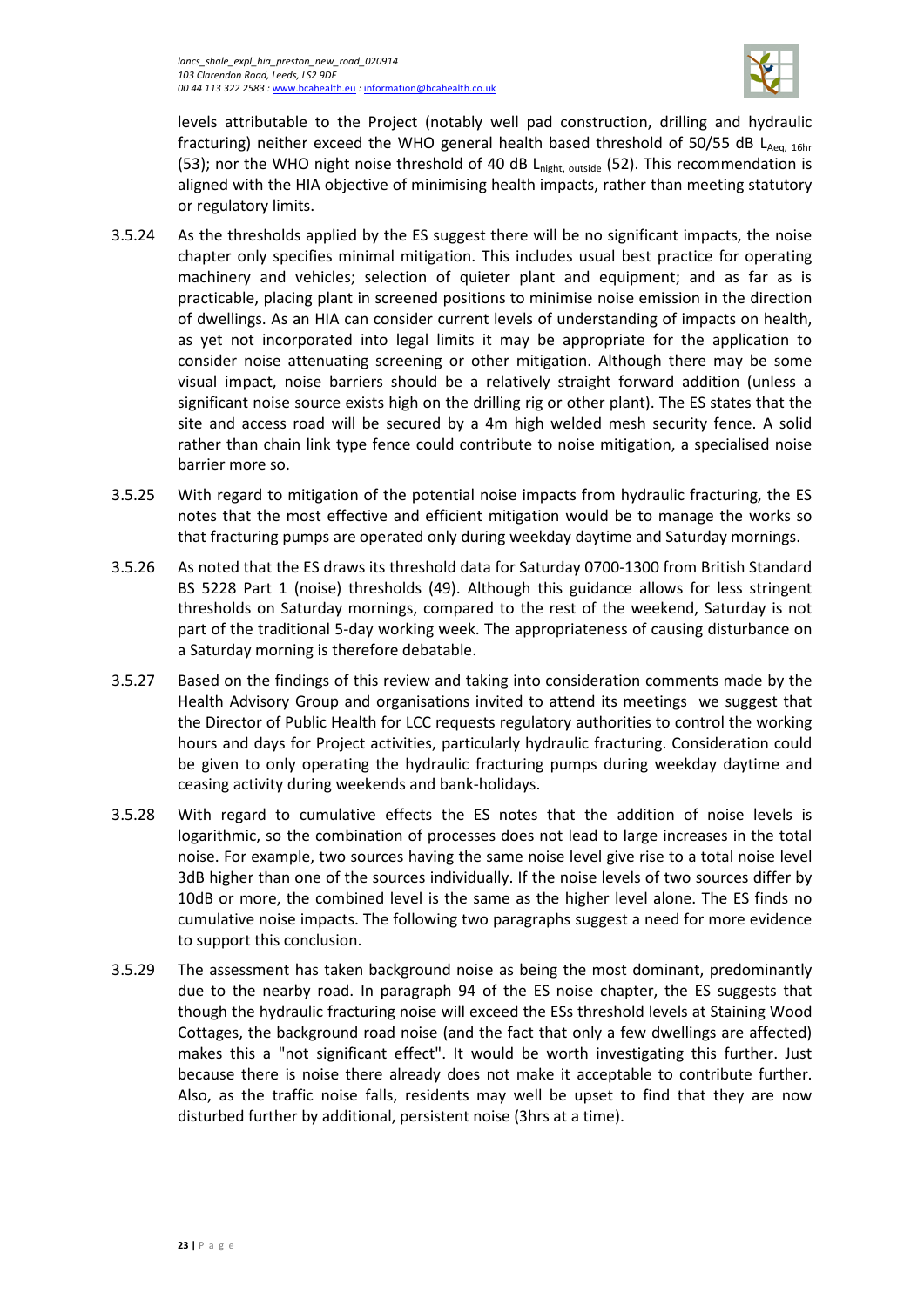levels attributable to the Project (notably well pad construction, drilling and hydraulic fracturing) neither exceed the WHO general health based threshold of 50/55 dB $L_{Aeq,\ 16hr}$ (53); nor the WHO night noise threshold of 40 dB $L_{night,\ outside}$ (52). This recommendation is aligned with the HIA objective of minimising health impacts, rather than meeting statutory or regulatory limits.

3.5.24 As the thresholds applied by the ES suggest there will be no significant impacts, the noise chapter only specifies minimal mitigation. This includes usual best practice for operating machinery and vehicles; selection of quieter plant and equipment; and as far as is practicable, placing plant in screened positions to minimise noise emission in the direction of dwellings. As an HIA can consider current levels of understanding of impacts on health, as yet not incorporated into legal limits it may be appropriate for the application to consider noise attenuating screening or other mitigation. Although there may be some visual impact, noise barriers should be a relatively straight forward addition (unless a significant noise source exists high on the drilling rig or other plant). The ES states that the site and access road will be secured by a 4m high welded mesh security fence. A solid rather than chain link type fence could contribute to noise mitigation, a specialised noise barrier more so.

3.5.25 With regard to mitigation of the potential noise impacts from hydraulic fracturing, the ES notes that the most effective and efficient mitigation would be to manage the works so that fracturing pumps are operated only during weekday daytime and Saturday mornings.

3.5.26 As noted that the ES draws its threshold data for Saturday 0700-1300 from British Standard BS 5228 Part 1 (noise) thresholds (49). Although this guidance allows for less stringent thresholds on Saturday mornings, compared to the rest of the weekend, Saturday is not part of the traditional 5-day working week. The appropriateness of causing disturbance on a Saturday morning is therefore debatable.

3.5.27 Based on the findings of this review and taking into consideration comments made by the Health Advisory Group and organisations invited to attend its meetings we suggest that the Director of Public Health for LCC requests regulatory authorities to control the working hours and days for Project activities, particularly hydraulic fracturing. Consideration could be given to only operating the hydraulic fracturing pumps during weekday daytime and ceasing activity during weekends and bank-holidays.

3.5.28 With regard to cumulative effects the ES notes that the addition of noise levels is logarithmic, so the combination of processes does not lead to large increases in the total noise. For example, two sources having the same noise level give rise to a total noise level 3dB higher than one of the sources individually. If the noise levels of two sources differ by 10dB or more, the combined level is the same as the higher level alone. The ES finds no cumulative noise impacts. The following two paragraphs suggest a need for more evidence to support this conclusion.

3.5.29 The assessment has taken background noise as being the most dominant, predominantly due to the nearby road. In paragraph 94 of the ES noise chapter, the ES suggests that though the hydraulic fracturing noise will exceed the ESs threshold levels at Staining Wood Cottages, the background road noise (and the fact that only a few dwellings are affected) makes this a "not significant effect". It would be worth investigating this further. Just because there is noise there already does not make it acceptable to contribute further. Also, as the traffic noise falls, residents may well be upset to find that they are now disturbed further by additional, persistent noise (3hrs at a time).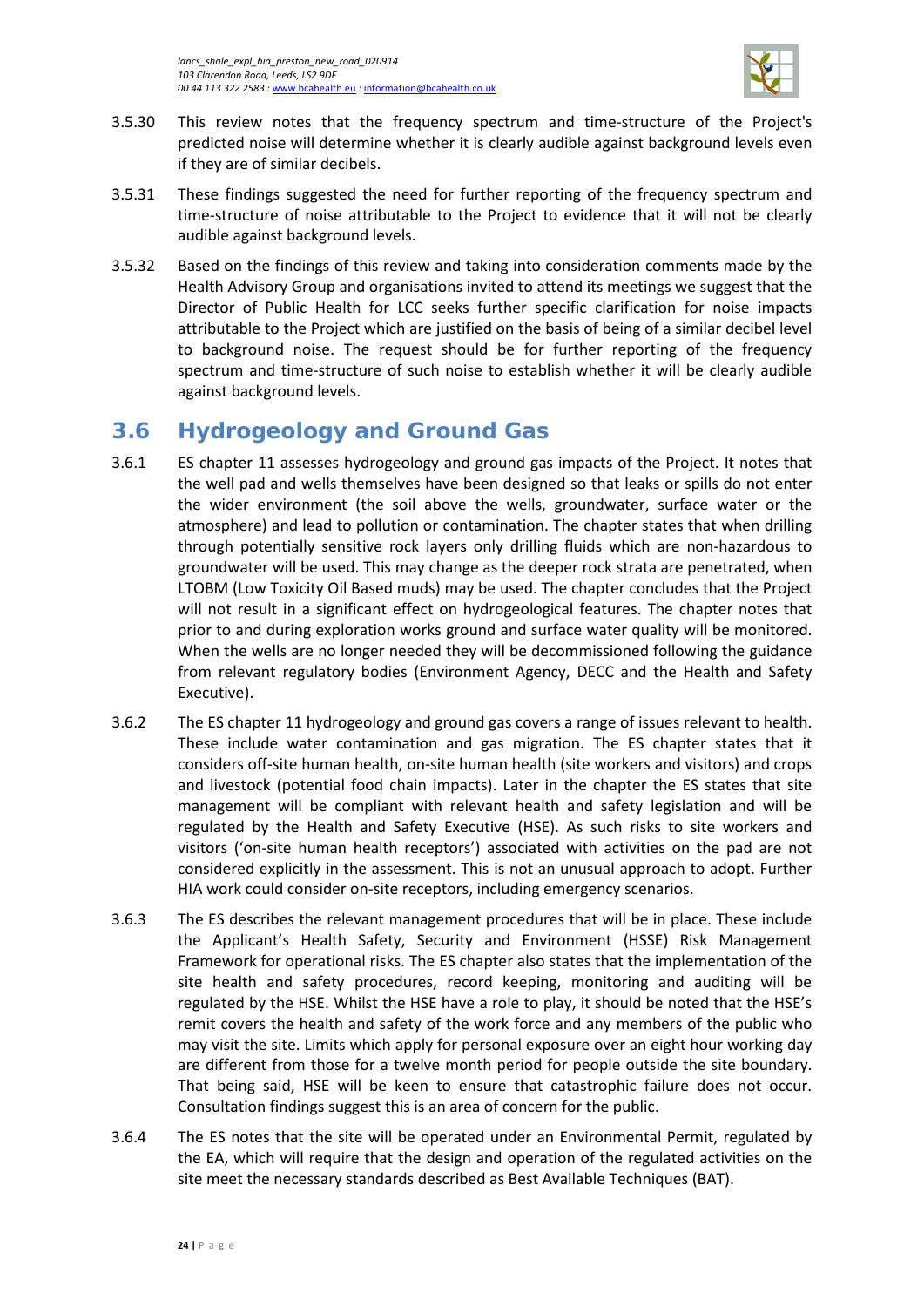3.5.30 This review notes that the frequency spectrum and time-structure of the Project's predicted noise will determine whether it is clearly audible against background levels even if they are of similar decibels.

3.5.31 These findings suggested the need for further reporting of the frequency spectrum and time-structure of noise attributable to the Project to evidence that it will not be clearly audible against background levels.

3.5.32 Based on the findings of this review and taking into consideration comments made by the Health Advisory Group and organisations invited to attend its meetings we suggest that the Director of Public Health for LCC seeks further specific clarification for noise impacts attributable to the Project which are justified on the basis of being of a similar decibel level to background noise. The request should be for further reporting of the frequency spectrum and time-structure of such noise to establish whether it will be clearly audible against background levels.

## 3.6 Hydrogeology and Ground Gas

3.6.1 ES chapter 11 assesses hydrogeology and ground gas impacts of the Project. It notes that the well pad and wells themselves have been designed so that leaks or spills do not enter the wider environment (the soil above the wells, groundwater, surface water or the atmosphere) and lead to pollution or contamination. The chapter states that when drilling through potentially sensitive rock layers only drilling fluids which are non-hazardous to groundwater will be used. This may change as the deeper rock strata are penetrated, when LTOBM (Low Toxicity Oil Based muds) may be used. The chapter concludes that the Project will not result in a significant effect on hydrogeological features. The chapter notes that prior to and during exploration works ground and surface water quality will be monitored. When the wells are no longer needed they will be decommissioned following the guidance from relevant regulatory bodies (Environment Agency, DECC and the Health and Safety Executive).

3.6.2 The ES chapter 11 hydrogeology and ground gas covers a range of issues relevant to health. These include water contamination and gas migration. The ES chapter states that it considers off-site human health, on-site human health (site workers and visitors) and crops and livestock (potential food chain impacts). Later in the chapter the ES states that site management will be compliant with relevant health and safety legislation and will be regulated by the Health and Safety Executive (HSE). As such risks to site workers and visitors ('on-site human health receptors') associated with activities on the pad are not considered explicitly in the assessment. This is not an unusual approach to adopt. Further HIA work could consider on-site receptors, including emergency scenarios.

3.6.3 The ES describes the relevant management procedures that will be in place. These include the Applicant's Health Safety, Security and Environment (HSSE) Risk Management Framework for operational risks. The ES chapter also states that the implementation of the site health and safety procedures, record keeping, monitoring and auditing will be regulated by the HSE. Whilst the HSE have a role to play, it should be noted that the HSE's remit covers the health and safety of the work force and any members of the public who may visit the site. Limits which apply for personal exposure over an eight hour working day are different from those for a twelve month period for people outside the site boundary. That being said, HSE will be keen to ensure that catastrophic failure does not occur. Consultation findings suggest this is an area of concern for the public.

3.6.4 The ES notes that the site will be operated under an Environmental Permit, regulated by the EA, which will require that the design and operation of the regulated activities on the site meet the necessary standards described as Best Available Techniques (BAT).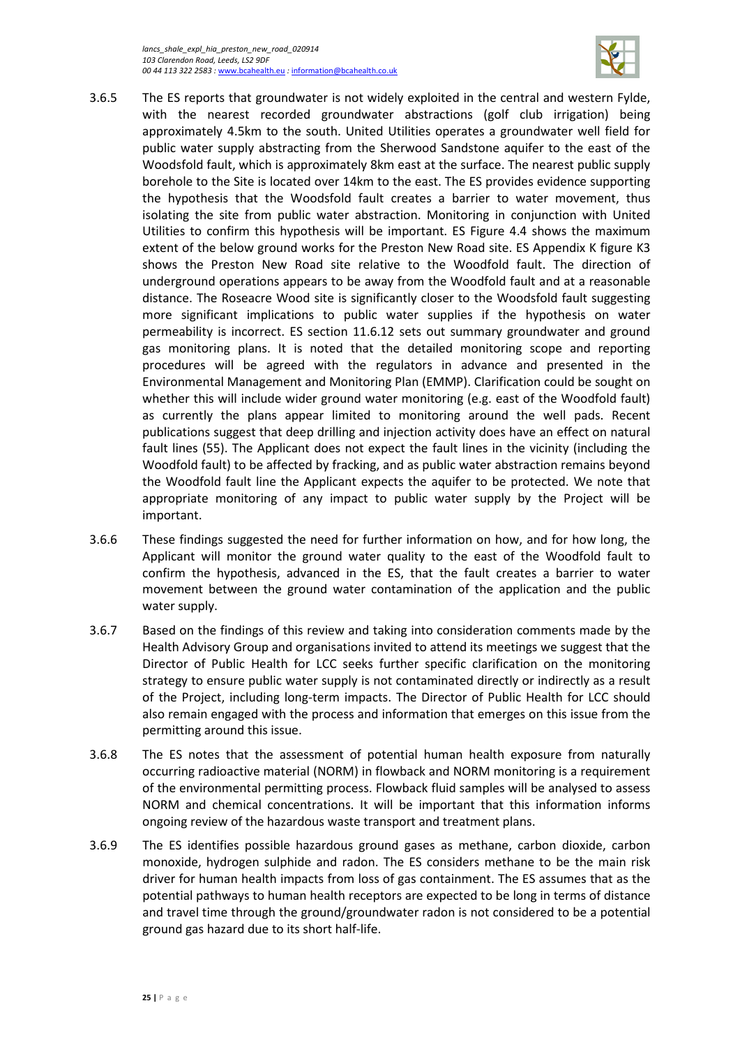3.6.5 The ES reports that groundwater is not widely exploited in the central and western Fylde, with the nearest recorded groundwater abstractions (golf club irrigation) being approximately 4.5km to the south. United Utilities operates a groundwater well field for public water supply abstracting from the Sherwood Sandstone aquifer to the east of the Woodsfold fault, which is approximately 8km east at the surface. The nearest public supply borehole to the Site is located over 14km to the east. The ES provides evidence supporting the hypothesis that the Woodsfold fault creates a barrier to water movement, thus isolating the site from public water abstraction. Monitoring in conjunction with United Utilities to confirm this hypothesis will be important. ES Figure 4.4 shows the maximum extent of the below ground works for the Preston New Road site. ES Appendix K figure K3 shows the Preston New Road site relative to the Woodfold fault. The direction of underground operations appears to be away from the Woodfold fault and at a reasonable distance. The Roseacre Wood site is significantly closer to the Woodsfold fault suggesting more significant implications to public water supplies if the hypothesis on water permeability is incorrect. ES section 11.6.12 sets out summary groundwater and ground gas monitoring plans. It is noted that the detailed monitoring scope and reporting procedures will be agreed with the regulators in advance and presented in the Environmental Management and Monitoring Plan (EMMP). Clarification could be sought on whether this will include wider ground water monitoring (e.g. east of the Woodfold fault) as currently the plans appear limited to monitoring around the well pads. Recent publications suggest that deep drilling and injection activity does have an effect on natural fault lines (55). The Applicant does not expect the fault lines in the vicinity (including the Woodfold fault) to be affected by fracking, and as public water abstraction remains beyond the Woodfold fault line the Applicant expects the aquifer to be protected. We note that appropriate monitoring of any impact to public water supply by the Project will be important.

3.6.6 These findings suggested the need for further information on how, and for how long, the Applicant will monitor the ground water quality to the east of the Woodfold fault to confirm the hypothesis, advanced in the ES, that the fault creates a barrier to water movement between the ground water contamination of the application and the public water supply.

3.6.7 Based on the findings of this review and taking into consideration comments made by the Health Advisory Group and organisations invited to attend its meetings we suggest that the Director of Public Health for LCC seeks further specific clarification on the monitoring strategy to ensure public water supply is not contaminated directly or indirectly as a result of the Project, including long-term impacts. The Director of Public Health for LCC should also remain engaged with the process and information that emerges on this issue from the permitting around this issue.

3.6.8 The ES notes that the assessment of potential human health exposure from naturally occurring radioactive material (NORM) in flowback and NORM monitoring is a requirement of the environmental permitting process. Flowback fluid samples will be analysed to assess NORM and chemical concentrations. It will be important that this information informs ongoing review of the hazardous waste transport and treatment plans.

3.6.9 The ES identifies possible hazardous ground gases as methane, carbon dioxide, carbon monoxide, hydrogen sulphide and radon. The ES considers methane to be the main risk driver for human health impacts from loss of gas containment. The ES assumes that as the potential pathways to human health receptors are expected to be long in terms of distance and travel time through the ground/groundwater radon is not considered to be a potential ground gas hazard due to its short half-life.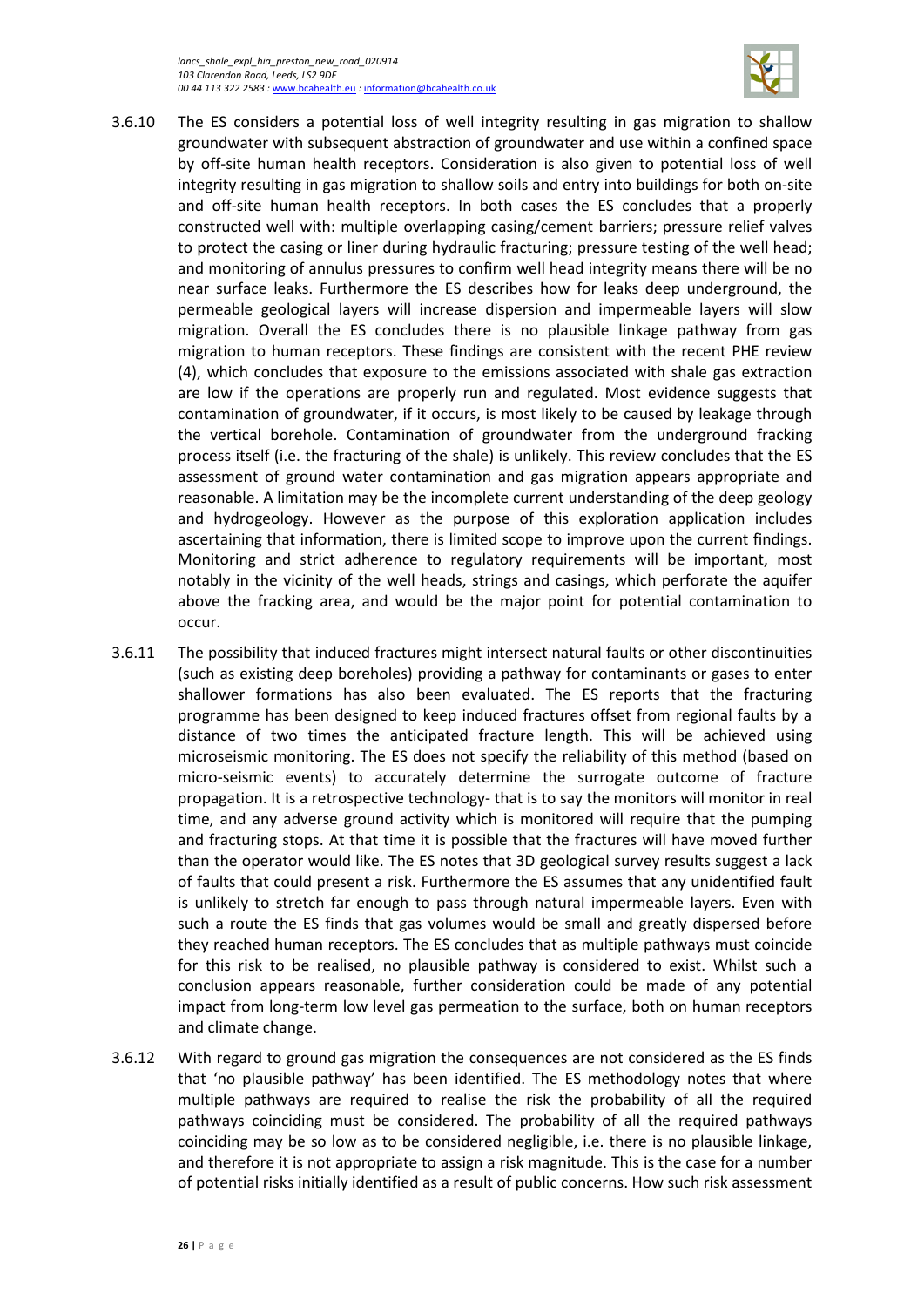3.6.10 The ES considers a potential loss of well integrity resulting in gas migration to shallow groundwater with subsequent abstraction of groundwater and use within a confined space by off-site human health receptors. Consideration is also given to potential loss of well integrity resulting in gas migration to shallow soils and entry into buildings for both on-site and off-site human health receptors. In both cases the ES concludes that a properly constructed well with: multiple overlapping casing/cement barriers; pressure relief valves to protect the casing or liner during hydraulic fracturing; pressure testing of the well head; and monitoring of annulus pressures to confirm well head integrity means there will be no near surface leaks. Furthermore the ES describes how for leaks deep underground, the permeable geological layers will increase dispersion and impermeable layers will slow migration. Overall the ES concludes there is no plausible linkage pathway from gas migration to human receptors. These findings are consistent with the recent PHE review (4), which concludes that exposure to the emissions associated with shale gas extraction are low if the operations are properly run and regulated. Most evidence suggests that contamination of groundwater, if it occurs, is most likely to be caused by leakage through the vertical borehole. Contamination of groundwater from the underground fracking process itself (i.e. the fracturing of the shale) is unlikely. This review concludes that the ES assessment of ground water contamination and gas migration appears appropriate and reasonable. A limitation may be the incomplete current understanding of the deep geology and hydrogeology. However as the purpose of this exploration application includes ascertaining that information, there is limited scope to improve upon the current findings. Monitoring and strict adherence to regulatory requirements will be important, most notably in the vicinity of the well heads, strings and casings, which perforate the aquifer above the fracking area, and would be the major point for potential contamination to occur.

3.6.11 The possibility that induced fractures might intersect natural faults or other discontinuities (such as existing deep boreholes) providing a pathway for contaminants or gases to enter shallower formations has also been evaluated. The ES reports that the fracturing programme has been designed to keep induced fractures offset from regional faults by a distance of two times the anticipated fracture length. This will be achieved using microseismic monitoring. The ES does not specify the reliability of this method (based on micro-seismic events) to accurately determine the surrogate outcome of fracture propagation. It is a retrospective technology- that is to say the monitors will monitor in real time, and any adverse ground activity which is monitored will require that the pumping and fracturing stops. At that time it is possible that the fractures will have moved further than the operator would like. The ES notes that 3D geological survey results suggest a lack of faults that could present a risk. Furthermore the ES assumes that any unidentified fault is unlikely to stretch far enough to pass through natural impermeable layers. Even with such a route the ES finds that gas volumes would be small and greatly dispersed before they reached human receptors. The ES concludes that as multiple pathways must coincide for this risk to be realised, no plausible pathway is considered to exist. Whilst such a conclusion appears reasonable, further consideration could be made of any potential impact from long-term low level gas permeation to the surface, both on human receptors and climate change.

3.6.12 With regard to ground gas migration the consequences are not considered as the ES finds that 'no plausible pathway' has been identified. The ES methodology notes that where multiple pathways are required to realise the risk the probability of all the required pathways coinciding must be considered. The probability of all the required pathways coinciding may be so low as to be considered negligible, i.e. there is no plausible linkage, and therefore it is not appropriate to assign a risk magnitude. This is the case for a number of potential risks initially identified as a result of public concerns. How such risk assessment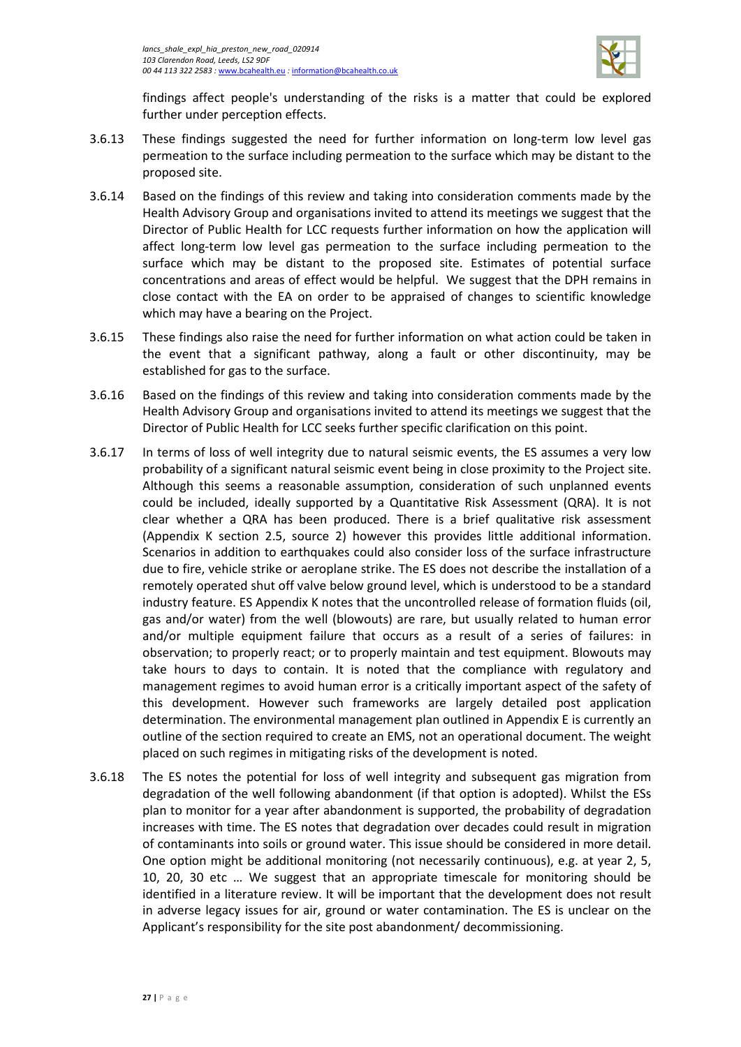findings affect people's understanding of the risks is a matter that could be explored further under perception effects.

3.6.13 These findings suggested the need for further information on long-term low level gas permeation to the surface including permeation to the surface which may be distant to the proposed site.

3.6.14 Based on the findings of this review and taking into consideration comments made by the Health Advisory Group and organisations invited to attend its meetings we suggest that the Director of Public Health for LCC requests further information on how the application will affect long-term low level gas permeation to the surface including permeation to the surface which may be distant to the proposed site. Estimates of potential surface concentrations and areas of effect would be helpful. We suggest that the DPH remains in close contact with the EA on order to be appraised of changes to scientific knowledge which may have a bearing on the Project.

3.6.15 These findings also raise the need for further information on what action could be taken in the event that a significant pathway, along a fault or other discontinuity, may be established for gas to the surface.

3.6.16 Based on the findings of this review and taking into consideration comments made by the Health Advisory Group and organisations invited to attend its meetings we suggest that the Director of Public Health for LCC seeks further specific clarification on this point.

3.6.17 In terms of loss of well integrity due to natural seismic events, the ES assumes a very low probability of a significant natural seismic event being in close proximity to the Project site. Although this seems a reasonable assumption, consideration of such unplanned events could be included, ideally supported by a Quantitative Risk Assessment (QRA). It is not clear whether a QRA has been produced. There is a brief qualitative risk assessment (Appendix K section 2.5, source 2) however this provides little additional information. Scenarios in addition to earthquakes could also consider loss of the surface infrastructure due to fire, vehicle strike or aeroplane strike. The ES does not describe the installation of a remotely operated shut off valve below ground level, which is understood to be a standard industry feature. ES Appendix K notes that the uncontrolled release of formation fluids (oil, gas and/or water) from the well (blowouts) are rare, but usually related to human error and/or multiple equipment failure that occurs as a result of a series of failures: in observation; to properly react; or to properly maintain and test equipment. Blowouts may take hours to days to contain. It is noted that the compliance with regulatory and management regimes to avoid human error is a critically important aspect of the safety of this development. However such frameworks are largely detailed post application determination. The environmental management plan outlined in Appendix E is currently an outline of the section required to create an EMS, not an operational document. The weight placed on such regimes in mitigating risks of the development is noted.

3.6.18 The ES notes the potential for loss of well integrity and subsequent gas migration from degradation of the well following abandonment (if that option is adopted). Whilst the ESs plan to monitor for a year after abandonment is supported, the probability of degradation increases with time. The ES notes that degradation over decades could result in migration of contaminants into soils or ground water. This issue should be considered in more detail. One option might be additional monitoring (not necessarily continuous), e.g. at year 2, 5, 10, 20, 30 etc … We suggest that an appropriate timescale for monitoring should be identified in a literature review. It will be important that the development does not result in adverse legacy issues for air, ground or water contamination. The ES is unclear on the Applicant's responsibility for the site post abandonment/ decommissioning.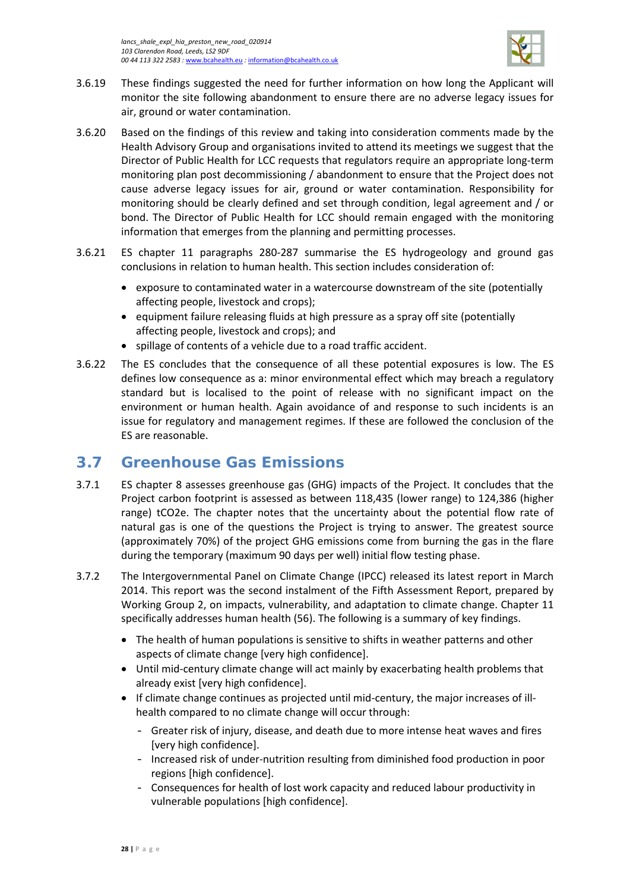3.6.19 These findings suggested the need for further information on how long the Applicant will monitor the site following abandonment to ensure there are no adverse legacy issues for air, ground or water contamination.

3.6.20 Based on the findings of this review and taking into consideration comments made by the Health Advisory Group and organisations invited to attend its meetings we suggest that the Director of Public Health for LCC requests that regulators require an appropriate long-term monitoring plan post decommissioning / abandonment to ensure that the Project does not cause adverse legacy issues for air, ground or water contamination. Responsibility for monitoring should be clearly defined and set through condition, legal agreement and / or bond. The Director of Public Health for LCC should remain engaged with the monitoring information that emerges from the planning and permitting processes.

3.6.21 ES chapter 11 paragraphs 280-287 summarise the ES hydrogeology and ground gas conclusions in relation to human health. This section includes consideration of:

- exposure to contaminated water in a watercourse downstream of the site (potentially affecting people, livestock and crops);
- equipment failure releasing fluids at high pressure as a spray off site (potentially affecting people, livestock and crops); and
- spillage of contents of a vehicle due to a road traffic accident.

3.6.22 The ES concludes that the consequence of all these potential exposures is low. The ES defines low consequence as a: minor environmental effect which may breach a regulatory standard but is localised to the point of release with no significant impact on the environment or human health. Again avoidance of and response to such incidents is an issue for regulatory and management regimes. If these are followed the conclusion of the ES are reasonable.

## 3.7 Greenhouse Gas Emissions

3.7.1 ES chapter 8 assesses greenhouse gas (GHG) impacts of the Project. It concludes that the Project carbon footprint is assessed as between 118,435 (lower range) to 124,386 (higher range) tCO2e. The chapter notes that the uncertainty about the potential flow rate of natural gas is one of the questions the Project is trying to answer. The greatest source (approximately 70%) of the project GHG emissions come from burning the gas in the flare during the temporary (maximum 90 days per well) initial flow testing phase.

3.7.2 The Intergovernmental Panel on Climate Change (IPCC) released its latest report in March 2014. This report was the second instalment of the Fifth Assessment Report, prepared by Working Group 2, on impacts, vulnerability, and adaptation to climate change. Chapter 11 specifically addresses human health (56). The following is a summary of key findings.

- The health of human populations is sensitive to shifts in weather patterns and other aspects of climate change [very high confidence].
- Until mid-century climate change will act mainly by exacerbating health problems that already exist [very high confidence].
- If climate change continues as projected until mid-century, the major increases of ill-health compared to no climate change will occur through:
  - Greater risk of injury, disease, and death due to more intense heat waves and fires [very high confidence].
  - Increased risk of under-nutrition resulting from diminished food production in poor regions [high confidence].
  - Consequences for health of lost work capacity and reduced labour productivity in vulnerable populations [high confidence].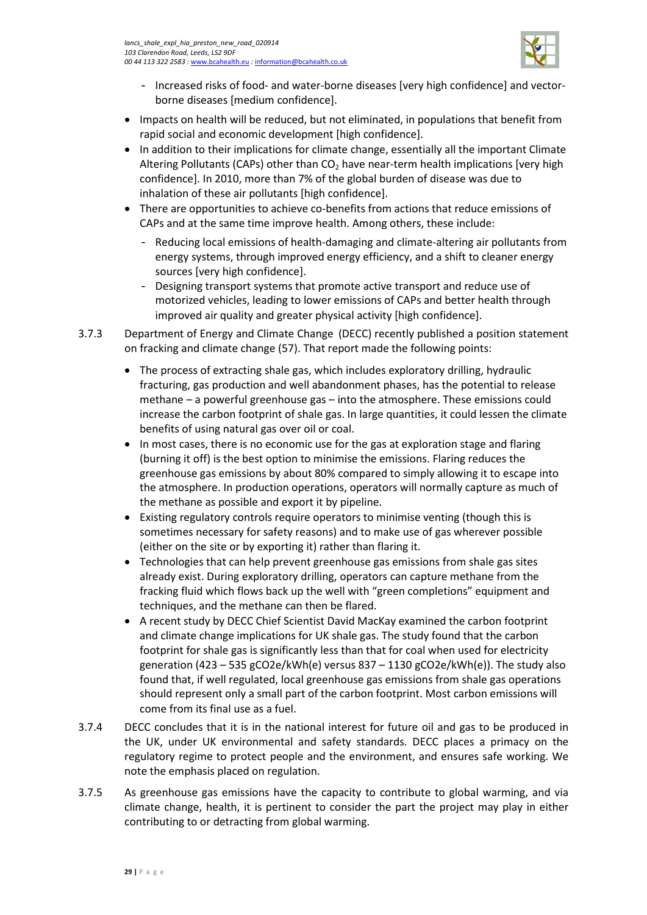- Increased risks of food- and water-borne diseases [very high confidence] and vector-borne diseases [medium confidence].
- Impacts on health will be reduced, but not eliminated, in populations that benefit from rapid social and economic development [high confidence].
- In addition to their implications for climate change, essentially all the important Climate Altering Pollutants (CAPs) other than $CO_2$ have near-term health implications [very high confidence]. In 2010, more than 7% of the global burden of disease was due to inhalation of these air pollutants [high confidence].
- There are opportunities to achieve co-benefits from actions that reduce emissions of CAPs and at the same time improve health. Among others, these include:
  - Reducing local emissions of health-damaging and climate-altering air pollutants from energy systems, through improved energy efficiency, and a shift to cleaner energy sources [very high confidence].
  - Designing transport systems that promote active transport and reduce use of motorized vehicles, leading to lower emissions of CAPs and better health through improved air quality and greater physical activity [high confidence].

3.7.3 Department of Energy and Climate Change (DECC) recently published a position statement on fracking and climate change (57). That report made the following points:

- The process of extracting shale gas, which includes exploratory drilling, hydraulic fracturing, gas production and well abandonment phases, has the potential to release methane – a powerful greenhouse gas – into the atmosphere. These emissions could increase the carbon footprint of shale gas. In large quantities, it could lessen the climate benefits of using natural gas over oil or coal.
- In most cases, there is no economic use for the gas at exploration stage and flaring (burning it off) is the best option to minimise the emissions. Flaring reduces the greenhouse gas emissions by about 80% compared to simply allowing it to escape into the atmosphere. In production operations, operators will normally capture as much of the methane as possible and export it by pipeline.
- Existing regulatory controls require operators to minimise venting (though this is sometimes necessary for safety reasons) and to make use of gas wherever possible (either on the site or by exporting it) rather than flaring it.
- Technologies that can help prevent greenhouse gas emissions from shale gas sites already exist. During exploratory drilling, operators can capture methane from the fracking fluid which flows back up the well with "green completions" equipment and techniques, and the methane can then be flared.
- A recent study by DECC Chief Scientist David MacKay examined the carbon footprint and climate change implications for UK shale gas. The study found that the carbon footprint for shale gas is significantly less than that for coal when used for electricity generation (423 – 535 gCO2e/kWh(e) versus 837 – 1130 gCO2e/kWh(e)). The study also found that, if well regulated, local greenhouse gas emissions from shale gas operations should represent only a small part of the carbon footprint. Most carbon emissions will come from its final use as a fuel.

3.7.4 DECC concludes that it is in the national interest for future oil and gas to be produced in the UK, under UK environmental and safety standards. DECC places a primacy on the regulatory regime to protect people and the environment, and ensures safe working. We note the emphasis placed on regulation.

3.7.5 As greenhouse gas emissions have the capacity to contribute to global warming, and via climate change, health, it is pertinent to consider the part the project may play in either contributing to or detracting from global warming.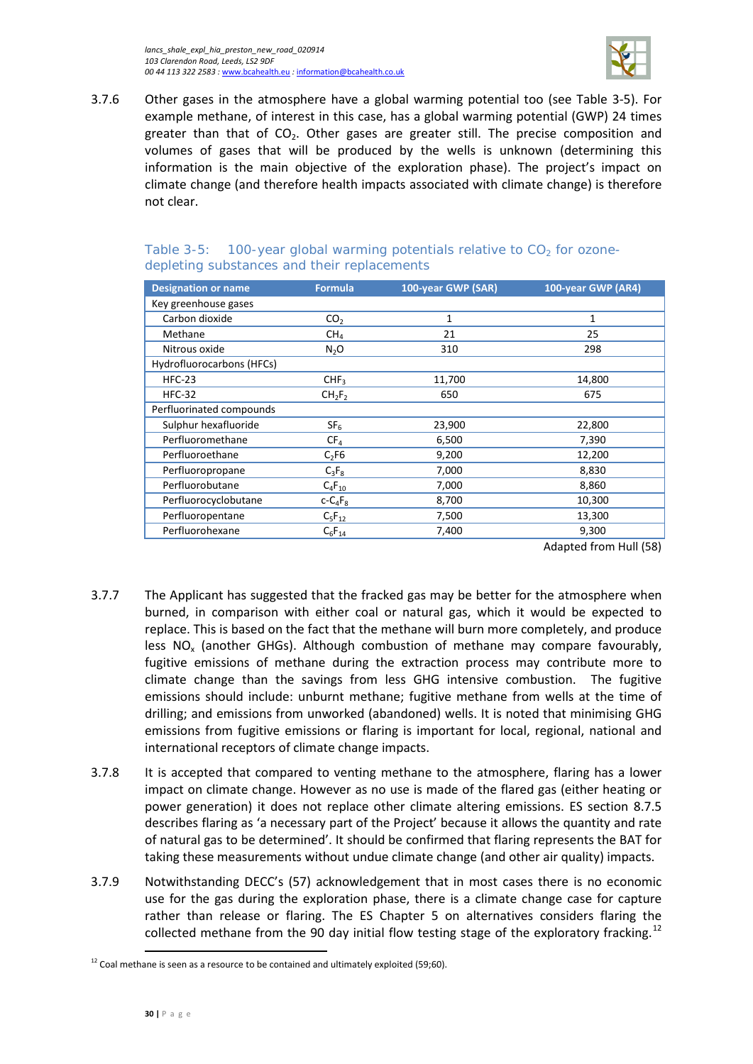3.7.6 Other gases in the atmosphere have a global warming potential too (see Table 3-5). For example methane, of interest in this case, has a global warming potential (GWP) 24 times greater than that of $CO_2$. Other gases are greater still. The precise composition and volumes of gases that will be produced by the wells is unknown (determining this information is the main objective of the exploration phase). The project's impact on climate change (and therefore health impacts associated with climate change) is therefore not clear.

Table 3-5: 100-year global warming potentials relative to $CO_2$ for ozone-depleting substances and their replacements

| Designation or name | Formula | 100-year GWP (SAR) | 100-year GWP (AR4) |
|---|---|---|---|
| Key greenhouse gases | | | |
| Carbon dioxide | $CO_2$ | 1 | 1 |
| Methane | $CH_4$ | 21 | 25 |
| Nitrous oxide | $N_2O$ | 310 | 298 |
| Hydrofluorocarbons (HFCs) | | | |
| HFC-23 | $CHF_3$ | 11,700 | 14,800 |
| HFC-32 | $CH_2F_2$ | 650 | 675 |
| Perfluorinated compounds | | | |
| Sulphur hexafluoride | $SF_6$ | 23,900 | 22,800 |
| Perfluoromethane | $CF_4$ | 6,500 | 7,390 |
| Perfluoroethane | $C_2F6$ | 9,200 | 12,200 |
| Perfluoropropane | $C_3F_8$ | 7,000 | 8,830 |
| Perfluorobutane | $C_4F_{10}$ | 7,000 | 8,860 |
| Perfluorocyclobutane | c-$C_4F_8$ | 8,700 | 10,300 |
| Perfluoropentane | $C_5F_{12}$ | 7,500 | 13,300 |
| Perfluorohexane | $C_6F_{14}$ | 7,400 | 9,300 |

Adapted from Hull (58)

3.7.7 The Applicant has suggested that the fracked gas may be better for the atmosphere when burned, in comparison with either coal or natural gas, which it would be expected to replace. This is based on the fact that the methane will burn more completely, and produce less $NO_x$ (another GHGs). Although combustion of methane may compare favourably, fugitive emissions of methane during the extraction process may contribute more to climate change than the savings from less GHG intensive combustion. The fugitive emissions should include: unburnt methane; fugitive methane from wells at the time of drilling; and emissions from unworked (abandoned) wells. It is noted that minimising GHG emissions from fugitive emissions or flaring is important for local, regional, national and international receptors of climate change impacts.

3.7.8 It is accepted that compared to venting methane to the atmosphere, flaring has a lower impact on climate change. However as no use is made of the flared gas (either heating or power generation) it does not replace other climate altering emissions. ES section 8.7.5 describes flaring as 'a necessary part of the Project' because it allows the quantity and rate of natural gas to be determined'. It should be confirmed that flaring represents the BAT for taking these measurements without undue climate change (and other air quality) impacts.

3.7.9 Notwithstanding DECC's (57) acknowledgement that in most cases there is no economic use for the gas during the exploration phase, there is a climate change case for capture rather than release or flaring. The ES Chapter 5 on alternatives considers flaring the collected methane from the 90 day initial flow testing stage of the exploratory fracking.[12]

[12] Coal methane is seen as a resource to be contained and ultimately exploited (59;60).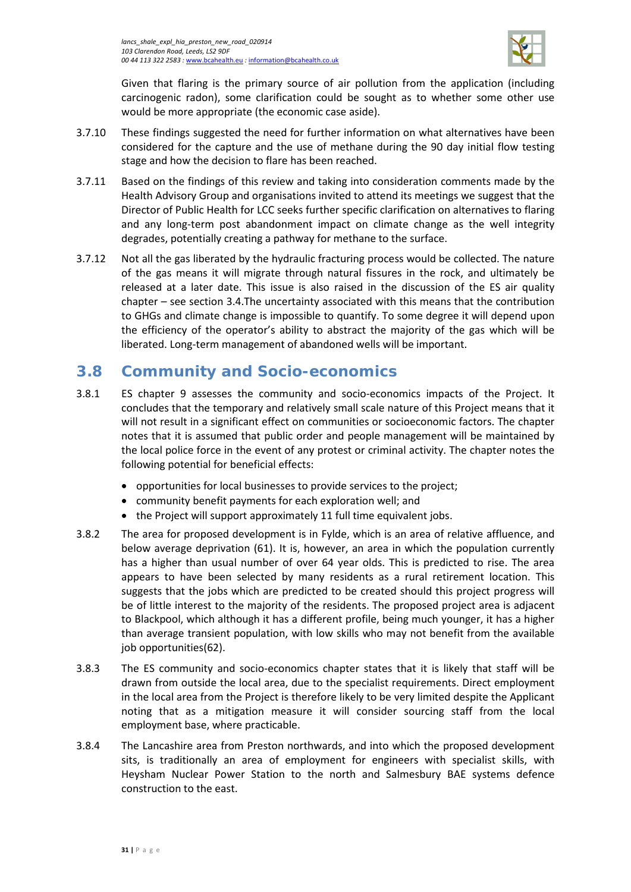Given that flaring is the primary source of air pollution from the application (including carcinogenic radon), some clarification could be sought as to whether some other use would be more appropriate (the economic case aside).

3.7.10 These findings suggested the need for further information on what alternatives have been considered for the capture and the use of methane during the 90 day initial flow testing stage and how the decision to flare has been reached.

3.7.11 Based on the findings of this review and taking into consideration comments made by the Health Advisory Group and organisations invited to attend its meetings we suggest that the Director of Public Health for LCC seeks further specific clarification on alternatives to flaring and any long-term post abandonment impact on climate change as the well integrity degrades, potentially creating a pathway for methane to the surface.

3.7.12 Not all the gas liberated by the hydraulic fracturing process would be collected. The nature of the gas means it will migrate through natural fissures in the rock, and ultimately be released at a later date. This issue is also raised in the discussion of the ES air quality chapter – see section 3.4.The uncertainty associated with this means that the contribution to GHGs and climate change is impossible to quantify. To some degree it will depend upon the efficiency of the operator's ability to abstract the majority of the gas which will be liberated. Long-term management of abandoned wells will be important.

## 3.8 Community and Socio-economics

3.8.1 ES chapter 9 assesses the community and socio-economics impacts of the Project. It concludes that the temporary and relatively small scale nature of this Project means that it will not result in a significant effect on communities or socioeconomic factors. The chapter notes that it is assumed that public order and people management will be maintained by the local police force in the event of any protest or criminal activity. The chapter notes the following potential for beneficial effects:

- opportunities for local businesses to provide services to the project;
- community benefit payments for each exploration well; and
- the Project will support approximately 11 full time equivalent jobs.

3.8.2 The area for proposed development is in Fylde, which is an area of relative affluence, and below average deprivation (61). It is, however, an area in which the population currently has a higher than usual number of over 64 year olds. This is predicted to rise. The area appears to have been selected by many residents as a rural retirement location. This suggests that the jobs which are predicted to be created should this project progress will be of little interest to the majority of the residents. The proposed project area is adjacent to Blackpool, which although it has a different profile, being much younger, it has a higher than average transient population, with low skills who may not benefit from the available job opportunities(62).

3.8.3 The ES community and socio-economics chapter states that it is likely that staff will be drawn from outside the local area, due to the specialist requirements. Direct employment in the local area from the Project is therefore likely to be very limited despite the Applicant noting that as a mitigation measure it will consider sourcing staff from the local employment base, where practicable.

3.8.4 The Lancashire area from Preston northwards, and into which the proposed development sits, is traditionally an area of employment for engineers with specialist skills, with Heysham Nuclear Power Station to the north and Salmesbury BAE systems defence construction to the east.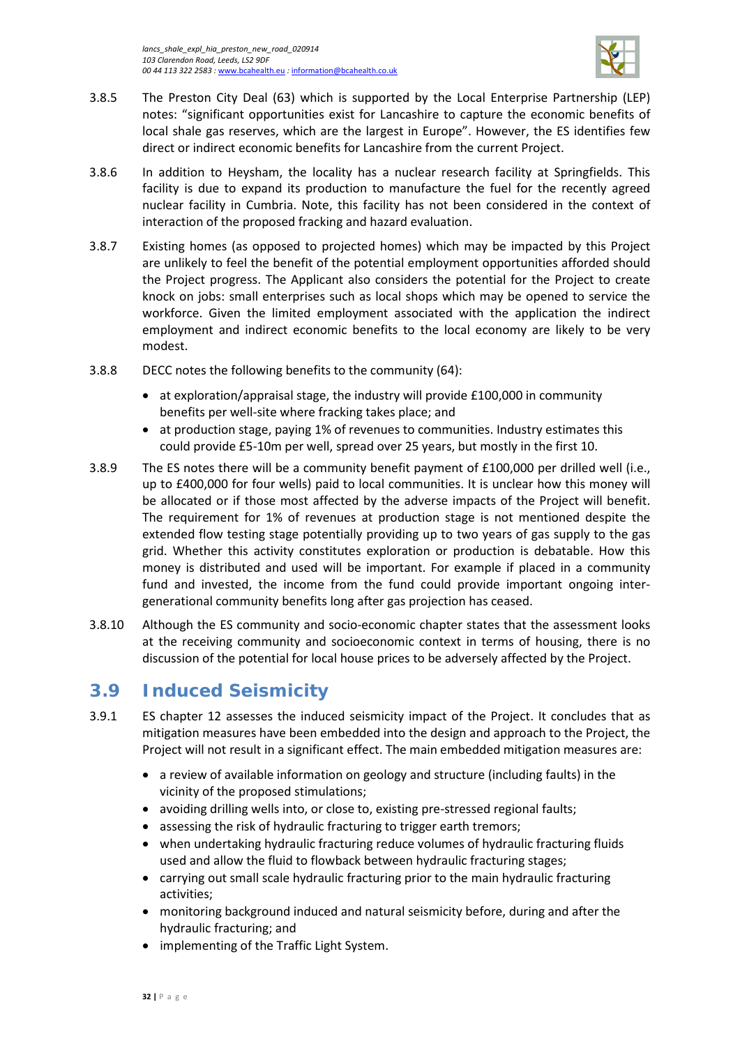3.8.5 The Preston City Deal (63) which is supported by the Local Enterprise Partnership (LEP) notes: "significant opportunities exist for Lancashire to capture the economic benefits of local shale gas reserves, which are the largest in Europe". However, the ES identifies few direct or indirect economic benefits for Lancashire from the current Project.

3.8.6 In addition to Heysham, the locality has a nuclear research facility at Springfields. This facility is due to expand its production to manufacture the fuel for the recently agreed nuclear facility in Cumbria. Note, this facility has not been considered in the context of interaction of the proposed fracking and hazard evaluation.

3.8.7 Existing homes (as opposed to projected homes) which may be impacted by this Project are unlikely to feel the benefit of the potential employment opportunities afforded should the Project progress. The Applicant also considers the potential for the Project to create knock on jobs: small enterprises such as local shops which may be opened to service the workforce. Given the limited employment associated with the application the indirect employment and indirect economic benefits to the local economy are likely to be very modest.

3.8.8 DECC notes the following benefits to the community (64):

- at exploration/appraisal stage, the industry will provide £100,000 in community benefits per well-site where fracking takes place; and
- at production stage, paying 1% of revenues to communities. Industry estimates this could provide £5-10m per well, spread over 25 years, but mostly in the first 10.

3.8.9 The ES notes there will be a community benefit payment of £100,000 per drilled well (i.e., up to £400,000 for four wells) paid to local communities. It is unclear how this money will be allocated or if those most affected by the adverse impacts of the Project will benefit. The requirement for 1% of revenues at production stage is not mentioned despite the extended flow testing stage potentially providing up to two years of gas supply to the gas grid. Whether this activity constitutes exploration or production is debatable. How this money is distributed and used will be important. For example if placed in a community fund and invested, the income from the fund could provide important ongoing inter-generational community benefits long after gas projection has ceased.

3.8.10 Although the ES community and socio-economic chapter states that the assessment looks at the receiving community and socioeconomic context in terms of housing, there is no discussion of the potential for local house prices to be adversely affected by the Project.

## 3.9 Induced Seismicity

3.9.1 ES chapter 12 assesses the induced seismicity impact of the Project. It concludes that as mitigation measures have been embedded into the design and approach to the Project, the Project will not result in a significant effect. The main embedded mitigation measures are:

- a review of available information on geology and structure (including faults) in the vicinity of the proposed stimulations;
- avoiding drilling wells into, or close to, existing pre-stressed regional faults;
- assessing the risk of hydraulic fracturing to trigger earth tremors;
- when undertaking hydraulic fracturing reduce volumes of hydraulic fracturing fluids used and allow the fluid to flowback between hydraulic fracturing stages;
- carrying out small scale hydraulic fracturing prior to the main hydraulic fracturing activities;
- monitoring background induced and natural seismicity before, during and after the hydraulic fracturing; and
- implementing of the Traffic Light System.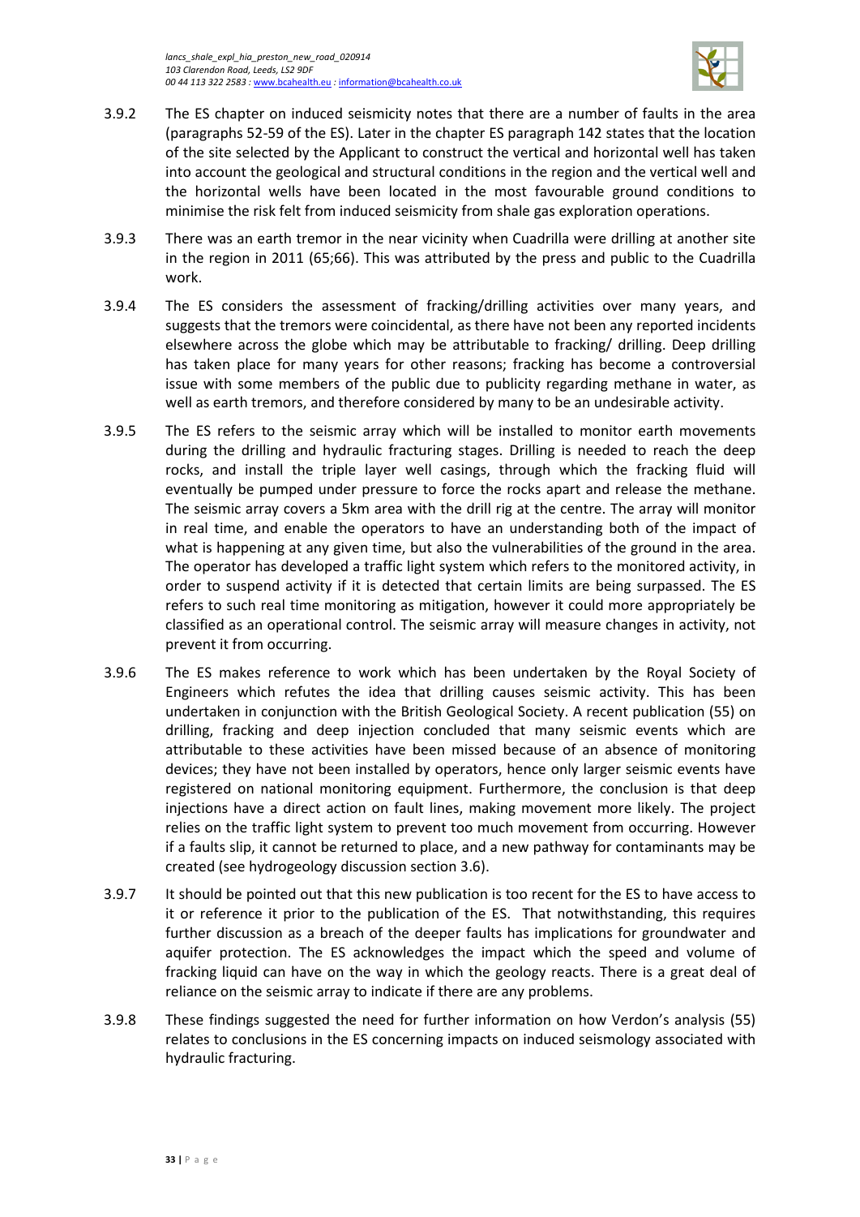3.9.2 The ES chapter on induced seismicity notes that there are a number of faults in the area (paragraphs 52-59 of the ES). Later in the chapter ES paragraph 142 states that the location of the site selected by the Applicant to construct the vertical and horizontal well has taken into account the geological and structural conditions in the region and the vertical well and the horizontal wells have been located in the most favourable ground conditions to minimise the risk felt from induced seismicity from shale gas exploration operations.

3.9.3 There was an earth tremor in the near vicinity when Cuadrilla were drilling at another site in the region in 2011 (65;66). This was attributed by the press and public to the Cuadrilla work.

3.9.4 The ES considers the assessment of fracking/drilling activities over many years, and suggests that the tremors were coincidental, as there have not been any reported incidents elsewhere across the globe which may be attributable to fracking/ drilling. Deep drilling has taken place for many years for other reasons; fracking has become a controversial issue with some members of the public due to publicity regarding methane in water, as well as earth tremors, and therefore considered by many to be an undesirable activity.

3.9.5 The ES refers to the seismic array which will be installed to monitor earth movements during the drilling and hydraulic fracturing stages. Drilling is needed to reach the deep rocks, and install the triple layer well casings, through which the fracking fluid will eventually be pumped under pressure to force the rocks apart and release the methane. The seismic array covers a 5km area with the drill rig at the centre. The array will monitor in real time, and enable the operators to have an understanding both of the impact of what is happening at any given time, but also the vulnerabilities of the ground in the area. The operator has developed a traffic light system which refers to the monitored activity, in order to suspend activity if it is detected that certain limits are being surpassed. The ES refers to such real time monitoring as mitigation, however it could more appropriately be classified as an operational control. The seismic array will measure changes in activity, not prevent it from occurring.

3.9.6 The ES makes reference to work which has been undertaken by the Royal Society of Engineers which refutes the idea that drilling causes seismic activity. This has been undertaken in conjunction with the British Geological Society. A recent publication (55) on drilling, fracking and deep injection concluded that many seismic events which are attributable to these activities have been missed because of an absence of monitoring devices; they have not been installed by operators, hence only larger seismic events have registered on national monitoring equipment. Furthermore, the conclusion is that deep injections have a direct action on fault lines, making movement more likely. The project relies on the traffic light system to prevent too much movement from occurring. However if a faults slip, it cannot be returned to place, and a new pathway for contaminants may be created (see hydrogeology discussion section 3.6).

3.9.7 It should be pointed out that this new publication is too recent for the ES to have access to it or reference it prior to the publication of the ES. That notwithstanding, this requires further discussion as a breach of the deeper faults has implications for groundwater and aquifer protection. The ES acknowledges the impact which the speed and volume of fracking liquid can have on the way in which the geology reacts. There is a great deal of reliance on the seismic array to indicate if there are any problems.

3.9.8 These findings suggested the need for further information on how Verdon's analysis (55) relates to conclusions in the ES concerning impacts on induced seismology associated with hydraulic fracturing.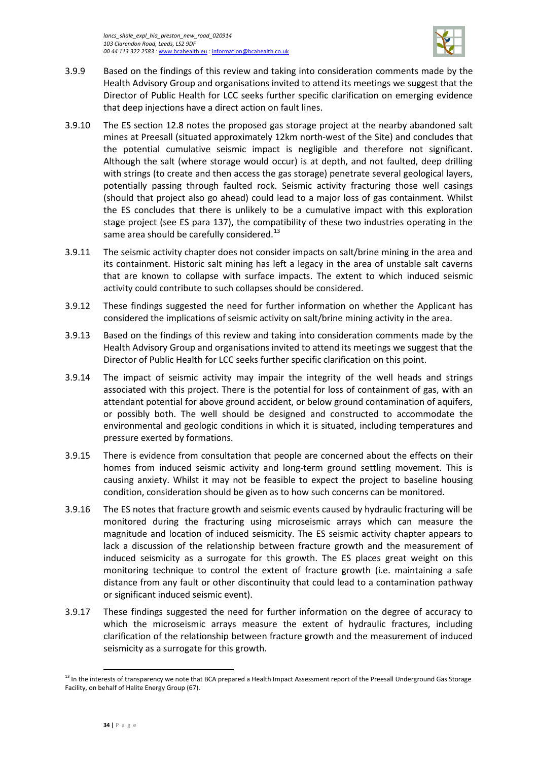3.9.9 Based on the findings of this review and taking into consideration comments made by the Health Advisory Group and organisations invited to attend its meetings we suggest that the Director of Public Health for LCC seeks further specific clarification on emerging evidence that deep injections have a direct action on fault lines.

3.9.10 The ES section 12.8 notes the proposed gas storage project at the nearby abandoned salt mines at Preesall (situated approximately 12km north-west of the Site) and concludes that the potential cumulative seismic impact is negligible and therefore not significant. Although the salt (where storage would occur) is at depth, and not faulted, deep drilling with strings (to create and then access the gas storage) penetrate several geological layers, potentially passing through faulted rock. Seismic activity fracturing those well casings (should that project also go ahead) could lead to a major loss of gas containment. Whilst the ES concludes that there is unlikely to be a cumulative impact with this exploration stage project (see ES para 137), the compatibility of these two industries operating in the same area should be carefully considered.[13]

3.9.11 The seismic activity chapter does not consider impacts on salt/brine mining in the area and its containment. Historic salt mining has left a legacy in the area of unstable salt caverns that are known to collapse with surface impacts. The extent to which induced seismic activity could contribute to such collapses should be considered.

3.9.12 These findings suggested the need for further information on whether the Applicant has considered the implications of seismic activity on salt/brine mining activity in the area.

3.9.13 Based on the findings of this review and taking into consideration comments made by the Health Advisory Group and organisations invited to attend its meetings we suggest that the Director of Public Health for LCC seeks further specific clarification on this point.

3.9.14 The impact of seismic activity may impair the integrity of the well heads and strings associated with this project. There is the potential for loss of containment of gas, with an attendant potential for above ground accident, or below ground contamination of aquifers, or possibly both. The well should be designed and constructed to accommodate the environmental and geologic conditions in which it is situated, including temperatures and pressure exerted by formations.

3.9.15 There is evidence from consultation that people are concerned about the effects on their homes from induced seismic activity and long-term ground settling movement. This is causing anxiety. Whilst it may not be feasible to expect the project to baseline housing condition, consideration should be given as to how such concerns can be monitored.

3.9.16 The ES notes that fracture growth and seismic events caused by hydraulic fracturing will be monitored during the fracturing using microseismic arrays which can measure the magnitude and location of induced seismicity. The ES seismic activity chapter appears to lack a discussion of the relationship between fracture growth and the measurement of induced seismicity as a surrogate for this growth. The ES places great weight on this monitoring technique to control the extent of fracture growth (i.e. maintaining a safe distance from any fault or other discontinuity that could lead to a contamination pathway or significant induced seismic event).

3.9.17 These findings suggested the need for further information on the degree of accuracy to which the microseismic arrays measure the extent of hydraulic fractures, including clarification of the relationship between fracture growth and the measurement of induced seismicity as a surrogate for this growth.

[13] In the interests of transparency we note that BCA prepared a Health Impact Assessment report of the Preesall Underground Gas Storage Facility, on behalf of Halite Energy Group (67).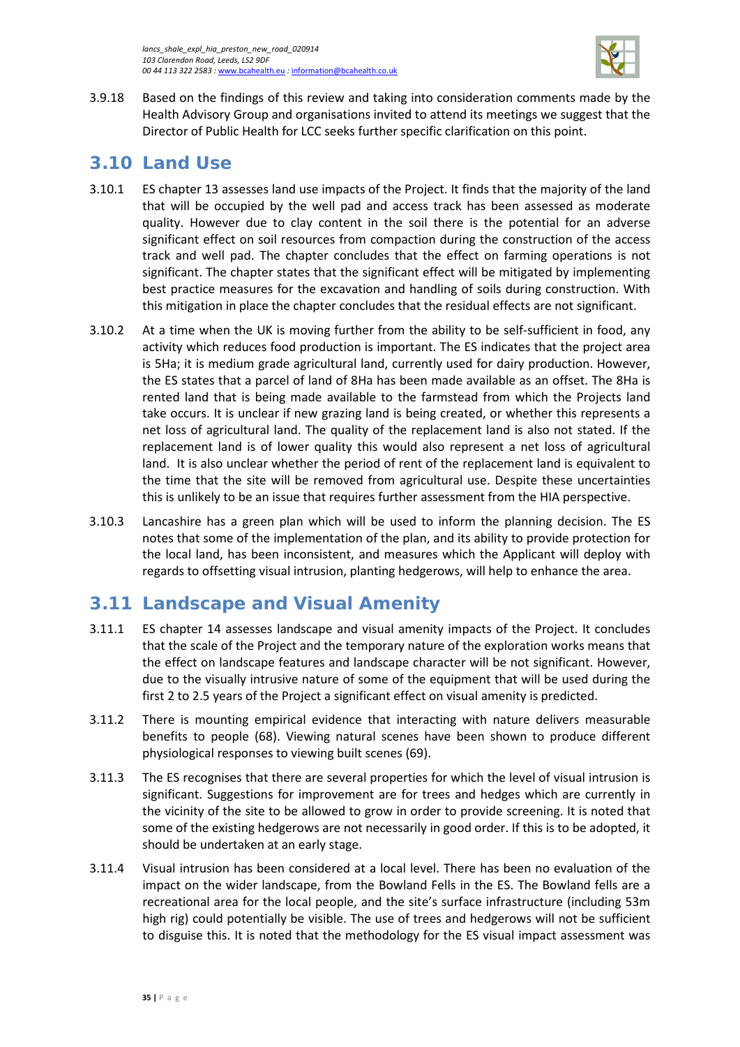3.9.18 Based on the findings of this review and taking into consideration comments made by the Health Advisory Group and organisations invited to attend its meetings we suggest that the Director of Public Health for LCC seeks further specific clarification on this point.

## 3.10 Land Use

3.10.1 ES chapter 13 assesses land use impacts of the Project. It finds that the majority of the land that will be occupied by the well pad and access track has been assessed as moderate quality. However due to clay content in the soil there is the potential for an adverse significant effect on soil resources from compaction during the construction of the access track and well pad. The chapter concludes that the effect on farming operations is not significant. The chapter states that the significant effect will be mitigated by implementing best practice measures for the excavation and handling of soils during construction. With this mitigation in place the chapter concludes that the residual effects are not significant.

3.10.2 At a time when the UK is moving further from the ability to be self-sufficient in food, any activity which reduces food production is important. The ES indicates that the project area is 5Ha; it is medium grade agricultural land, currently used for dairy production. However, the ES states that a parcel of land of 8Ha has been made available as an offset. The 8Ha is rented land that is being made available to the farmstead from which the Projects land take occurs. It is unclear if new grazing land is being created, or whether this represents a net loss of agricultural land. The quality of the replacement land is also not stated. If the replacement land is of lower quality this would also represent a net loss of agricultural land. It is also unclear whether the period of rent of the replacement land is equivalent to the time that the site will be removed from agricultural use. Despite these uncertainties this is unlikely to be an issue that requires further assessment from the HIA perspective.

3.10.3 Lancashire has a green plan which will be used to inform the planning decision. The ES notes that some of the implementation of the plan, and its ability to provide protection for the local land, has been inconsistent, and measures which the Applicant will deploy with regards to offsetting visual intrusion, planting hedgerows, will help to enhance the area.

## 3.11 Landscape and Visual Amenity

3.11.1 ES chapter 14 assesses landscape and visual amenity impacts of the Project. It concludes that the scale of the Project and the temporary nature of the exploration works means that the effect on landscape features and landscape character will be not significant. However, due to the visually intrusive nature of some of the equipment that will be used during the first 2 to 2.5 years of the Project a significant effect on visual amenity is predicted.

3.11.2 There is mounting empirical evidence that interacting with nature delivers measurable benefits to people (68). Viewing natural scenes have been shown to produce different physiological responses to viewing built scenes (69).

3.11.3 The ES recognises that there are several properties for which the level of visual intrusion is significant. Suggestions for improvement are for trees and hedges which are currently in the vicinity of the site to be allowed to grow in order to provide screening. It is noted that some of the existing hedgerows are not necessarily in good order. If this is to be adopted, it should be undertaken at an early stage.

3.11.4 Visual intrusion has been considered at a local level. There has been no evaluation of the impact on the wider landscape, from the Bowland Fells in the ES. The Bowland fells are a recreational area for the local people, and the site's surface infrastructure (including 53m high rig) could potentially be visible. The use of trees and hedgerows will not be sufficient to disguise this. It is noted that the methodology for the ES visual impact assessment was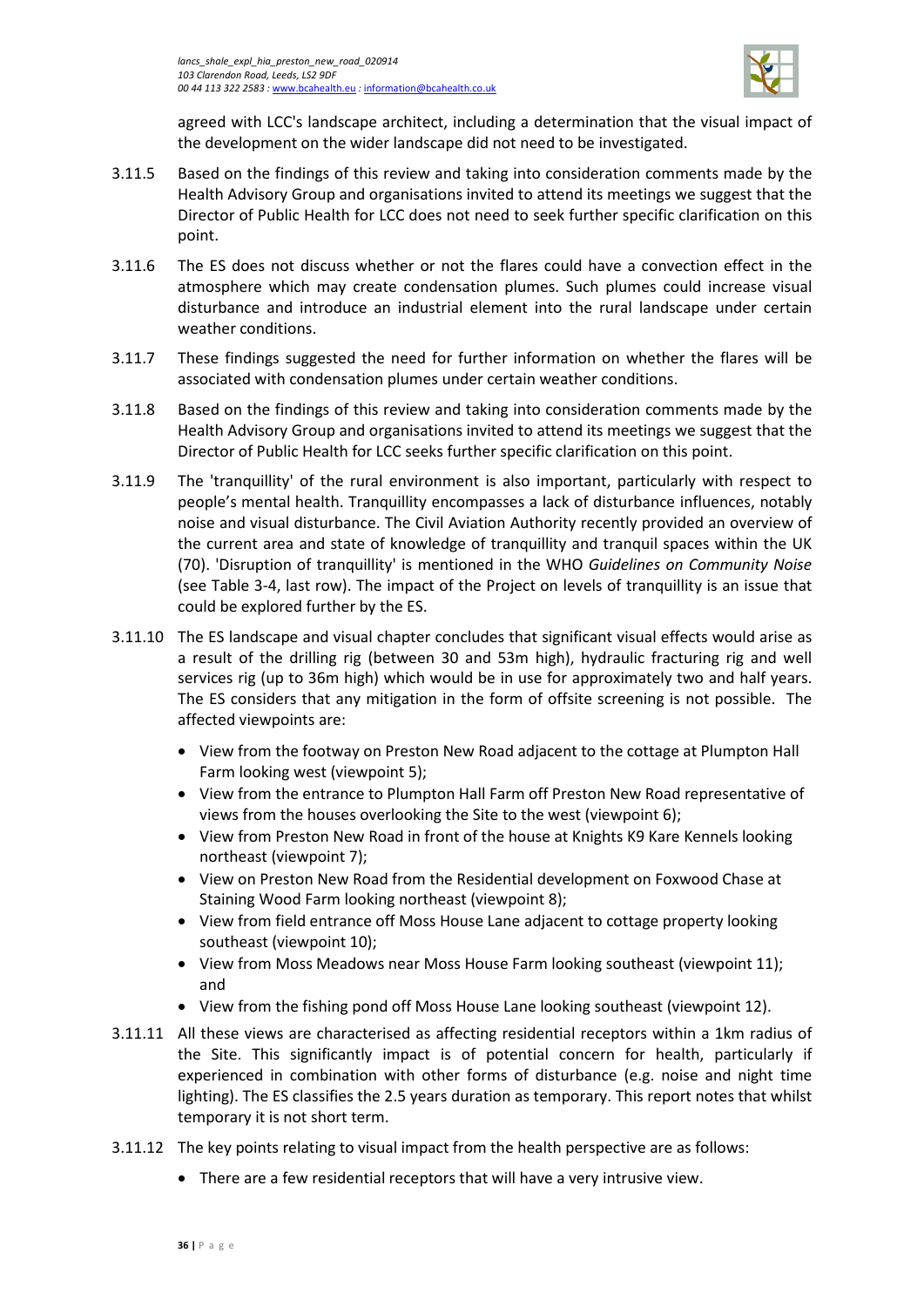agreed with LCC's landscape architect, including a determination that the visual impact of the development on the wider landscape did not need to be investigated.

3.11.5 Based on the findings of this review and taking into consideration comments made by the Health Advisory Group and organisations invited to attend its meetings we suggest that the Director of Public Health for LCC does not need to seek further specific clarification on this point.

3.11.6 The ES does not discuss whether or not the flares could have a convection effect in the atmosphere which may create condensation plumes. Such plumes could increase visual disturbance and introduce an industrial element into the rural landscape under certain weather conditions.

3.11.7 These findings suggested the need for further information on whether the flares will be associated with condensation plumes under certain weather conditions.

3.11.8 Based on the findings of this review and taking into consideration comments made by the Health Advisory Group and organisations invited to attend its meetings we suggest that the Director of Public Health for LCC seeks further specific clarification on this point.

3.11.9 The 'tranquillity' of the rural environment is also important, particularly with respect to people's mental health. Tranquillity encompasses a lack of disturbance influences, notably noise and visual disturbance. The Civil Aviation Authority recently provided an overview of the current area and state of knowledge of tranquillity and tranquil spaces within the UK (70). 'Disruption of tranquillity' is mentioned in the WHO *Guidelines on Community Noise* (see Table 3-4, last row). The impact of the Project on levels of tranquillity is an issue that could be explored further by the ES.

3.11.10 The ES landscape and visual chapter concludes that significant visual effects would arise as a result of the drilling rig (between 30 and 53m high), hydraulic fracturing rig and well services rig (up to 36m high) which would be in use for approximately two and half years. The ES considers that any mitigation in the form of offsite screening is not possible. The affected viewpoints are:

- View from the footway on Preston New Road adjacent to the cottage at Plumpton Hall Farm looking west (viewpoint 5);
- View from the entrance to Plumpton Hall Farm off Preston New Road representative of views from the houses overlooking the Site to the west (viewpoint 6);
- View from Preston New Road in front of the house at Knights K9 Kare Kennels looking northeast (viewpoint 7);
- View on Preston New Road from the Residential development on Foxwood Chase at Staining Wood Farm looking northeast (viewpoint 8);
- View from field entrance off Moss House Lane adjacent to cottage property looking southeast (viewpoint 10);
- View from Moss Meadows near Moss House Farm looking southeast (viewpoint 11); and
- View from the fishing pond off Moss House Lane looking southeast (viewpoint 12).

3.11.11 All these views are characterised as affecting residential receptors within a 1km radius of the Site. This significantly impact is of potential concern for health, particularly if experienced in combination with other forms of disturbance (e.g. noise and night time lighting). The ES classifies the 2.5 years duration as temporary. This report notes that whilst temporary it is not short term.

3.11.12 The key points relating to visual impact from the health perspective are as follows:

- There are a few residential receptors that will have a very intrusive view.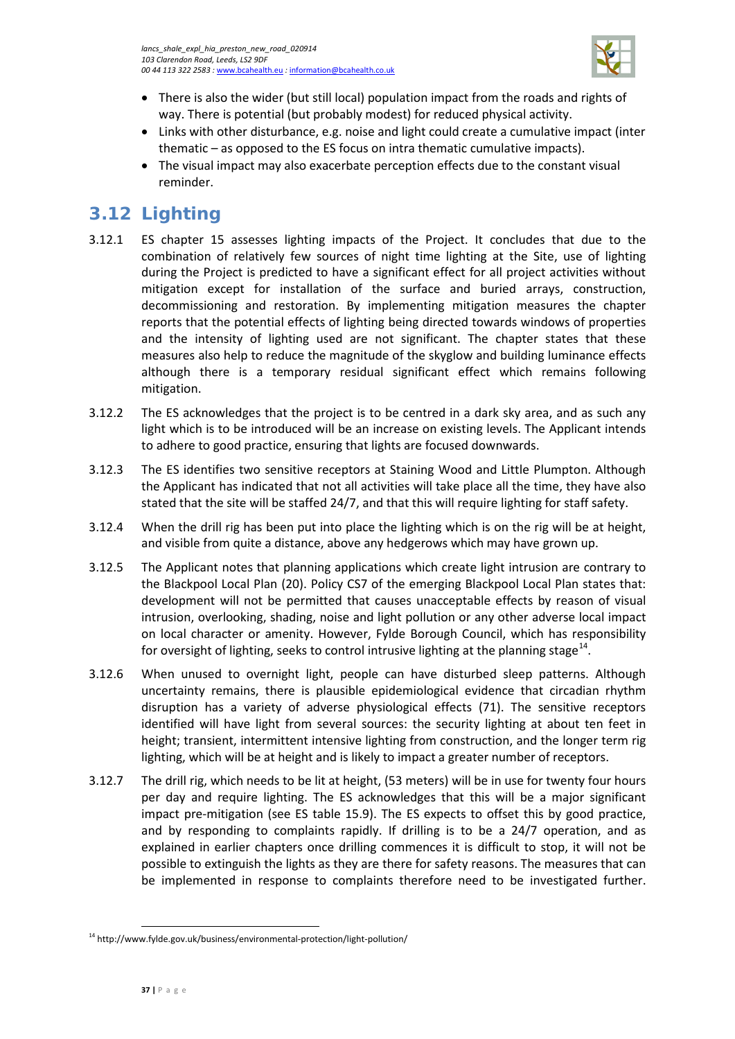- There is also the wider (but still local) population impact from the roads and rights of way. There is potential (but probably modest) for reduced physical activity.
- Links with other disturbance, e.g. noise and light could create a cumulative impact (inter thematic – as opposed to the ES focus on intra thematic cumulative impacts).
- The visual impact may also exacerbate perception effects due to the constant visual reminder.

## 3.12 Lighting

3.12.1 ES chapter 15 assesses lighting impacts of the Project. It concludes that due to the combination of relatively few sources of night time lighting at the Site, use of lighting during the Project is predicted to have a significant effect for all project activities without mitigation except for installation of the surface and buried arrays, construction, decommissioning and restoration. By implementing mitigation measures the chapter reports that the potential effects of lighting being directed towards windows of properties and the intensity of lighting used are not significant. The chapter states that these measures also help to reduce the magnitude of the skyglow and building luminance effects although there is a temporary residual significant effect which remains following mitigation.

3.12.2 The ES acknowledges that the project is to be centred in a dark sky area, and as such any light which is to be introduced will be an increase on existing levels. The Applicant intends to adhere to good practice, ensuring that lights are focused downwards.

3.12.3 The ES identifies two sensitive receptors at Staining Wood and Little Plumpton. Although the Applicant has indicated that not all activities will take place all the time, they have also stated that the site will be staffed 24/7, and that this will require lighting for staff safety.

3.12.4 When the drill rig has been put into place the lighting which is on the rig will be at height, and visible from quite a distance, above any hedgerows which may have grown up.

3.12.5 The Applicant notes that planning applications which create light intrusion are contrary to the Blackpool Local Plan (20). Policy CS7 of the emerging Blackpool Local Plan states that: development will not be permitted that causes unacceptable effects by reason of visual intrusion, overlooking, shading, noise and light pollution or any other adverse local impact on local character or amenity. However, Fylde Borough Council, which has responsibility for oversight of lighting, seeks to control intrusive lighting at the planning stage[14].

3.12.6 When unused to overnight light, people can have disturbed sleep patterns. Although uncertainty remains, there is plausible epidemiological evidence that circadian rhythm disruption has a variety of adverse physiological effects (71). The sensitive receptors identified will have light from several sources: the security lighting at about ten feet in height; transient, intermittent intensive lighting from construction, and the longer term rig lighting, which will be at height and is likely to impact a greater number of receptors.

3.12.7 The drill rig, which needs to be lit at height, (53 meters) will be in use for twenty four hours per day and require lighting. The ES acknowledges that this will be a major significant impact pre-mitigation (see ES table 15.9). The ES expects to offset this by good practice, and by responding to complaints rapidly. If drilling is to be a 24/7 operation, and as explained in earlier chapters once drilling commences it is difficult to stop, it will not be possible to extinguish the lights as they are there for safety reasons. The measures that can be implemented in response to complaints therefore need to be investigated further.

[14] http://www.fylde.gov.uk/business/environmental-protection/light-pollution/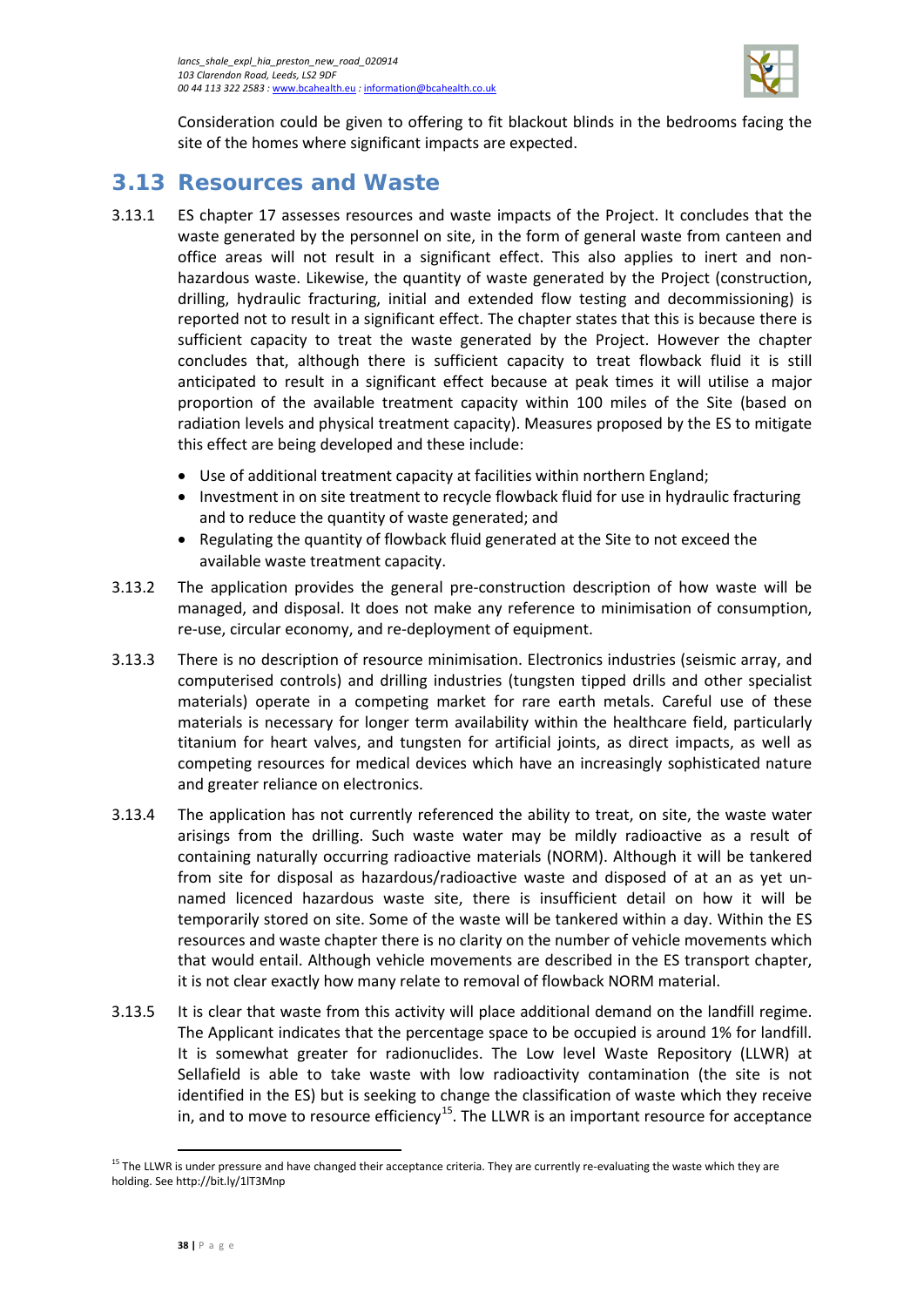Consideration could be given to offering to fit blackout blinds in the bedrooms facing the site of the homes where significant impacts are expected.

## 3.13 Resources and Waste

3.13.1 ES chapter 17 assesses resources and waste impacts of the Project. It concludes that the waste generated by the personnel on site, in the form of general waste from canteen and office areas will not result in a significant effect. This also applies to inert and non-hazardous waste. Likewise, the quantity of waste generated by the Project (construction, drilling, hydraulic fracturing, initial and extended flow testing and decommissioning) is reported not to result in a significant effect. The chapter states that this is because there is sufficient capacity to treat the waste generated by the Project. However the chapter concludes that, although there is sufficient capacity to treat flowback fluid it is still anticipated to result in a significant effect because at peak times it will utilise a major proportion of the available treatment capacity within 100 miles of the Site (based on radiation levels and physical treatment capacity). Measures proposed by the ES to mitigate this effect are being developed and these include:

- Use of additional treatment capacity at facilities within northern England;
- Investment in on site treatment to recycle flowback fluid for use in hydraulic fracturing and to reduce the quantity of waste generated; and
- Regulating the quantity of flowback fluid generated at the Site to not exceed the available waste treatment capacity.

3.13.2 The application provides the general pre-construction description of how waste will be managed, and disposal. It does not make any reference to minimisation of consumption, re-use, circular economy, and re-deployment of equipment.

3.13.3 There is no description of resource minimisation. Electronics industries (seismic array, and computerised controls) and drilling industries (tungsten tipped drills and other specialist materials) operate in a competing market for rare earth metals. Careful use of these materials is necessary for longer term availability within the healthcare field, particularly titanium for heart valves, and tungsten for artificial joints, as direct impacts, as well as competing resources for medical devices which have an increasingly sophisticated nature and greater reliance on electronics.

3.13.4 The application has not currently referenced the ability to treat, on site, the waste water arisings from the drilling. Such waste water may be mildly radioactive as a result of containing naturally occurring radioactive materials (NORM). Although it will be tankered from site for disposal as hazardous/radioactive waste and disposed of at an as yet un-named licenced hazardous waste site, there is insufficient detail on how it will be temporarily stored on site. Some of the waste will be tankered within a day. Within the ES resources and waste chapter there is no clarity on the number of vehicle movements which that would entail. Although vehicle movements are described in the ES transport chapter, it is not clear exactly how many relate to removal of flowback NORM material.

3.13.5 It is clear that waste from this activity will place additional demand on the landfill regime. The Applicant indicates that the percentage space to be occupied is around 1% for landfill. It is somewhat greater for radionuclides. The Low level Waste Repository (LLWR) at Sellafield is able to take waste with low radioactivity contamination (the site is not identified in the ES) but is seeking to change the classification of waste which they receive in, and to move to resource efficiency[15]. The LLWR is an important resource for acceptance

[15] The LLWR is under pressure and have changed their acceptance criteria. They are currently re-evaluating the waste which they are holding. See http://bit.ly/1lT3Mnp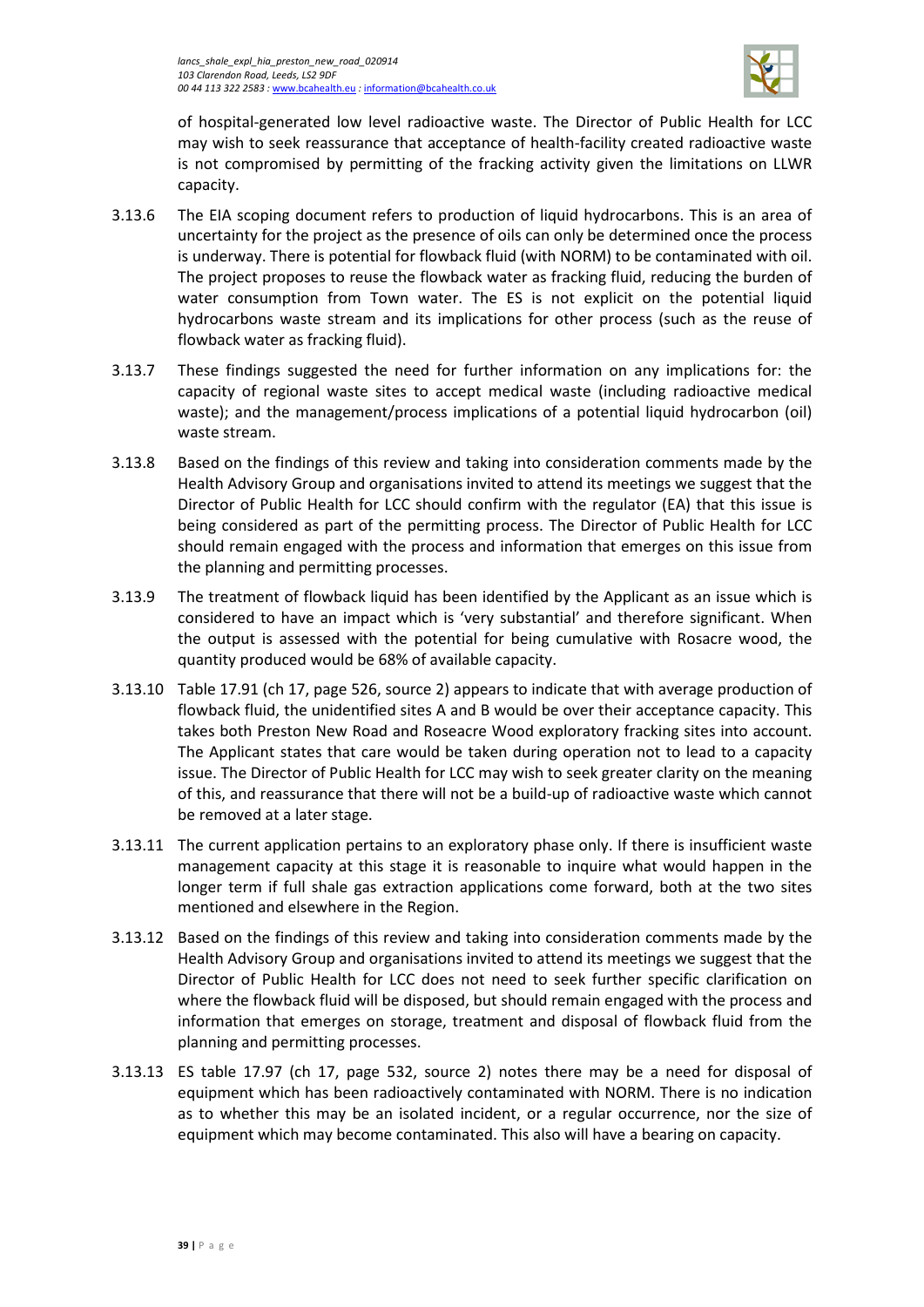of hospital-generated low level radioactive waste. The Director of Public Health for LCC may wish to seek reassurance that acceptance of health-facility created radioactive waste is not compromised by permitting of the fracking activity given the limitations on LLWR capacity.

3.13.6 The EIA scoping document refers to production of liquid hydrocarbons. This is an area of uncertainty for the project as the presence of oils can only be determined once the process is underway. There is potential for flowback fluid (with NORM) to be contaminated with oil. The project proposes to reuse the flowback water as fracking fluid, reducing the burden of water consumption from Town water. The ES is not explicit on the potential liquid hydrocarbons waste stream and its implications for other process (such as the reuse of flowback water as fracking fluid).

3.13.7 These findings suggested the need for further information on any implications for: the capacity of regional waste sites to accept medical waste (including radioactive medical waste); and the management/process implications of a potential liquid hydrocarbon (oil) waste stream.

3.13.8 Based on the findings of this review and taking into consideration comments made by the Health Advisory Group and organisations invited to attend its meetings we suggest that the Director of Public Health for LCC should confirm with the regulator (EA) that this issue is being considered as part of the permitting process. The Director of Public Health for LCC should remain engaged with the process and information that emerges on this issue from the planning and permitting processes.

3.13.9 The treatment of flowback liquid has been identified by the Applicant as an issue which is considered to have an impact which is 'very substantial' and therefore significant. When the output is assessed with the potential for being cumulative with Rosacre wood, the quantity produced would be 68% of available capacity.

3.13.10 Table 17.91 (ch 17, page 526, source 2) appears to indicate that with average production of flowback fluid, the unidentified sites A and B would be over their acceptance capacity. This takes both Preston New Road and Roseacre Wood exploratory fracking sites into account. The Applicant states that care would be taken during operation not to lead to a capacity issue. The Director of Public Health for LCC may wish to seek greater clarity on the meaning of this, and reassurance that there will not be a build-up of radioactive waste which cannot be removed at a later stage.

3.13.11 The current application pertains to an exploratory phase only. If there is insufficient waste management capacity at this stage it is reasonable to inquire what would happen in the longer term if full shale gas extraction applications come forward, both at the two sites mentioned and elsewhere in the Region.

3.13.12 Based on the findings of this review and taking into consideration comments made by the Health Advisory Group and organisations invited to attend its meetings we suggest that the Director of Public Health for LCC does not need to seek further specific clarification on where the flowback fluid will be disposed, but should remain engaged with the process and information that emerges on storage, treatment and disposal of flowback fluid from the planning and permitting processes.

3.13.13 ES table 17.97 (ch 17, page 532, source 2) notes there may be a need for disposal of equipment which has been radioactively contaminated with NORM. There is no indication as to whether this may be an isolated incident, or a regular occurrence, nor the size of equipment which may become contaminated. This also will have a bearing on capacity.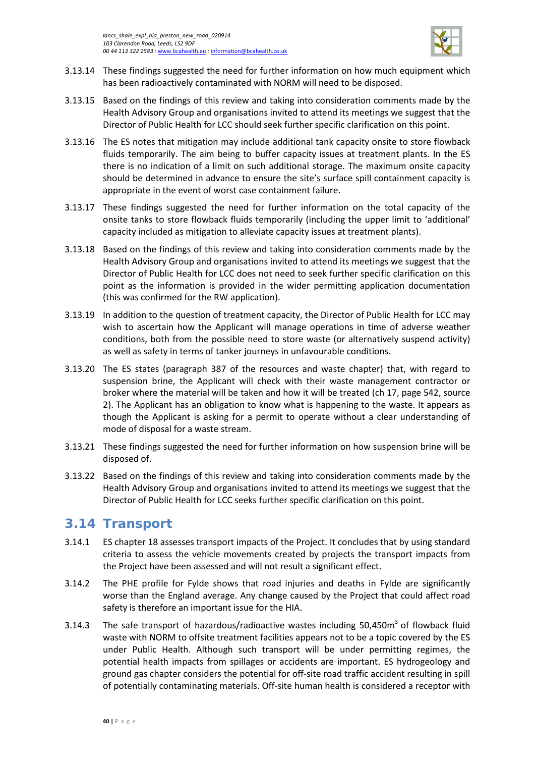3.13.14 These findings suggested the need for further information on how much equipment which has been radioactively contaminated with NORM will need to be disposed.

3.13.15 Based on the findings of this review and taking into consideration comments made by the Health Advisory Group and organisations invited to attend its meetings we suggest that the Director of Public Health for LCC should seek further specific clarification on this point.

3.13.16 The ES notes that mitigation may include additional tank capacity onsite to store flowback fluids temporarily. The aim being to buffer capacity issues at treatment plants. In the ES there is no indication of a limit on such additional storage. The maximum onsite capacity should be determined in advance to ensure the site's surface spill containment capacity is appropriate in the event of worst case containment failure.

3.13.17 These findings suggested the need for further information on the total capacity of the onsite tanks to store flowback fluids temporarily (including the upper limit to 'additional' capacity included as mitigation to alleviate capacity issues at treatment plants).

3.13.18 Based on the findings of this review and taking into consideration comments made by the Health Advisory Group and organisations invited to attend its meetings we suggest that the Director of Public Health for LCC does not need to seek further specific clarification on this point as the information is provided in the wider permitting application documentation (this was confirmed for the RW application).

3.13.19 In addition to the question of treatment capacity, the Director of Public Health for LCC may wish to ascertain how the Applicant will manage operations in time of adverse weather conditions, both from the possible need to store waste (or alternatively suspend activity) as well as safety in terms of tanker journeys in unfavourable conditions.

3.13.20 The ES states (paragraph 387 of the resources and waste chapter) that, with regard to suspension brine, the Applicant will check with their waste management contractor or broker where the material will be taken and how it will be treated (ch 17, page 542, source 2). The Applicant has an obligation to know what is happening to the waste. It appears as though the Applicant is asking for a permit to operate without a clear understanding of mode of disposal for a waste stream.

3.13.21 These findings suggested the need for further information on how suspension brine will be disposed of.

3.13.22 Based on the findings of this review and taking into consideration comments made by the Health Advisory Group and organisations invited to attend its meetings we suggest that the Director of Public Health for LCC seeks further specific clarification on this point.

## 3.14 Transport

3.14.1 ES chapter 18 assesses transport impacts of the Project. It concludes that by using standard criteria to assess the vehicle movements created by projects the transport impacts from the Project have been assessed and will not result a significant effect.

3.14.2 The PHE profile for Fylde shows that road injuries and deaths in Fylde are significantly worse than the England average. Any change caused by the Project that could affect road safety is therefore an important issue for the HIA.

3.14.3 The safe transport of hazardous/radioactive wastes including 50,450m$^3$ of flowback fluid waste with NORM to offsite treatment facilities appears not to be a topic covered by the ES under Public Health. Although such transport will be under permitting regimes, the potential health impacts from spillages or accidents are important. ES hydrogeology and ground gas chapter considers the potential for off-site road traffic accident resulting in spill of potentially contaminating materials. Off-site human health is considered a receptor with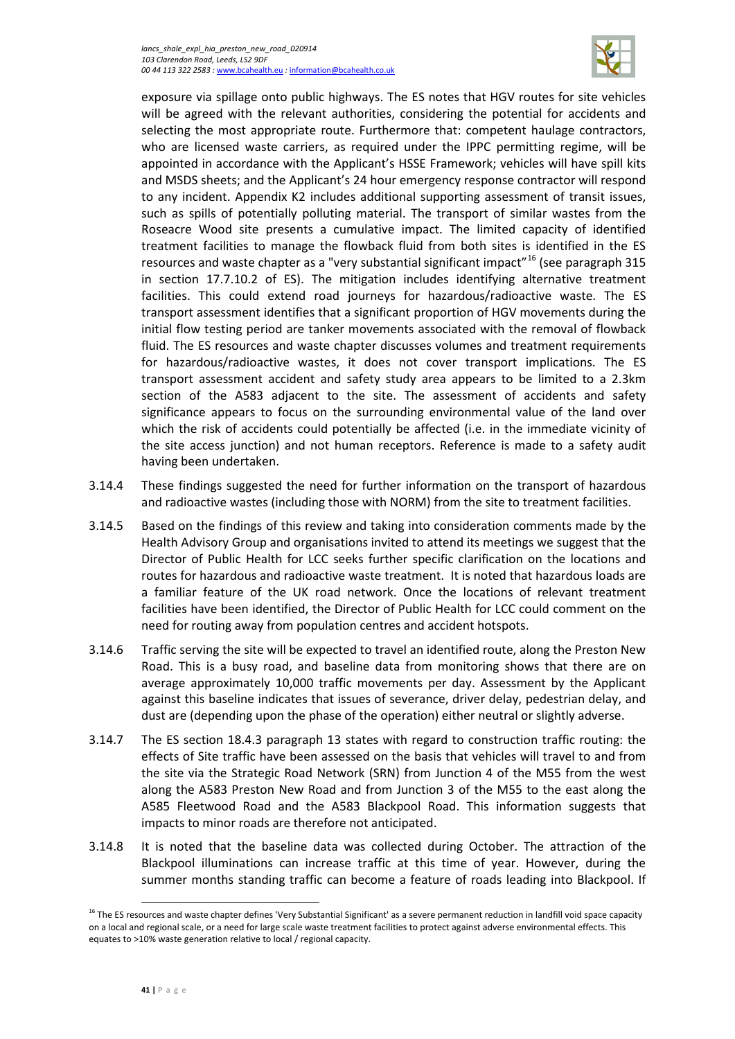exposure via spillage onto public highways. The ES notes that HGV routes for site vehicles will be agreed with the relevant authorities, considering the potential for accidents and selecting the most appropriate route. Furthermore that: competent haulage contractors, who are licensed waste carriers, as required under the IPPC permitting regime, will be appointed in accordance with the Applicant's HSSE Framework; vehicles will have spill kits and MSDS sheets; and the Applicant's 24 hour emergency response contractor will respond to any incident. Appendix K2 includes additional supporting assessment of transit issues, such as spills of potentially polluting material. The transport of similar wastes from the Roseacre Wood site presents a cumulative impact. The limited capacity of identified treatment facilities to manage the flowback fluid from both sites is identified in the ES resources and waste chapter as a "very substantial significant impact"[16] (see paragraph 315 in section 17.7.10.2 of ES). The mitigation includes identifying alternative treatment facilities. This could extend road journeys for hazardous/radioactive waste. The ES transport assessment identifies that a significant proportion of HGV movements during the initial flow testing period are tanker movements associated with the removal of flowback fluid. The ES resources and waste chapter discusses volumes and treatment requirements for hazardous/radioactive wastes, it does not cover transport implications. The ES transport assessment accident and safety study area appears to be limited to a 2.3km section of the A583 adjacent to the site. The assessment of accidents and safety significance appears to focus on the surrounding environmental value of the land over which the risk of accidents could potentially be affected (i.e. in the immediate vicinity of the site access junction) and not human receptors. Reference is made to a safety audit having been undertaken.

3.14.4 These findings suggested the need for further information on the transport of hazardous and radioactive wastes (including those with NORM) from the site to treatment facilities.

3.14.5 Based on the findings of this review and taking into consideration comments made by the Health Advisory Group and organisations invited to attend its meetings we suggest that the Director of Public Health for LCC seeks further specific clarification on the locations and routes for hazardous and radioactive waste treatment. It is noted that hazardous loads are a familiar feature of the UK road network. Once the locations of relevant treatment facilities have been identified, the Director of Public Health for LCC could comment on the need for routing away from population centres and accident hotspots.

3.14.6 Traffic serving the site will be expected to travel an identified route, along the Preston New Road. This is a busy road, and baseline data from monitoring shows that there are on average approximately 10,000 traffic movements per day. Assessment by the Applicant against this baseline indicates that issues of severance, driver delay, pedestrian delay, and dust are (depending upon the phase of the operation) either neutral or slightly adverse.

3.14.7 The ES section 18.4.3 paragraph 13 states with regard to construction traffic routing: the effects of Site traffic have been assessed on the basis that vehicles will travel to and from the site via the Strategic Road Network (SRN) from Junction 4 of the M55 from the west along the A583 Preston New Road and from Junction 3 of the M55 to the east along the A585 Fleetwood Road and the A583 Blackpool Road. This information suggests that impacts to minor roads are therefore not anticipated.

3.14.8 It is noted that the baseline data was collected during October. The attraction of the Blackpool illuminations can increase traffic at this time of year. However, during the summer months standing traffic can become a feature of roads leading into Blackpool. If

[16] The ES resources and waste chapter defines 'Very Substantial Significant' as a severe permanent reduction in landfill void space capacity on a local and regional scale, or a need for large scale waste treatment facilities to protect against adverse environmental effects. This equates to >10% waste generation relative to local / regional capacity.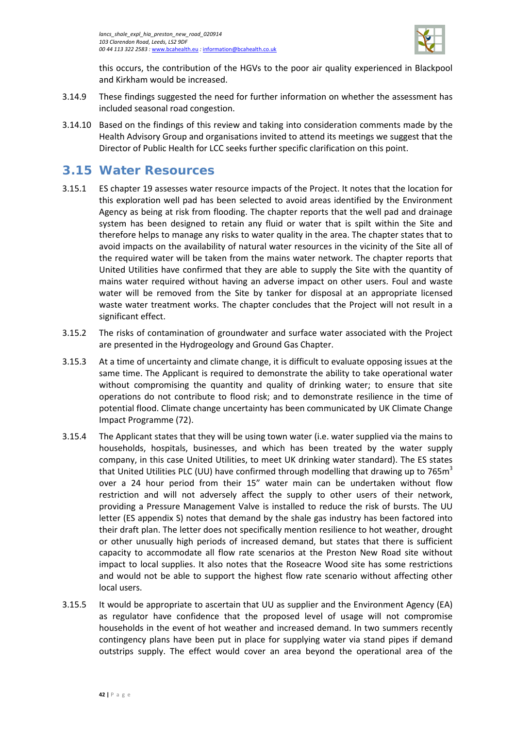this occurs, the contribution of the HGVs to the poor air quality experienced in Blackpool and Kirkham would be increased.

3.14.9 These findings suggested the need for further information on whether the assessment has included seasonal road congestion.

3.14.10 Based on the findings of this review and taking into consideration comments made by the Health Advisory Group and organisations invited to attend its meetings we suggest that the Director of Public Health for LCC seeks further specific clarification on this point.

## 3.15 Water Resources

3.15.1 ES chapter 19 assesses water resource impacts of the Project. It notes that the location for this exploration well pad has been selected to avoid areas identified by the Environment Agency as being at risk from flooding. The chapter reports that the well pad and drainage system has been designed to retain any fluid or water that is spilt within the Site and therefore helps to manage any risks to water quality in the area. The chapter states that to avoid impacts on the availability of natural water resources in the vicinity of the Site all of the required water will be taken from the mains water network. The chapter reports that United Utilities have confirmed that they are able to supply the Site with the quantity of mains water required without having an adverse impact on other users. Foul and waste water will be removed from the Site by tanker for disposal at an appropriate licensed waste water treatment works. The chapter concludes that the Project will not result in a significant effect.

3.15.2 The risks of contamination of groundwater and surface water associated with the Project are presented in the Hydrogeology and Ground Gas Chapter.

3.15.3 At a time of uncertainty and climate change, it is difficult to evaluate opposing issues at the same time. The Applicant is required to demonstrate the ability to take operational water without compromising the quantity and quality of drinking water; to ensure that site operations do not contribute to flood risk; and to demonstrate resilience in the time of potential flood. Climate change uncertainty has been communicated by UK Climate Change Impact Programme (72).

3.15.4 The Applicant states that they will be using town water (i.e. water supplied via the mains to households, hospitals, businesses, and which has been treated by the water supply company, in this case United Utilities, to meet UK drinking water standard). The ES states that United Utilities PLC (UU) have confirmed through modelling that drawing up to 765m$^3$ over a 24 hour period from their 15" water main can be undertaken without flow restriction and will not adversely affect the supply to other users of their network, providing a Pressure Management Valve is installed to reduce the risk of bursts. The UU letter (ES appendix S) notes that demand by the shale gas industry has been factored into their draft plan. The letter does not specifically mention resilience to hot weather, drought or other unusually high periods of increased demand, but states that there is sufficient capacity to accommodate all flow rate scenarios at the Preston New Road site without impact to local supplies. It also notes that the Roseacre Wood site has some restrictions and would not be able to support the highest flow rate scenario without affecting other local users.

3.15.5 It would be appropriate to ascertain that UU as supplier and the Environment Agency (EA) as regulator have confidence that the proposed level of usage will not compromise households in the event of hot weather and increased demand. In two summers recently contingency plans have been put in place for supplying water via stand pipes if demand outstrips supply. The effect would cover an area beyond the operational area of the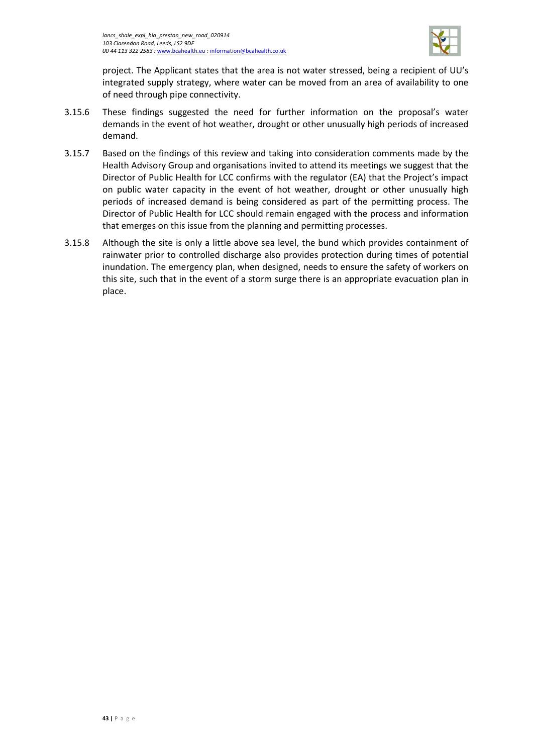project. The Applicant states that the area is not water stressed, being a recipient of UU's integrated supply strategy, where water can be moved from an area of availability to one of need through pipe connectivity.

3.15.6 These findings suggested the need for further information on the proposal's water demands in the event of hot weather, drought or other unusually high periods of increased demand.

3.15.7 Based on the findings of this review and taking into consideration comments made by the Health Advisory Group and organisations invited to attend its meetings we suggest that the Director of Public Health for LCC confirms with the regulator (EA) that the Project's impact on public water capacity in the event of hot weather, drought or other unusually high periods of increased demand is being considered as part of the permitting process. The Director of Public Health for LCC should remain engaged with the process and information that emerges on this issue from the planning and permitting processes.

3.15.8 Although the site is only a little above sea level, the bund which provides containment of rainwater prior to controlled discharge also provides protection during times of potential inundation. The emergency plan, when designed, needs to ensure the safety of workers on this site, such that in the event of a storm surge there is an appropriate evacuation plan in place.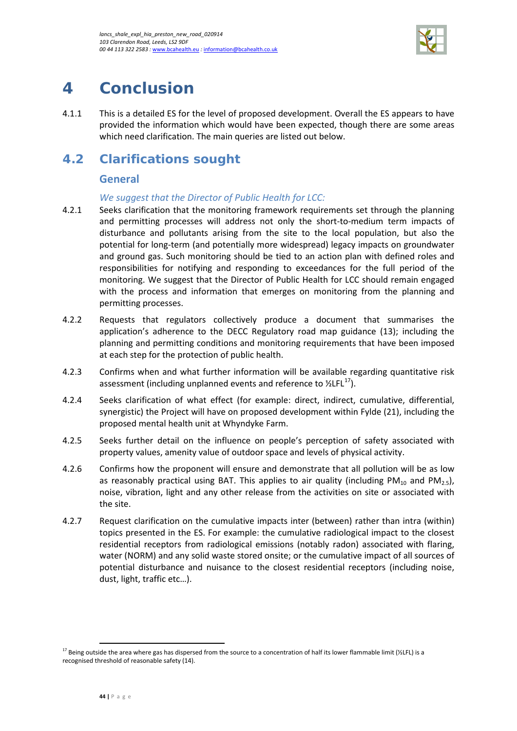# 4 Conclusion

4.1.1 This is a detailed ES for the level of proposed development. Overall the ES appears to have provided the information which would have been expected, though there are some areas which need clarification. The main queries are listed out below.

## 4.2 Clarifications sought

### General

*We suggest that the Director of Public Health for LCC:*

4.2.1 Seeks clarification that the monitoring framework requirements set through the planning and permitting processes will address not only the short-to-medium term impacts of disturbance and pollutants arising from the site to the local population, but also the potential for long-term (and potentially more widespread) legacy impacts on groundwater and ground gas. Such monitoring should be tied to an action plan with defined roles and responsibilities for notifying and responding to exceedances for the full period of the monitoring. We suggest that the Director of Public Health for LCC should remain engaged with the process and information that emerges on monitoring from the planning and permitting processes.

4.2.2 Requests that regulators collectively produce a document that summarises the application's adherence to the DECC Regulatory road map guidance (13); including the planning and permitting conditions and monitoring requirements that have been imposed at each step for the protection of public health.

4.2.3 Confirms when and what further information will be available regarding quantitative risk assessment (including unplanned events and reference to ½LFL[17]).

4.2.4 Seeks clarification of what effect (for example: direct, indirect, cumulative, differential, synergistic) the Project will have on proposed development within Fylde (21), including the proposed mental health unit at Whyndyke Farm.

4.2.5 Seeks further detail on the influence on people's perception of safety associated with property values, amenity value of outdoor space and levels of physical activity.

4.2.6 Confirms how the proponent will ensure and demonstrate that all pollution will be as low as reasonably practical using BAT. This applies to air quality (including $PM_{10}$ and $PM_{2.5}$), noise, vibration, light and any other release from the activities on site or associated with the site.

4.2.7 Request clarification on the cumulative impacts inter (between) rather than intra (within) topics presented in the ES. For example: the cumulative radiological impact to the closest residential receptors from radiological emissions (notably radon) associated with flaring, water (NORM) and any solid waste stored onsite; or the cumulative impact of all sources of potential disturbance and nuisance to the closest residential receptors (including noise, dust, light, traffic etc…).

[17] Being outside the area where gas has dispersed from the source to a concentration of half its lower flammable limit (½LFL) is a recognised threshold of reasonable safety (14).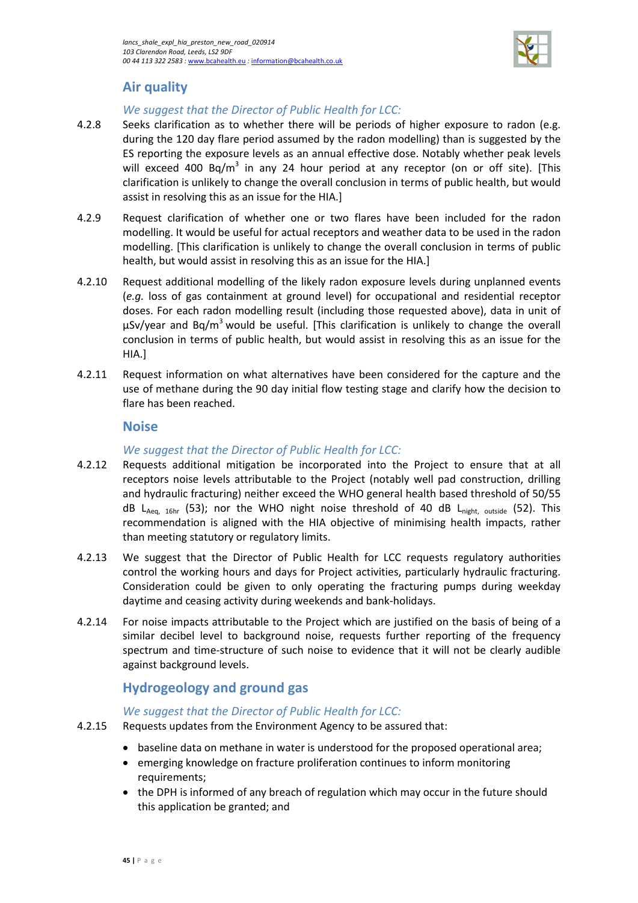## Air quality

*We suggest that the Director of Public Health for LCC:*

4.2.8 Seeks clarification as to whether there will be periods of higher exposure to radon (e.g. during the 120 day flare period assumed by the radon modelling) than is suggested by the ES reporting the exposure levels as an annual effective dose. Notably whether peak levels will exceed 400 Bq/$m^3$ in any 24 hour period at any receptor (on or off site). [This clarification is unlikely to change the overall conclusion in terms of public health, but would assist in resolving this as an issue for the HIA.]

4.2.9 Request clarification of whether one or two flares have been included for the radon modelling. It would be useful for actual receptors and weather data to be used in the radon modelling. [This clarification is unlikely to change the overall conclusion in terms of public health, but would assist in resolving this as an issue for the HIA.]

4.2.10 Request additional modelling of the likely radon exposure levels during unplanned events (*e.g.* loss of gas containment at ground level) for occupational and residential receptor doses. For each radon modelling result (including those requested above), data in unit of µSv/year and Bq/$m^3$ would be useful. [This clarification is unlikely to change the overall conclusion in terms of public health, but would assist in resolving this as an issue for the HIA.]

4.2.11 Request information on what alternatives have been considered for the capture and the use of methane during the 90 day initial flow testing stage and clarify how the decision to flare has been reached.

## Noise

*We suggest that the Director of Public Health for LCC:*

4.2.12 Requests additional mitigation be incorporated into the Project to ensure that at all receptors noise levels attributable to the Project (notably well pad construction, drilling and hydraulic fracturing) neither exceed the WHO general health based threshold of 50/55 dB $L_{Aeq,\ 16hr}$ (53); nor the WHO night noise threshold of 40 dB $L_{night,\ outside}$ (52). This recommendation is aligned with the HIA objective of minimising health impacts, rather than meeting statutory or regulatory limits.

4.2.13 We suggest that the Director of Public Health for LCC requests regulatory authorities control the working hours and days for Project activities, particularly hydraulic fracturing. Consideration could be given to only operating the fracturing pumps during weekday daytime and ceasing activity during weekends and bank-holidays.

4.2.14 For noise impacts attributable to the Project which are justified on the basis of being of a similar decibel level to background noise, requests further reporting of the frequency spectrum and time-structure of such noise to evidence that it will not be clearly audible against background levels.

## Hydrogeology and ground gas

*We suggest that the Director of Public Health for LCC:*

4.2.15 Requests updates from the Environment Agency to be assured that:

- baseline data on methane in water is understood for the proposed operational area;
- emerging knowledge on fracture proliferation continues to inform monitoring requirements;
- the DPH is informed of any breach of regulation which may occur in the future should this application be granted; and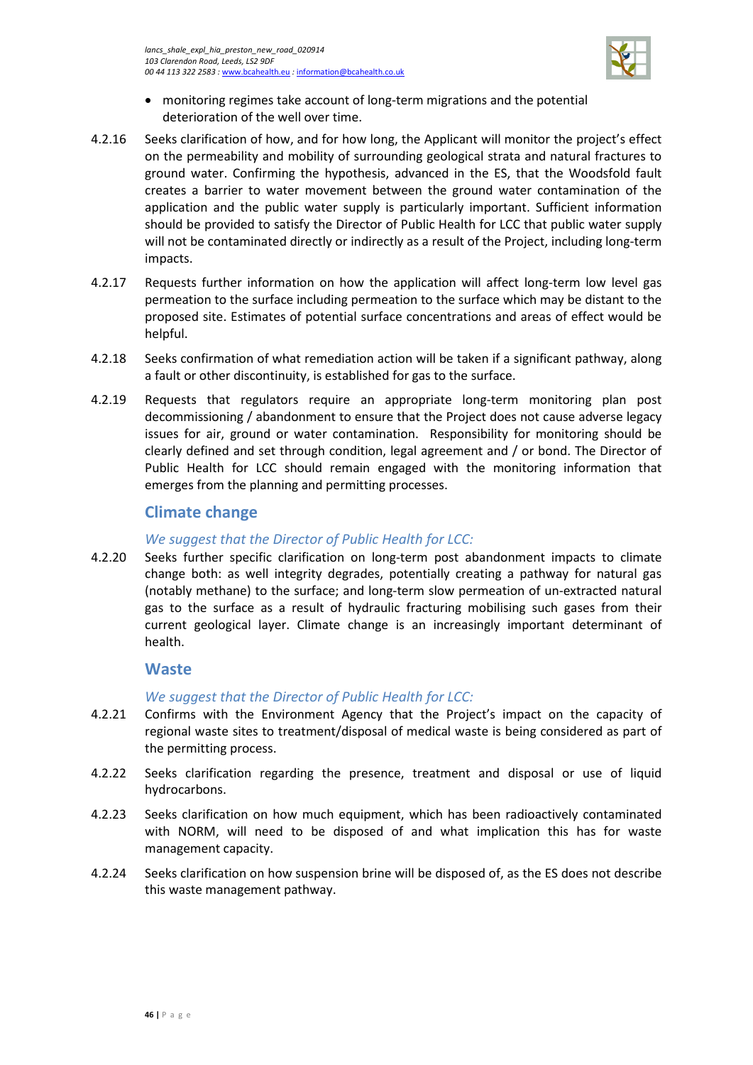- monitoring regimes take account of long-term migrations and the potential deterioration of the well over time.

4.2.16 Seeks clarification of how, and for how long, the Applicant will monitor the project's effect on the permeability and mobility of surrounding geological strata and natural fractures to ground water. Confirming the hypothesis, advanced in the ES, that the Woodsfold fault creates a barrier to water movement between the ground water contamination of the application and the public water supply is particularly important. Sufficient information should be provided to satisfy the Director of Public Health for LCC that public water supply will not be contaminated directly or indirectly as a result of the Project, including long-term impacts.

4.2.17 Requests further information on how the application will affect long-term low level gas permeation to the surface including permeation to the surface which may be distant to the proposed site. Estimates of potential surface concentrations and areas of effect would be helpful.

4.2.18 Seeks confirmation of what remediation action will be taken if a significant pathway, along a fault or other discontinuity, is established for gas to the surface.

4.2.19 Requests that regulators require an appropriate long-term monitoring plan post decommissioning / abandonment to ensure that the Project does not cause adverse legacy issues for air, ground or water contamination. Responsibility for monitoring should be clearly defined and set through condition, legal agreement and / or bond. The Director of Public Health for LCC should remain engaged with the monitoring information that emerges from the planning and permitting processes.

## Climate change

*We suggest that the Director of Public Health for LCC:*

4.2.20 Seeks further specific clarification on long-term post abandonment impacts to climate change both: as well integrity degrades, potentially creating a pathway for natural gas (notably methane) to the surface; and long-term slow permeation of un-extracted natural gas to the surface as a result of hydraulic fracturing mobilising such gases from their current geological layer. Climate change is an increasingly important determinant of health.

## Waste

*We suggest that the Director of Public Health for LCC:*

4.2.21 Confirms with the Environment Agency that the Project's impact on the capacity of regional waste sites to treatment/disposal of medical waste is being considered as part of the permitting process.

4.2.22 Seeks clarification regarding the presence, treatment and disposal or use of liquid hydrocarbons.

4.2.23 Seeks clarification on how much equipment, which has been radioactively contaminated with NORM, will need to be disposed of and what implication this has for waste management capacity.

4.2.24 Seeks clarification on how suspension brine will be disposed of, as the ES does not describe this waste management pathway.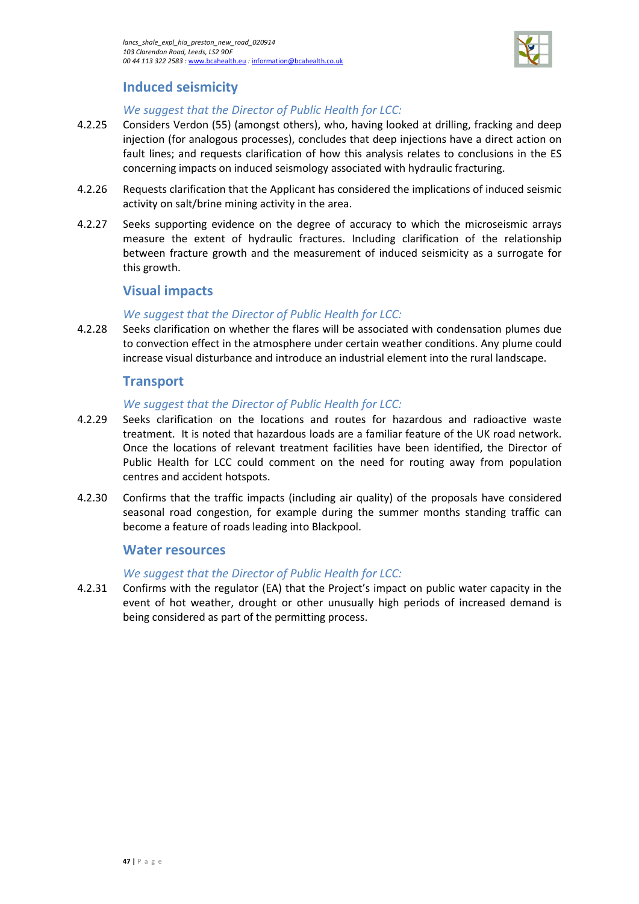## Induced seismicity

*We suggest that the Director of Public Health for LCC:*

4.2.25 Considers Verdon (55) (amongst others), who, having looked at drilling, fracking and deep injection (for analogous processes), concludes that deep injections have a direct action on fault lines; and requests clarification of how this analysis relates to conclusions in the ES concerning impacts on induced seismology associated with hydraulic fracturing.

4.2.26 Requests clarification that the Applicant has considered the implications of induced seismic activity on salt/brine mining activity in the area.

4.2.27 Seeks supporting evidence on the degree of accuracy to which the microseismic arrays measure the extent of hydraulic fractures. Including clarification of the relationship between fracture growth and the measurement of induced seismicity as a surrogate for this growth.

## Visual impacts

*We suggest that the Director of Public Health for LCC:*

4.2.28 Seeks clarification on whether the flares will be associated with condensation plumes due to convection effect in the atmosphere under certain weather conditions. Any plume could increase visual disturbance and introduce an industrial element into the rural landscape.

## Transport

*We suggest that the Director of Public Health for LCC:*

4.2.29 Seeks clarification on the locations and routes for hazardous and radioactive waste treatment. It is noted that hazardous loads are a familiar feature of the UK road network. Once the locations of relevant treatment facilities have been identified, the Director of Public Health for LCC could comment on the need for routing away from population centres and accident hotspots.

4.2.30 Confirms that the traffic impacts (including air quality) of the proposals have considered seasonal road congestion, for example during the summer months standing traffic can become a feature of roads leading into Blackpool.

## Water resources

*We suggest that the Director of Public Health for LCC:*

4.2.31 Confirms with the regulator (EA) that the Project's impact on public water capacity in the event of hot weather, drought or other unusually high periods of increased demand is being considered as part of the permitting process.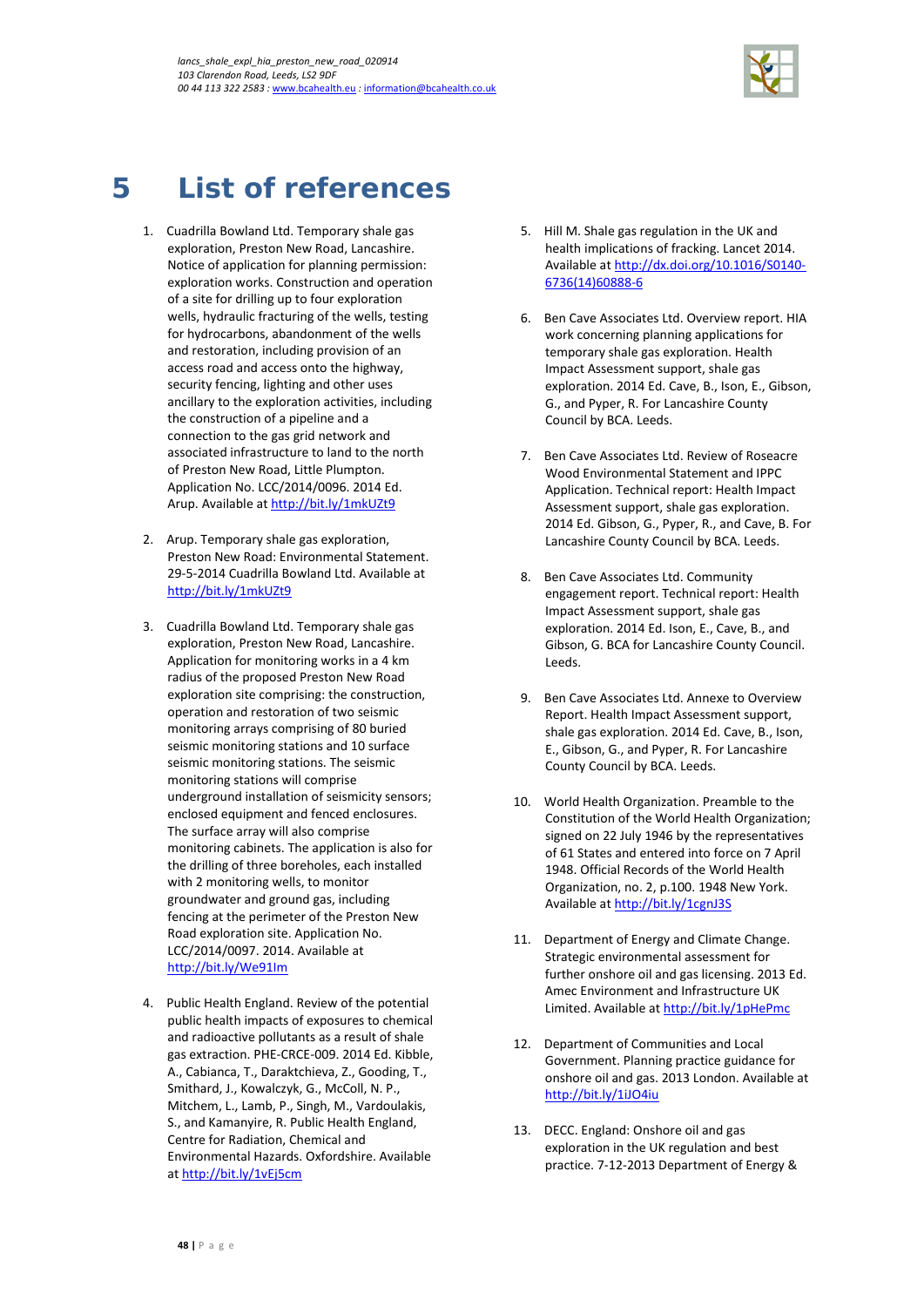# 5 List of references

1. Cuadrilla Bowland Ltd. Temporary shale gas exploration, Preston New Road, Lancashire. Notice of application for planning permission: exploration works. Construction and operation of a site for drilling up to four exploration wells, hydraulic fracturing of the wells, testing for hydrocarbons, abandonment of the wells and restoration, including provision of an access road and access onto the highway, security fencing, lighting and other uses ancillary to the exploration activities, including the construction of a pipeline and a connection to the gas grid network and associated infrastructure to land to the north of Preston New Road, Little Plumpton. Application No. LCC/2014/0096. 2014 Ed. Arup. Available at http://bit.ly/1mkUZt9

2. Arup. Temporary shale gas exploration, Preston New Road: Environmental Statement. 29-5-2014 Cuadrilla Bowland Ltd. Available at http://bit.ly/1mkUZt9

3. Cuadrilla Bowland Ltd. Temporary shale gas exploration, Preston New Road, Lancashire. Application for monitoring works in a 4 km radius of the proposed Preston New Road exploration site comprising: the construction, operation and restoration of two seismic monitoring arrays comprising of 80 buried seismic monitoring stations and 10 surface seismic monitoring stations. The seismic monitoring stations will comprise underground installation of seismicity sensors; enclosed equipment and fenced enclosures. The surface array will also comprise monitoring cabinets. The application is also for the drilling of three boreholes, each installed with 2 monitoring wells, to monitor groundwater and ground gas, including fencing at the perimeter of the Preston New Road exploration site. Application No. LCC/2014/0097. 2014. Available at http://bit.ly/We91Im

4. Public Health England. Review of the potential public health impacts of exposures to chemical and radioactive pollutants as a result of shale gas extraction. PHE-CRCE-009. 2014 Ed. Kibble, A., Cabianca, T., Daraktchieva, Z., Gooding, T., Smithard, J., Kowalczyk, G., McColl, N. P., Mitchem, L., Lamb, P., Singh, M., Vardoulakis, S., and Kamanyire, R. Public Health England, Centre for Radiation, Chemical and Environmental Hazards. Oxfordshire. Available at http://bit.ly/1vEj5cm

5. Hill M. Shale gas regulation in the UK and health implications of fracking. Lancet 2014. Available at http://dx.doi.org/10.1016/S0140-6736(14)60888-6

6. Ben Cave Associates Ltd. Overview report. HIA work concerning planning applications for temporary shale gas exploration. Health Impact Assessment support, shale gas exploration. 2014 Ed. Cave, B., Ison, E., Gibson, G., and Pyper, R. For Lancashire County Council by BCA. Leeds.

7. Ben Cave Associates Ltd. Review of Roseacre Wood Environmental Statement and IPPC Application. Technical report: Health Impact Assessment support, shale gas exploration. 2014 Ed. Gibson, G., Pyper, R., and Cave, B. For Lancashire County Council by BCA. Leeds.

8. Ben Cave Associates Ltd. Community engagement report. Technical report: Health Impact Assessment support, shale gas exploration. 2014 Ed. Ison, E., Cave, B., and Gibson, G. BCA for Lancashire County Council. Leeds.

9. Ben Cave Associates Ltd. Annexe to Overview Report. Health Impact Assessment support, shale gas exploration. 2014 Ed. Cave, B., Ison, E., Gibson, G., and Pyper, R. For Lancashire County Council by BCA. Leeds.

10. World Health Organization. Preamble to the Constitution of the World Health Organization; signed on 22 July 1946 by the representatives of 61 States and entered into force on 7 April 1948. Official Records of the World Health Organization, no. 2, p.100. 1948 New York. Available at http://bit.ly/1cgnJ3S

11. Department of Energy and Climate Change. Strategic environmental assessment for further onshore oil and gas licensing. 2013 Ed. Amec Environment and Infrastructure UK Limited. Available at http://bit.ly/1pHePmc

12. Department of Communities and Local Government. Planning practice guidance for onshore oil and gas. 2013 London. Available at http://bit.ly/1iJO4iu

13. DECC. England: Onshore oil and gas exploration in the UK regulation and best practice. 7-12-2013 Department of Energy &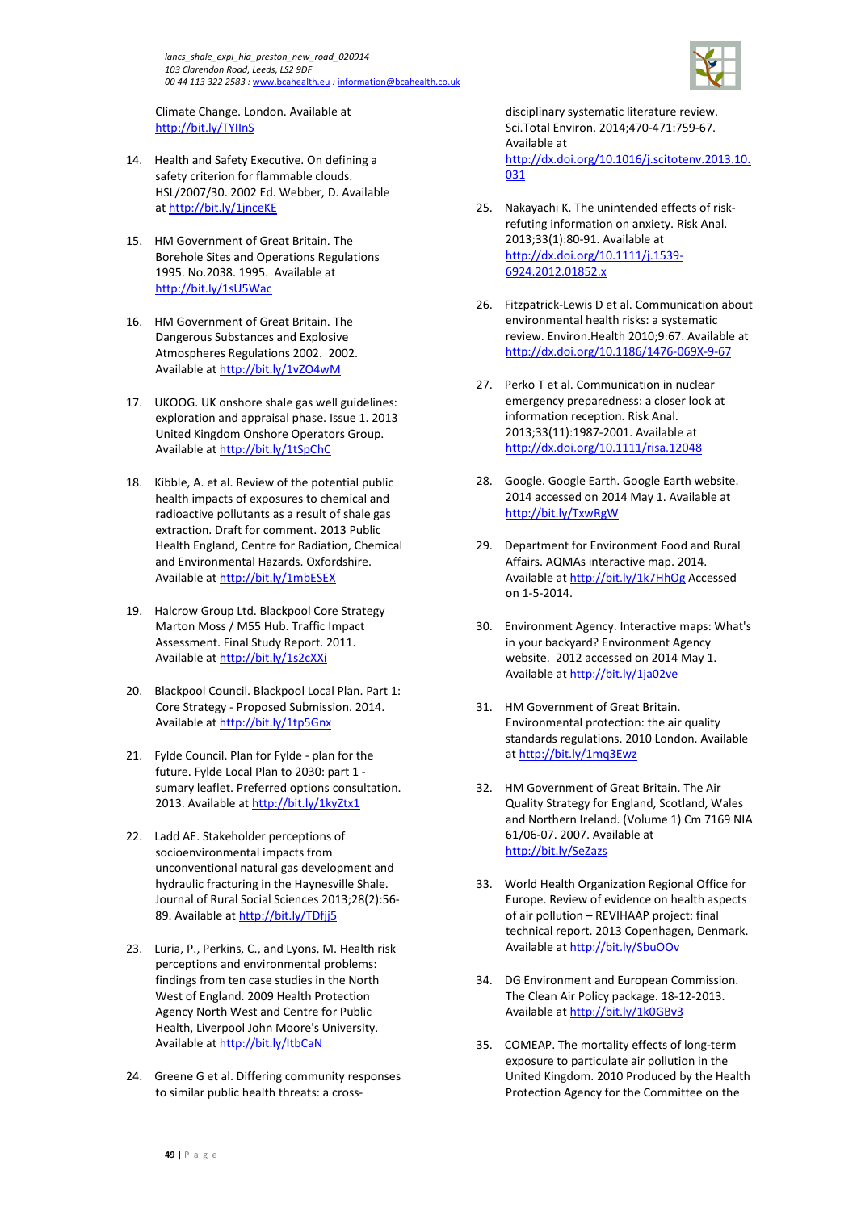Climate Change. London. Available at http://bit.ly/TYIInS

14. Health and Safety Executive. On defining a safety criterion for flammable clouds. HSL/2007/30. 2002 Ed. Webber, D. Available at http://bit.ly/1jnceKE

15. HM Government of Great Britain. The Borehole Sites and Operations Regulations 1995. No.2038. 1995. Available at http://bit.ly/1sU5Wac

16. HM Government of Great Britain. The Dangerous Substances and Explosive Atmospheres Regulations 2002. 2002. Available at http://bit.ly/1vZO4wM

17. UKOOG. UK onshore shale gas well guidelines: exploration and appraisal phase. Issue 1. 2013 United Kingdom Onshore Operators Group. Available at http://bit.ly/1tSpChC

18. Kibble, A. et al. Review of the potential public health impacts of exposures to chemical and radioactive pollutants as a result of shale gas extraction. Draft for comment. 2013 Public Health England, Centre for Radiation, Chemical and Environmental Hazards. Oxfordshire. Available at http://bit.ly/1mbESEX

19. Halcrow Group Ltd. Blackpool Core Strategy Marton Moss / M55 Hub. Traffic Impact Assessment. Final Study Report. 2011. Available at http://bit.ly/1s2cXXi

20. Blackpool Council. Blackpool Local Plan. Part 1: Core Strategy - Proposed Submission. 2014. Available at http://bit.ly/1tp5Gnx

21. Fylde Council. Plan for Fylde - plan for the future. Fylde Local Plan to 2030: part 1 - sumary leaflet. Preferred options consultation. 2013. Available at http://bit.ly/1kyZtx1

22. Ladd AE. Stakeholder perceptions of socioenvironmental impacts from unconventional natural gas development and hydraulic fracturing in the Haynesville Shale. Journal of Rural Social Sciences 2013;28(2):56-89. Available at http://bit.ly/TDfjj5

23. Luria, P., Perkins, C., and Lyons, M. Health risk perceptions and environmental problems: findings from ten case studies in the North West of England. 2009 Health Protection Agency North West and Centre for Public Health, Liverpool John Moore's University. Available at http://bit.ly/ltbCaN

24. Greene G et al. Differing community responses to similar public health threats: a cross-disciplinary systematic literature review. Sci.Total Environ. 2014;470-471:759-67. Available at http://dx.doi.org/10.1016/j.scitotenv.2013.10.031

25. Nakayachi K. The unintended effects of risk-refuting information on anxiety. Risk Anal. 2013;33(1):80-91. Available at http://dx.doi.org/10.1111/j.1539-6924.2012.01852.x

26. Fitzpatrick-Lewis D et al. Communication about environmental health risks: a systematic review. Environ.Health 2010;9:67. Available at http://dx.doi.org/10.1186/1476-069X-9-67

27. Perko T et al. Communication in nuclear emergency preparedness: a closer look at information reception. Risk Anal. 2013;33(11):1987-2001. Available at http://dx.doi.org/10.1111/risa.12048

28. Google. Google Earth. Google Earth website. 2014 accessed on 2014 May 1. Available at http://bit.ly/TxwRgW

29. Department for Environment Food and Rural Affairs. AQMAs interactive map. 2014. Available at http://bit.ly/1k7HhOg Accessed on 1-5-2014.

30. Environment Agency. Interactive maps: What's in your backyard? Environment Agency website. 2012 accessed on 2014 May 1. Available at http://bit.ly/1ja02ve

31. HM Government of Great Britain. Environmental protection: the air quality standards regulations. 2010 London. Available at http://bit.ly/1mq3Ewz

32. HM Government of Great Britain. The Air Quality Strategy for England, Scotland, Wales and Northern Ireland. (Volume 1) Cm 7169 NIA 61/06-07. 2007. Available at http://bit.ly/SeZazs

33. World Health Organization Regional Office for Europe. Review of evidence on health aspects of air pollution – REVIHAAP project: final technical report. 2013 Copenhagen, Denmark. Available at http://bit.ly/SbuOOv

34. DG Environment and European Commission. The Clean Air Policy package. 18-12-2013. Available at http://bit.ly/1k0GBv3

35. COMEAP. The mortality effects of long-term exposure to particulate air pollution in the United Kingdom. 2010 Produced by the Health Protection Agency for the Committee on the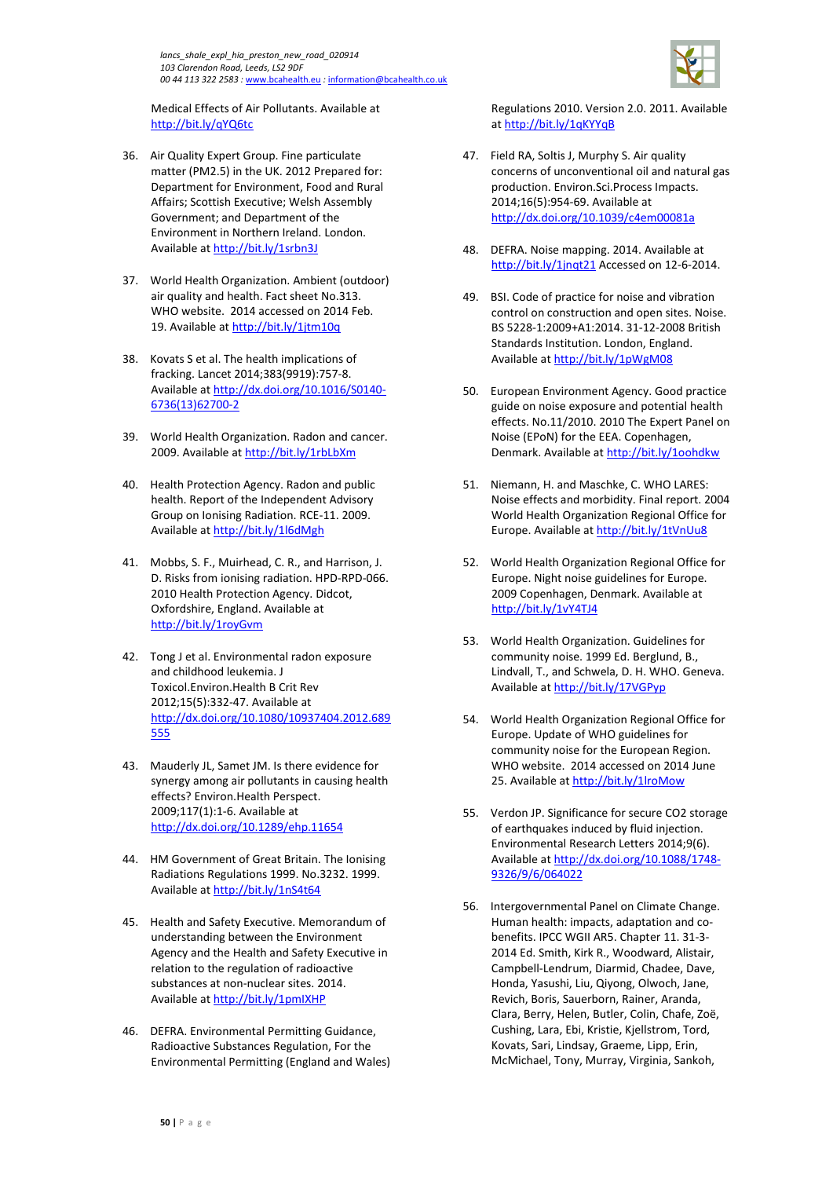Medical Effects of Air Pollutants. Available at http://bit.ly/qYQ6tc

36. Air Quality Expert Group. Fine particulate matter (PM2.5) in the UK. 2012 Prepared for: Department for Environment, Food and Rural Affairs; Scottish Executive; Welsh Assembly Government; and Department of the Environment in Northern Ireland. London. Available at http://bit.ly/1srbn3J

37. World Health Organization. Ambient (outdoor) air quality and health. Fact sheet No.313. WHO website. 2014 accessed on 2014 Feb. 19. Available at http://bit.ly/1jtm10q

38. Kovats S et al. The health implications of fracking. Lancet 2014;383(9919):757-8. Available at http://dx.doi.org/10.1016/S0140-6736(13)62700-2

39. World Health Organization. Radon and cancer. 2009. Available at http://bit.ly/1rbLbXm

40. Health Protection Agency. Radon and public health. Report of the Independent Advisory Group on Ionising Radiation. RCE-11. 2009. Available at http://bit.ly/1l6dMgh

41. Mobbs, S. F., Muirhead, C. R., and Harrison, J. D. Risks from ionising radiation. HPD-RPD-066. 2010 Health Protection Agency. Didcot, Oxfordshire, England. Available at http://bit.ly/1royGvm

42. Tong J et al. Environmental radon exposure and childhood leukemia. J Toxicol.Environ.Health B Crit Rev 2012;15(5):332-47. Available at http://dx.doi.org/10.1080/10937404.2012.689555

43. Mauderly JL, Samet JM. Is there evidence for synergy among air pollutants in causing health effects? Environ.Health Perspect. 2009;117(1):1-6. Available at http://dx.doi.org/10.1289/ehp.11654

44. HM Government of Great Britain. The Ionising Radiations Regulations 1999. No.3232. 1999. Available at http://bit.ly/1nS4t64

45. Health and Safety Executive. Memorandum of understanding between the Environment Agency and the Health and Safety Executive in relation to the regulation of radioactive substances at non-nuclear sites. 2014. Available at http://bit.ly/1pmIXHP

46. DEFRA. Environmental Permitting Guidance, Radioactive Substances Regulation, For the Environmental Permitting (England and Wales) Regulations 2010. Version 2.0. 2011. Available at http://bit.ly/1qKYYqB

47. Field RA, Soltis J, Murphy S. Air quality concerns of unconventional oil and natural gas production. Environ.Sci.Process Impacts. 2014;16(5):954-69. Available at http://dx.doi.org/10.1039/c4em00081a

48. DEFRA. Noise mapping. 2014. Available at http://bit.ly/1jnqt21 Accessed on 12-6-2014.

49. BSI. Code of practice for noise and vibration control on construction and open sites. Noise. BS 5228-1:2009+A1:2014. 31-12-2008 British Standards Institution. London, England. Available at http://bit.ly/1pWgM08

50. European Environment Agency. Good practice guide on noise exposure and potential health effects. No.11/2010. 2010 The Expert Panel on Noise (EPoN) for the EEA. Copenhagen, Denmark. Available at http://bit.ly/1oohdkw

51. Niemann, H. and Maschke, C. WHO LARES: Noise effects and morbidity. Final report. 2004 World Health Organization Regional Office for Europe. Available at http://bit.ly/1tVnUu8

52. World Health Organization Regional Office for Europe. Night noise guidelines for Europe. 2009 Copenhagen, Denmark. Available at http://bit.ly/1vY4TJ4

53. World Health Organization. Guidelines for community noise. 1999 Ed. Berglund, B., Lindvall, T., and Schwela, D. H. WHO. Geneva. Available at http://bit.ly/17VGPyp

54. World Health Organization Regional Office for Europe. Update of WHO guidelines for community noise for the European Region. WHO website. 2014 accessed on 2014 June 25. Available at http://bit.ly/1lroMow

55. Verdon JP. Significance for secure CO2 storage of earthquakes induced by fluid injection. Environmental Research Letters 2014;9(6). Available at http://dx.doi.org/10.1088/1748-9326/9/6/064022

56. Intergovernmental Panel on Climate Change. Human health: impacts, adaptation and co-benefits. IPCC WGII AR5. Chapter 11. 31-3-2014 Ed. Smith, Kirk R., Woodward, Alistair, Campbell-Lendrum, Diarmid, Chadee, Dave, Honda, Yasushi, Liu, Qiyong, Olwoch, Jane, Revich, Boris, Sauerborn, Rainer, Aranda, Clara, Berry, Helen, Butler, Colin, Chafe, Zoë, Cushing, Lara, Ebi, Kristie, Kjellstrom, Tord, Kovats, Sari, Lindsay, Graeme, Lipp, Erin, McMichael, Tony, Murray, Virginia, Sankoh,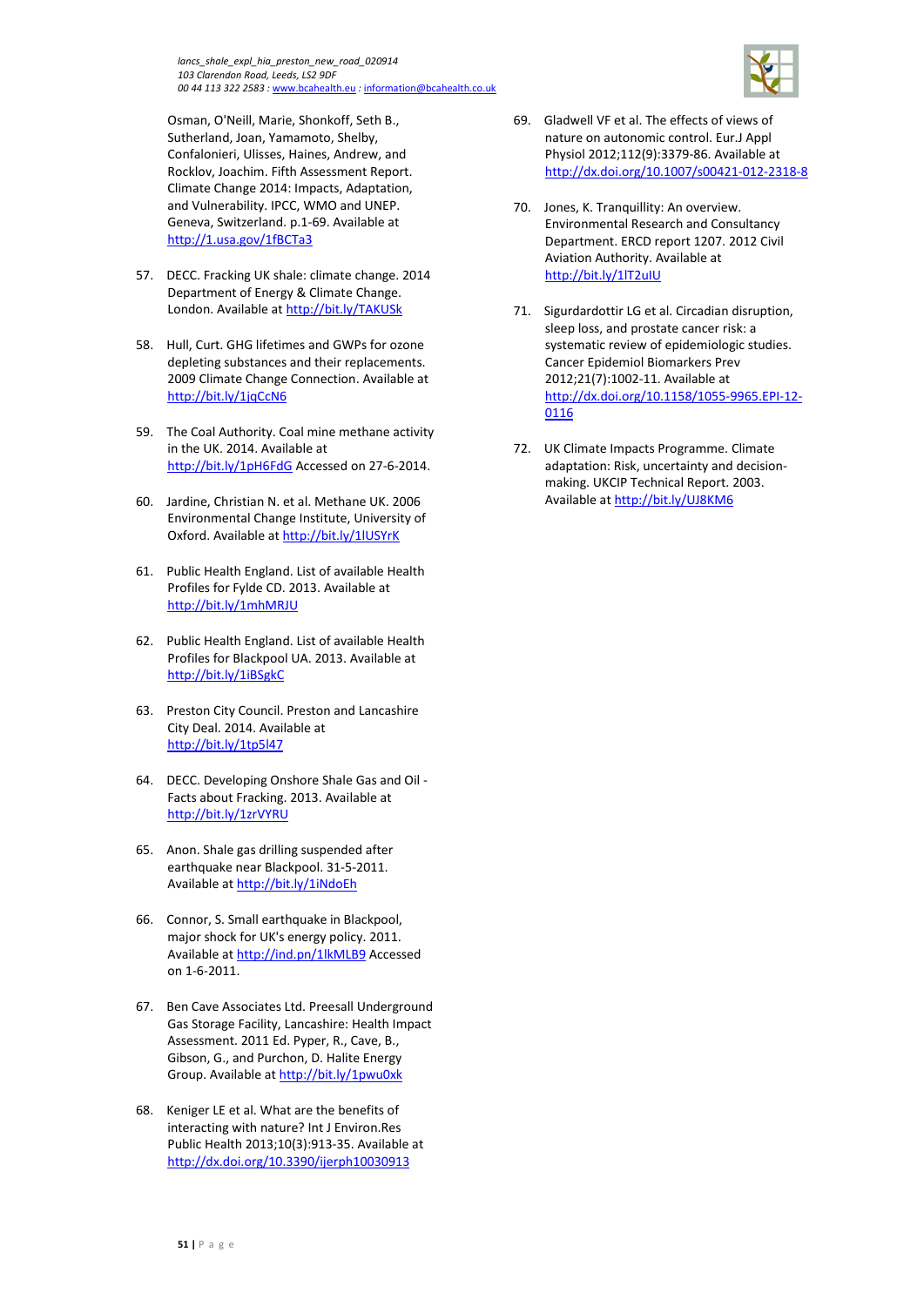Osman, O'Neill, Marie, Shonkoff, Seth B., Sutherland, Joan, Yamamoto, Shelby, Confalonieri, Ulisses, Haines, Andrew, and Rocklov, Joachim. Fifth Assessment Report. Climate Change 2014: Impacts, Adaptation, and Vulnerability. IPCC, WMO and UNEP. Geneva, Switzerland. p.1-69. Available at http://1.usa.gov/1fBCTa3

57. DECC. Fracking UK shale: climate change. 2014 Department of Energy & Climate Change. London. Available at http://bit.ly/TAKUSk

58. Hull, Curt. GHG lifetimes and GWPs for ozone depleting substances and their replacements. 2009 Climate Change Connection. Available at http://bit.ly/1jqCcN6

59. The Coal Authority. Coal mine methane activity in the UK. 2014. Available at http://bit.ly/1pH6FdG Accessed on 27-6-2014.

60. Jardine, Christian N. et al. Methane UK. 2006 Environmental Change Institute, University of Oxford. Available at http://bit.ly/1lUSYrK

61. Public Health England. List of available Health Profiles for Fylde CD. 2013. Available at http://bit.ly/1mhMRJU

62. Public Health England. List of available Health Profiles for Blackpool UA. 2013. Available at http://bit.ly/1iBSgkC

63. Preston City Council. Preston and Lancashire City Deal. 2014. Available at http://bit.ly/1tp5l47

64. DECC. Developing Onshore Shale Gas and Oil - Facts about Fracking. 2013. Available at http://bit.ly/1zrVYRU

65. Anon. Shale gas drilling suspended after earthquake near Blackpool. 31-5-2011. Available at http://bit.ly/1iNdoEh

66. Connor, S. Small earthquake in Blackpool, major shock for UK's energy policy. 2011. Available at http://ind.pn/1lkMLB9 Accessed on 1-6-2011.

67. Ben Cave Associates Ltd. Preesall Underground Gas Storage Facility, Lancashire: Health Impact Assessment. 2011 Ed. Pyper, R., Cave, B., Gibson, G., and Purchon, D. Halite Energy Group. Available at http://bit.ly/1pwu0xk

68. Keniger LE et al. What are the benefits of interacting with nature? Int J Environ.Res Public Health 2013;10(3):913-35. Available at http://dx.doi.org/10.3390/ijerph10030913

69. Gladwell VF et al. The effects of views of nature on autonomic control. Eur.J Appl Physiol 2012;112(9):3379-86. Available at http://dx.doi.org/10.1007/s00421-012-2318-8

70. Jones, K. Tranquillity: An overview. Environmental Research and Consultancy Department. ERCD report 1207. 2012 Civil Aviation Authority. Available at http://bit.ly/1lT2uIU

71. Sigurdardottir LG et al. Circadian disruption, sleep loss, and prostate cancer risk: a systematic review of epidemiologic studies. Cancer Epidemiol Biomarkers Prev 2012;21(7):1002-11. Available at http://dx.doi.org/10.1158/1055-9965.EPI-12-0116

72. UK Climate Impacts Programme. Climate adaptation: Risk, uncertainty and decision-making. UKCIP Technical Report. 2003. Available at http://bit.ly/UJ8KM6